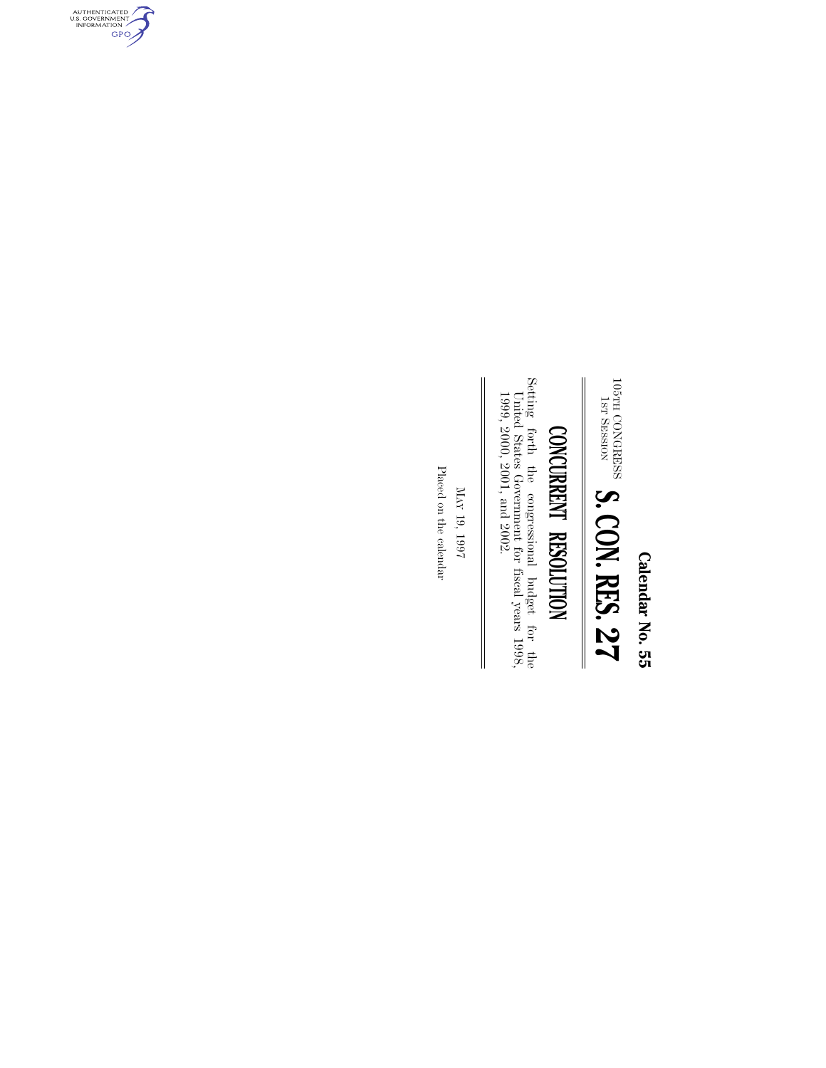Calendar No. 55

105TH CONGRESS
1ST SESSION

# S. CON. RES. 27

## CONCURRENT RESOLUTION

Setting forth the congressional budget for the United States Government for fiscal years 1998, 1999, 2000, 2001, and 2002.

MAY 19, 1997

Placed on the calendar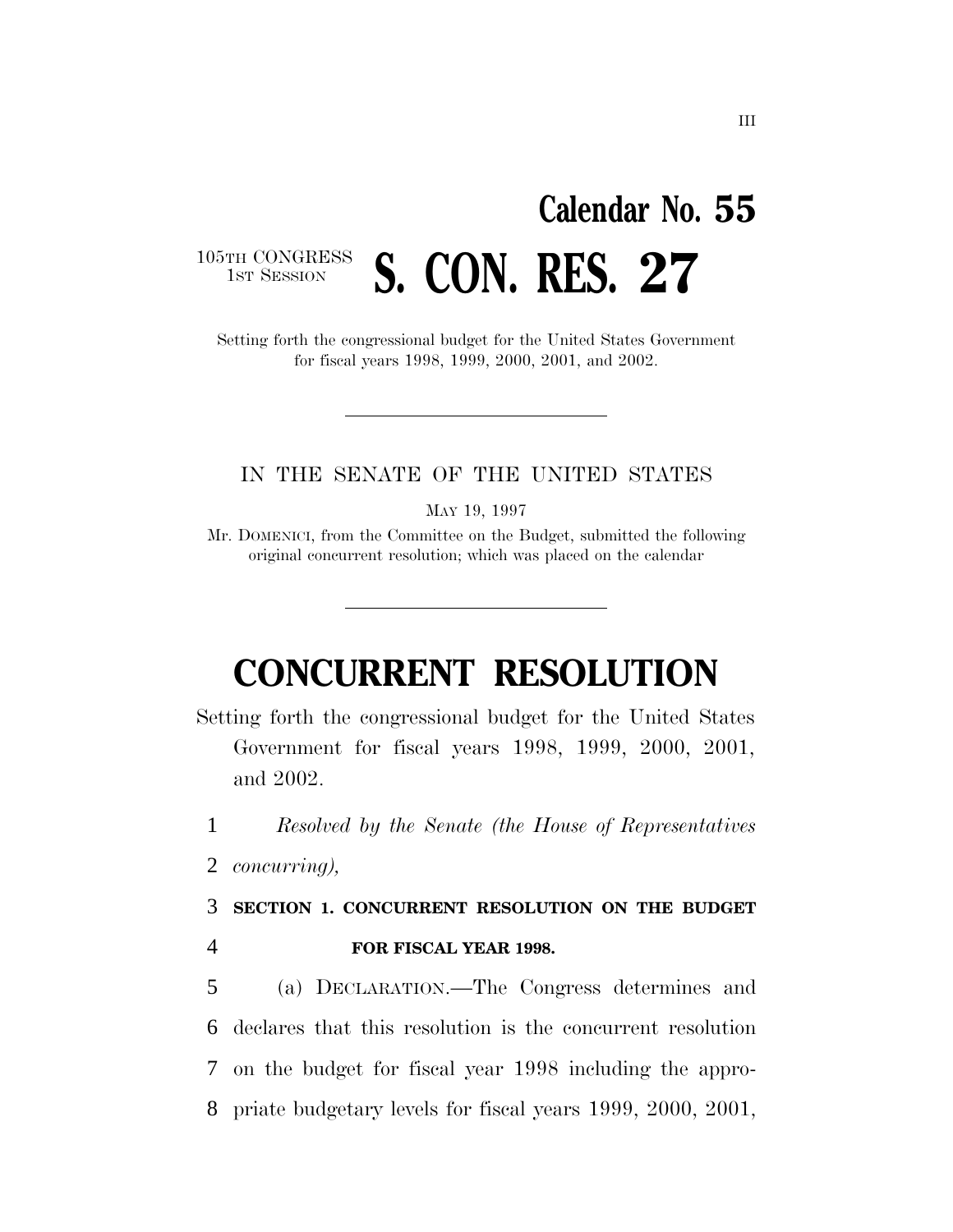Calendar No. 55

105TH CONGRESS
1ST SESSION

# S. CON. RES. 27

Setting forth the congressional budget for the United States Government for fiscal years 1998, 1999, 2000, 2001, and 2002.

---

IN THE SENATE OF THE UNITED STATES

MAY 19, 1997

Mr. DOMENICI, from the Committee on the Budget, submitted the following original concurrent resolution; which was placed on the calendar

---

# CONCURRENT RESOLUTION

Setting forth the congressional budget for the United States Government for fiscal years 1998, 1999, 2000, 2001, and 2002.

1 *Resolved by the Senate (the House of Representatives*
2 *concurring),*

3 **SECTION 1. CONCURRENT RESOLUTION ON THE BUDGET**
4 **FOR FISCAL YEAR 1998.**

5 (a) DECLARATION.—The Congress determines and
6 declares that this resolution is the concurrent resolution
7 on the budget for fiscal year 1998 including the appro-
8 priate budgetary levels for fiscal years 1999, 2000, 2001,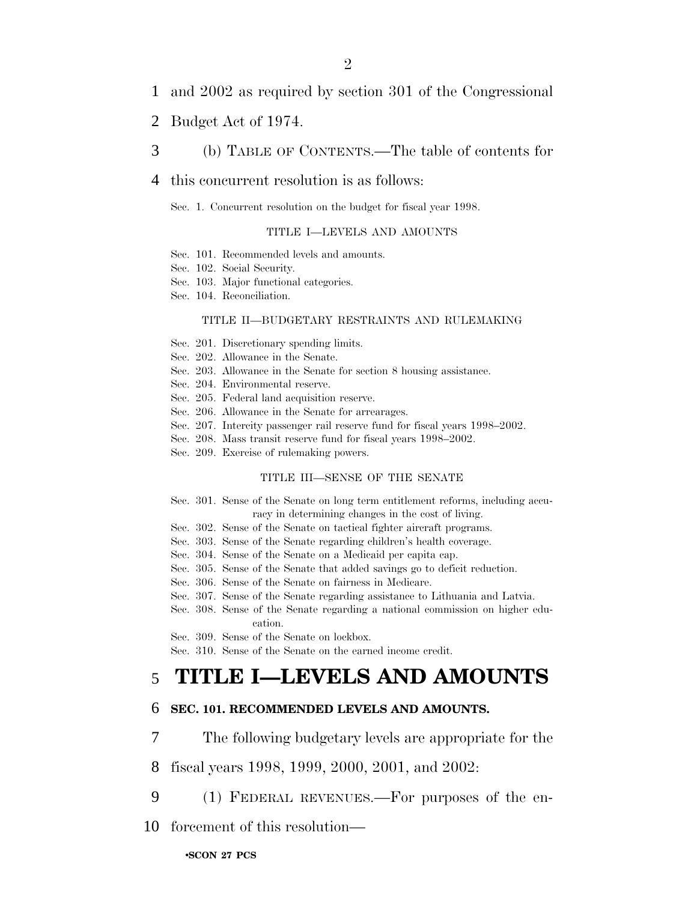and 2002 as required by section 301 of the Congressional Budget Act of 1974.

(b) TABLE OF CONTENTS.—The table of contents for this concurrent resolution is as follows:

Sec. 1. Concurrent resolution on the budget for fiscal year 1998.

TITLE I—LEVELS AND AMOUNTS

Sec. 101. Recommended levels and amounts.
Sec. 102. Social Security.
Sec. 103. Major functional categories.
Sec. 104. Reconciliation.

TITLE II—BUDGETARY RESTRAINTS AND RULEMAKING

Sec. 201. Discretionary spending limits.
Sec. 202. Allowance in the Senate.
Sec. 203. Allowance in the Senate for section 8 housing assistance.
Sec. 204. Environmental reserve.
Sec. 205. Federal land acquisition reserve.
Sec. 206. Allowance in the Senate for arrearages.
Sec. 207. Intercity passenger rail reserve fund for fiscal years 1998–2002.
Sec. 208. Mass transit reserve fund for fiscal years 1998–2002.
Sec. 209. Exercise of rulemaking powers.

TITLE III—SENSE OF THE SENATE

Sec. 301. Sense of the Senate on long term entitlement reforms, including accuracy in determining changes in the cost of living.
Sec. 302. Sense of the Senate on tactical fighter aircraft programs.
Sec. 303. Sense of the Senate regarding children's health coverage.
Sec. 304. Sense of the Senate on a Medicaid per capita cap.
Sec. 305. Sense of the Senate that added savings go to deficit reduction.
Sec. 306. Sense of the Senate on fairness in Medicare.
Sec. 307. Sense of the Senate regarding assistance to Lithuania and Latvia.
Sec. 308. Sense of the Senate regarding a national commission on higher education.
Sec. 309. Sense of the Senate on lockbox.
Sec. 310. Sense of the Senate on the earned income credit.

# TITLE I—LEVELS AND AMOUNTS

### SEC. 101. RECOMMENDED LEVELS AND AMOUNTS.

The following budgetary levels are appropriate for the fiscal years 1998, 1999, 2000, 2001, and 2002:

(1) FEDERAL REVENUES.—For purposes of the enforcement of this resolution—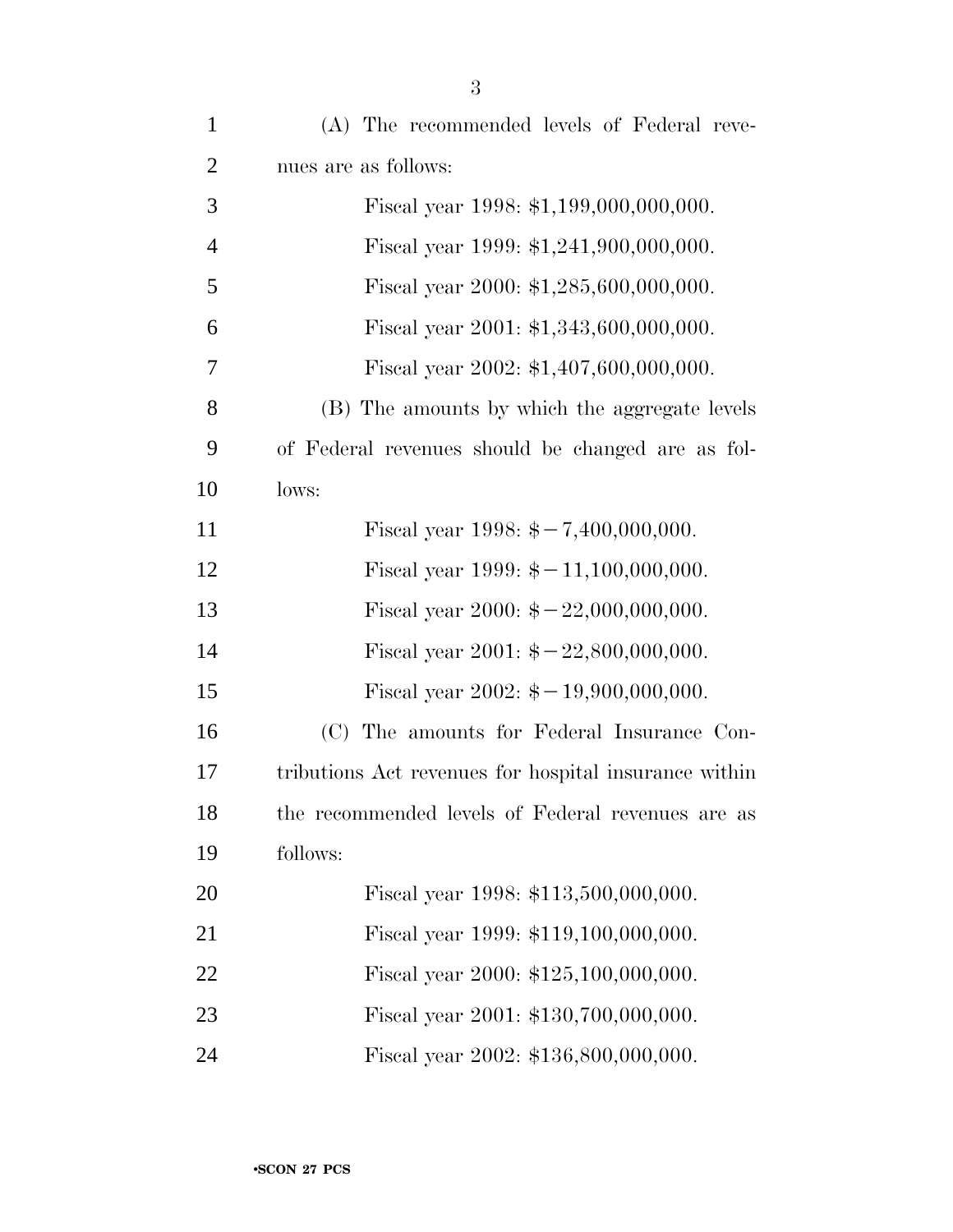(A) The recommended levels of Federal revenues are as follows:

Fiscal year 1998: $1,199,000,000,000.

Fiscal year 1999: $1,241,900,000,000.

Fiscal year 2000: $1,285,600,000,000.

Fiscal year 2001: $1,343,600,000,000.

Fiscal year 2002: $1,407,600,000,000.

(B) The amounts by which the aggregate levels of Federal revenues should be changed are as follows:

Fiscal year 1998: $−7,400,000,000.

Fiscal year 1999: $−11,100,000,000.

Fiscal year 2000: $−22,000,000,000.

Fiscal year 2001: $−22,800,000,000.

Fiscal year 2002: $−19,900,000,000.

(C) The amounts for Federal Insurance Contributions Act revenues for hospital insurance within the recommended levels of Federal revenues are as follows:

Fiscal year 1998: $113,500,000,000.

Fiscal year 1999: $119,100,000,000.

Fiscal year 2000: $125,100,000,000.

Fiscal year 2001: $130,700,000,000.

Fiscal year 2002: $136,800,000,000.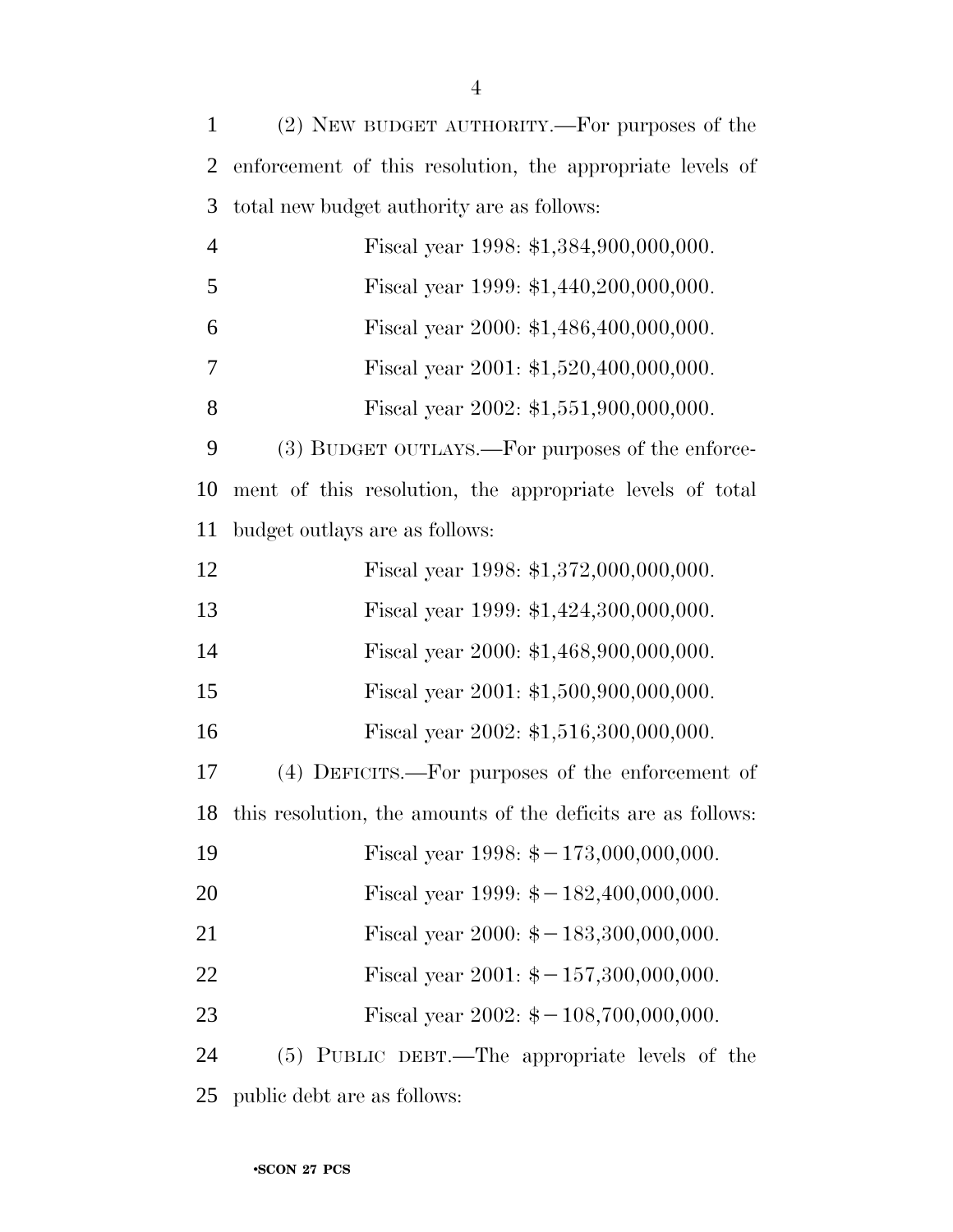(2) NEW BUDGET AUTHORITY.—For purposes of the enforcement of this resolution, the appropriate levels of total new budget authority are as follows:

Fiscal year 1998: $1,384,900,000,000.

Fiscal year 1999: $1,440,200,000,000.

Fiscal year 2000: $1,486,400,000,000.

Fiscal year 2001: $1,520,400,000,000.

Fiscal year 2002: $1,551,900,000,000.

(3) BUDGET OUTLAYS.—For purposes of the enforcement of this resolution, the appropriate levels of total budget outlays are as follows:

Fiscal year 1998: $1,372,000,000,000.

Fiscal year 1999: $1,424,300,000,000.

Fiscal year 2000: $1,468,900,000,000.

Fiscal year 2001: $1,500,900,000,000.

Fiscal year 2002: $1,516,300,000,000.

(4) DEFICITS.—For purposes of the enforcement of this resolution, the amounts of the deficits are as follows:

Fiscal year 1998: $−173,000,000,000.

Fiscal year 1999: $−182,400,000,000.

Fiscal year 2000: $−183,300,000,000.

Fiscal year 2001: $−157,300,000,000.

Fiscal year 2002: $−108,700,000,000.

(5) PUBLIC DEBT.—The appropriate levels of the public debt are as follows: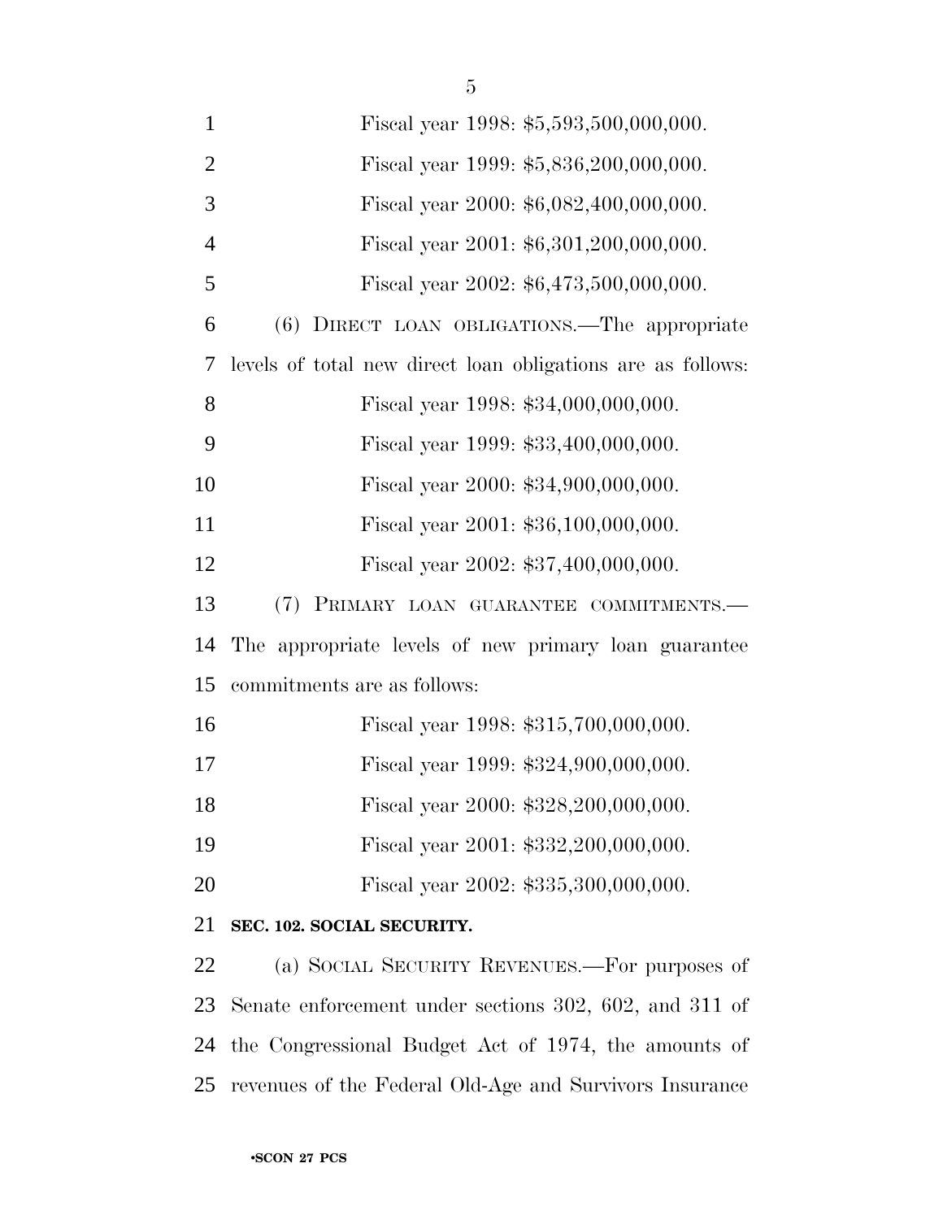Fiscal year 1998: $5,593,500,000,000.

Fiscal year 1999: $5,836,200,000,000.

Fiscal year 2000: $6,082,400,000,000.

Fiscal year 2001: $6,301,200,000,000.

Fiscal year 2002: $6,473,500,000,000.

(6) DIRECT LOAN OBLIGATIONS.—The appropriate levels of total new direct loan obligations are as follows:

Fiscal year 1998: $34,000,000,000.

Fiscal year 1999: $33,400,000,000.

Fiscal year 2000: $34,900,000,000.

Fiscal year 2001: $36,100,000,000.

Fiscal year 2002: $37,400,000,000.

(7) PRIMARY LOAN GUARANTEE COMMITMENTS.—The appropriate levels of new primary loan guarantee commitments are as follows:

Fiscal year 1998: $315,700,000,000.

Fiscal year 1999: $324,900,000,000.

Fiscal year 2000: $328,200,000,000.

Fiscal year 2001: $332,200,000,000.

Fiscal year 2002: $335,300,000,000.

**SEC. 102. SOCIAL SECURITY.**

(a) SOCIAL SECURITY REVENUES.—For purposes of Senate enforcement under sections 302, 602, and 311 of the Congressional Budget Act of 1974, the amounts of revenues of the Federal Old-Age and Survivors Insurance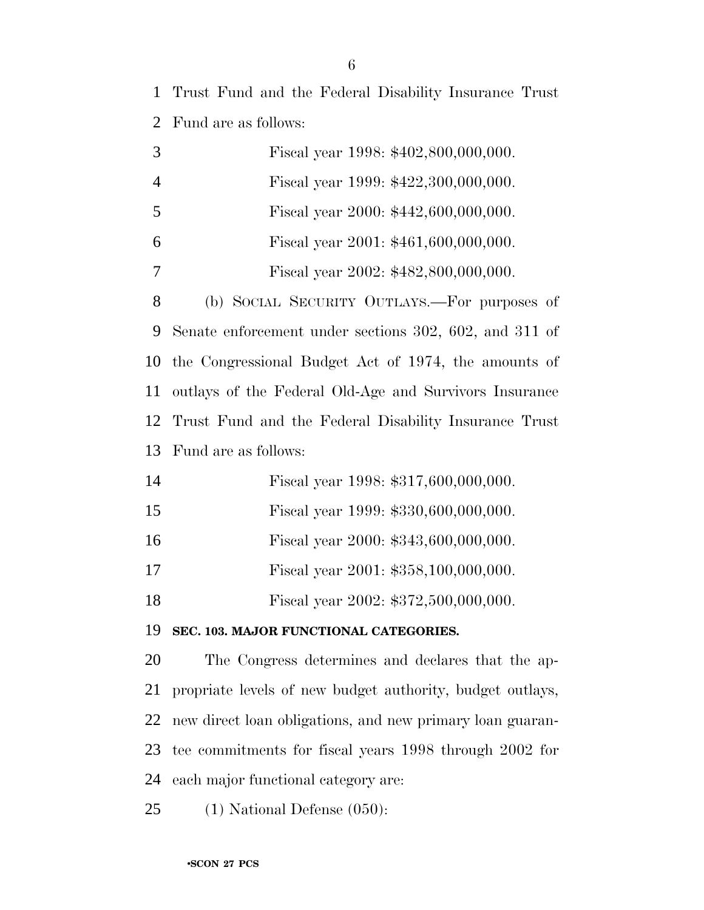Trust Fund and the Federal Disability Insurance Trust Fund are as follows:

Fiscal year 1998: $402,800,000,000.

Fiscal year 1999: $422,300,000,000.

Fiscal year 2000: $442,600,000,000.

Fiscal year 2001: $461,600,000,000.

Fiscal year 2002: $482,800,000,000.

(b) SOCIAL SECURITY OUTLAYS.—For purposes of Senate enforcement under sections 302, 602, and 311 of the Congressional Budget Act of 1974, the amounts of outlays of the Federal Old-Age and Survivors Insurance Trust Fund and the Federal Disability Insurance Trust Fund are as follows:

Fiscal year 1998: $317,600,000,000.

Fiscal year 1999: $330,600,000,000.

Fiscal year 2000: $343,600,000,000.

Fiscal year 2001: $358,100,000,000.

Fiscal year 2002: $372,500,000,000.

**SEC. 103. MAJOR FUNCTIONAL CATEGORIES.**

The Congress determines and declares that the appropriate levels of new budget authority, budget outlays, new direct loan obligations, and new primary loan guarantee commitments for fiscal years 1998 through 2002 for each major functional category are:

(1) National Defense (050):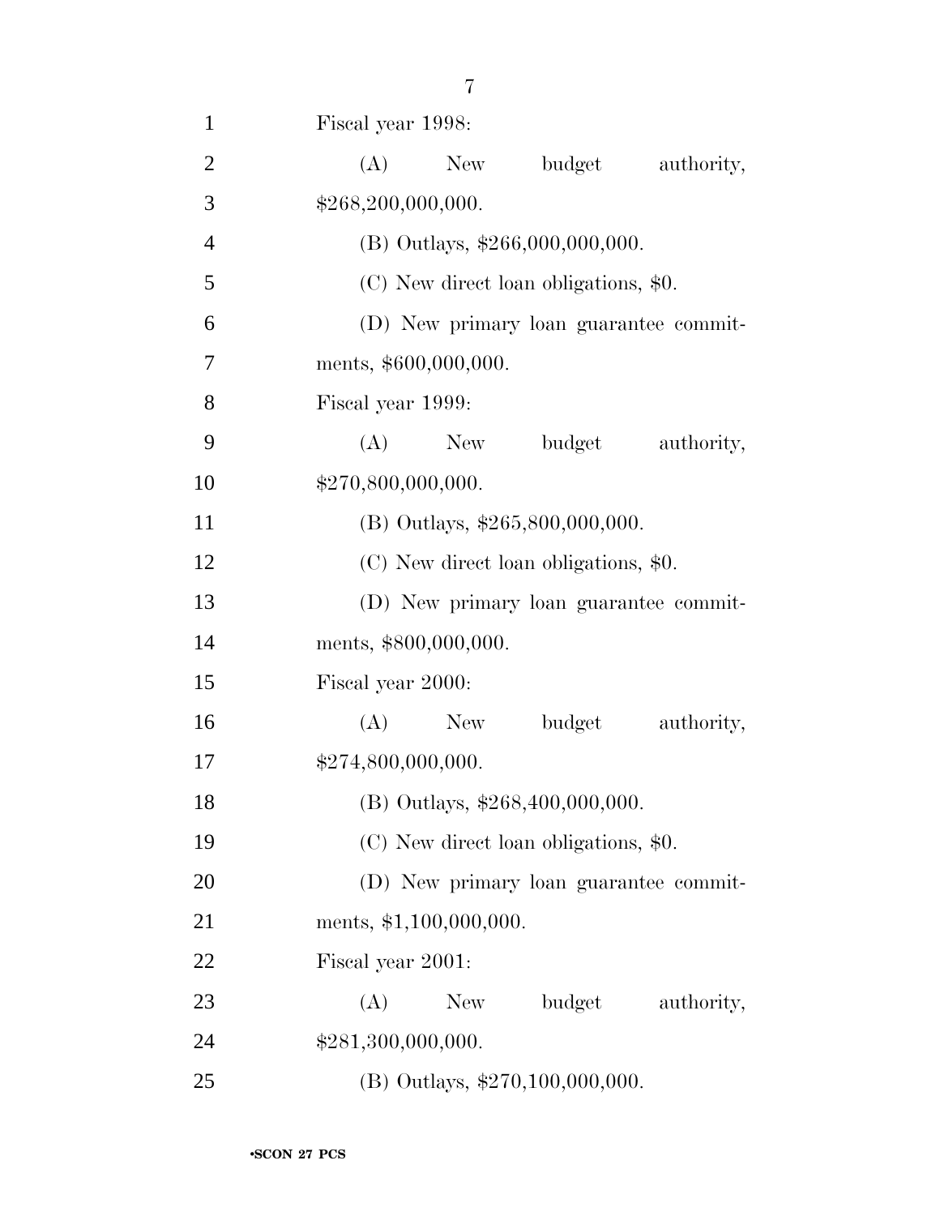Fiscal year 1998:

(A) New budget authority, $268,200,000,000.

(B) Outlays, $266,000,000,000.

(C) New direct loan obligations, $0.

(D) New primary loan guarantee commitments, $600,000,000.

Fiscal year 1999:

(A) New budget authority, $270,800,000,000.

(B) Outlays, $265,800,000,000.

(C) New direct loan obligations, $0.

(D) New primary loan guarantee commitments, $800,000,000.

Fiscal year 2000:

(A) New budget authority, $274,800,000,000.

(B) Outlays, $268,400,000,000.

(C) New direct loan obligations, $0.

(D) New primary loan guarantee commitments, $1,100,000,000.

Fiscal year 2001:

(A) New budget authority, $281,300,000,000.

(B) Outlays, $270,100,000,000.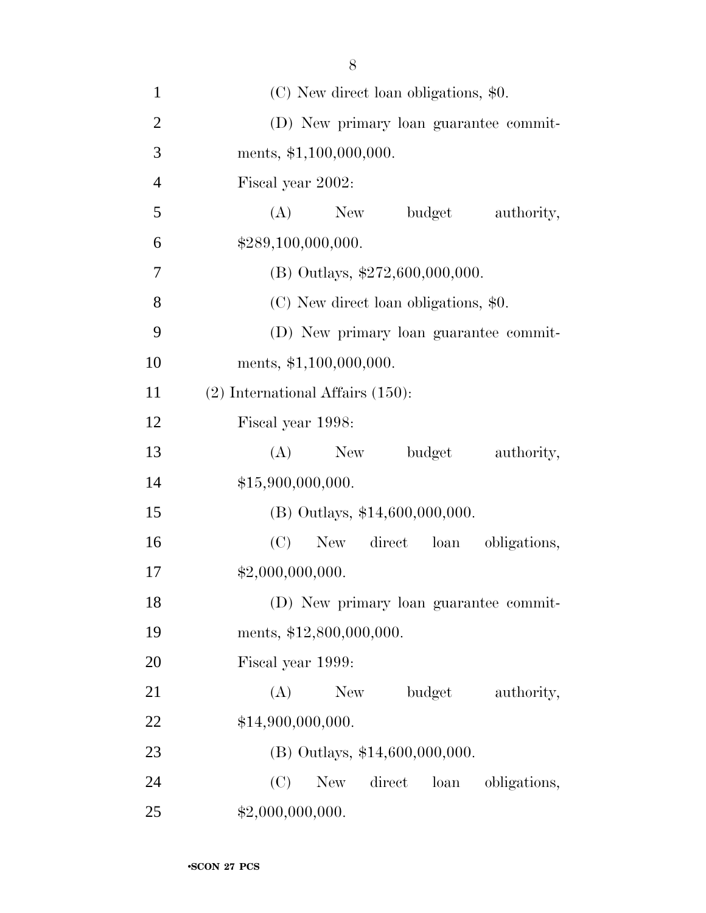(C) New direct loan obligations, $0.

(D) New primary loan guarantee commitments, $1,100,000,000.

Fiscal year 2002:

(A) New budget authority, $289,100,000,000.

(B) Outlays, $272,600,000,000.

(C) New direct loan obligations, $0.

(D) New primary loan guarantee commitments, $1,100,000,000.

(2) International Affairs (150):

Fiscal year 1998:

(A) New budget authority, $15,900,000,000.

(B) Outlays, $14,600,000,000.

(C) New direct loan obligations, $2,000,000,000.

(D) New primary loan guarantee commitments, $12,800,000,000.

Fiscal year 1999:

(A) New budget authority, $14,900,000,000.

(B) Outlays, $14,600,000,000.

(C) New direct loan obligations, $2,000,000,000.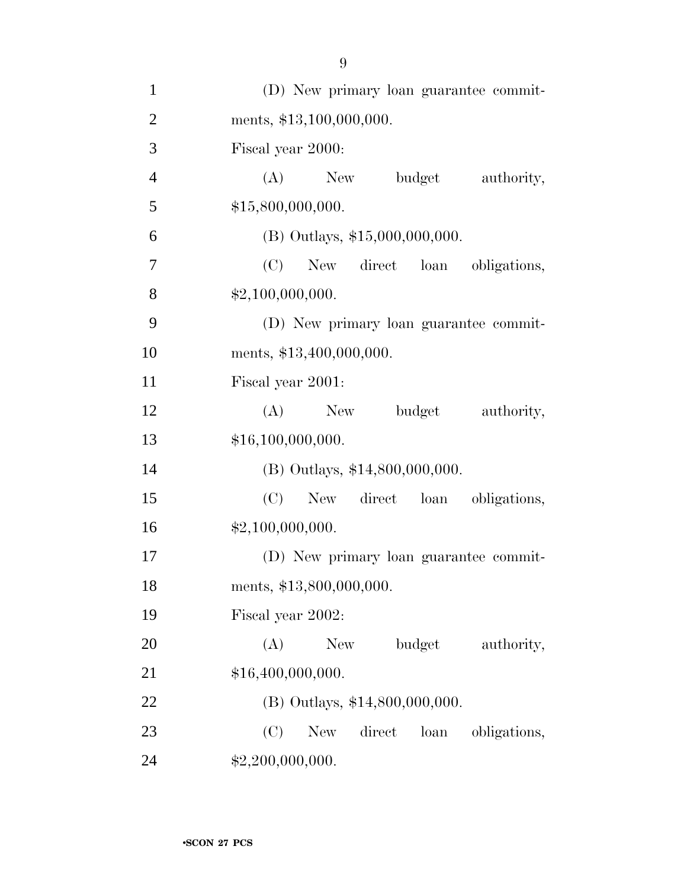(D) New primary loan guarantee commitments, $13,100,000,000.

Fiscal year 2000:

(A) New budget authority, $15,800,000,000.

(B) Outlays, $15,000,000,000.

(C) New direct loan obligations, $2,100,000,000.

(D) New primary loan guarantee commitments, $13,400,000,000.

Fiscal year 2001:

(A) New budget authority, $16,100,000,000.

(B) Outlays, $14,800,000,000.

(C) New direct loan obligations, $2,100,000,000.

(D) New primary loan guarantee commitments, $13,800,000,000.

Fiscal year 2002:

(A) New budget authority, $16,400,000,000.

(B) Outlays, $14,800,000,000.

(C) New direct loan obligations, $2,200,000,000.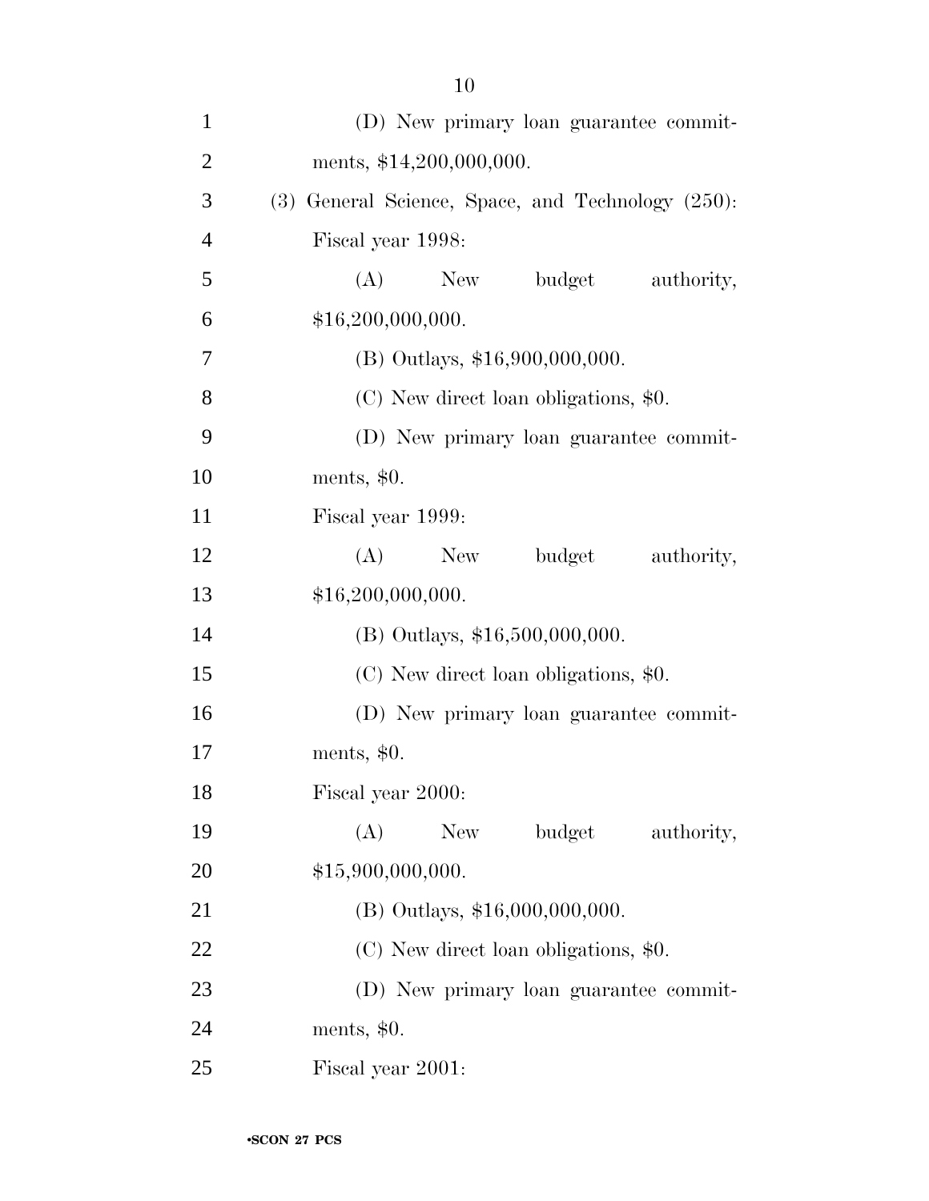(D) New primary loan guarantee commitments, $14,200,000,000.

(3) General Science, Space, and Technology (250):

Fiscal year 1998:

(A) New budget authority, $16,200,000,000.

(B) Outlays, $16,900,000,000.

(C) New direct loan obligations, $0.

(D) New primary loan guarantee commitments, $0.

Fiscal year 1999:

(A) New budget authority, $16,200,000,000.

(B) Outlays, $16,500,000,000.

(C) New direct loan obligations, $0.

(D) New primary loan guarantee commitments, $0.

Fiscal year 2000:

(A) New budget authority, $15,900,000,000.

(B) Outlays, $16,000,000,000.

(C) New direct loan obligations, $0.

(D) New primary loan guarantee commitments, $0.

Fiscal year 2001: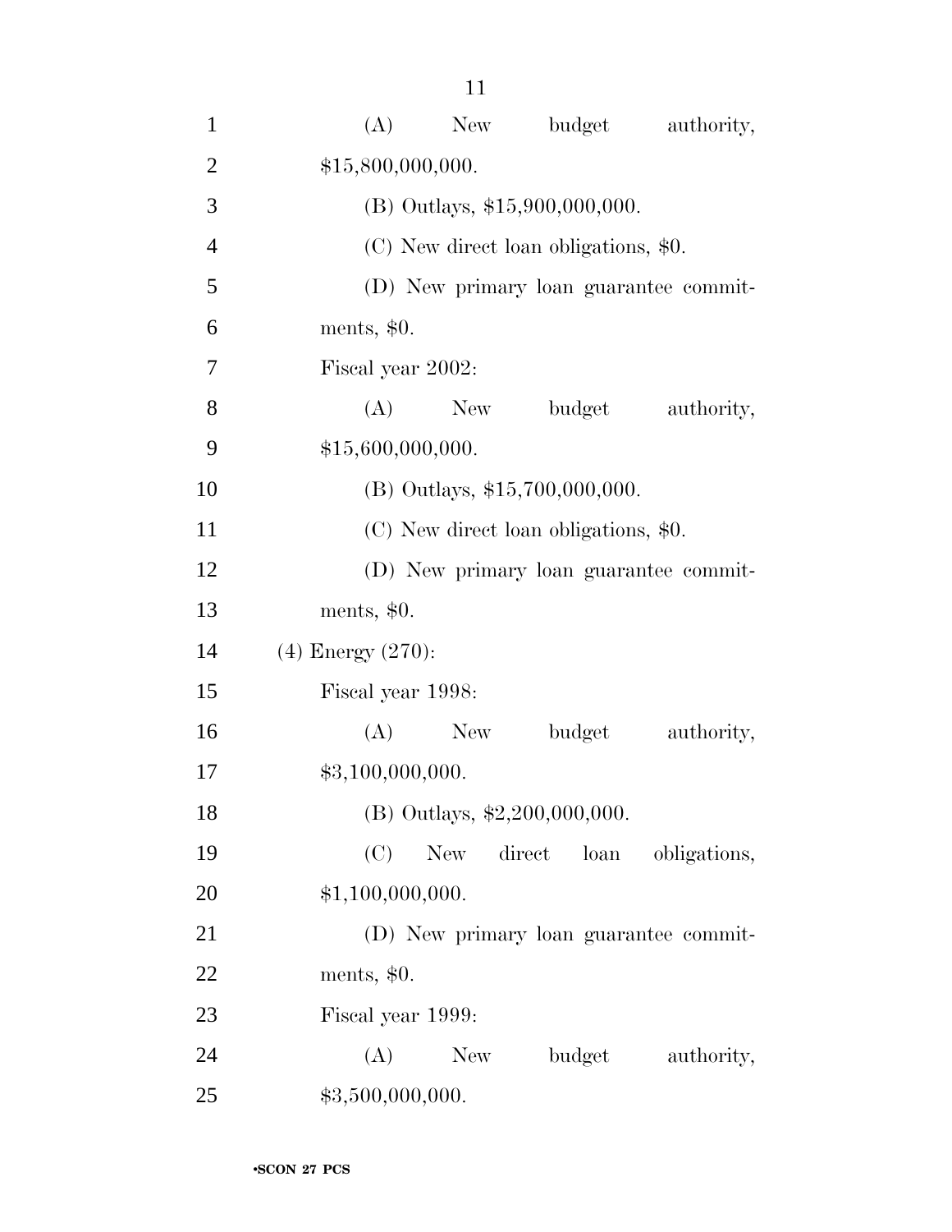(A) New budget authority, $15,800,000,000.

(B) Outlays, $15,900,000,000.

(C) New direct loan obligations, $0.

(D) New primary loan guarantee commitments, $0.

Fiscal year 2002:

(A) New budget authority, $15,600,000,000.

(B) Outlays, $15,700,000,000.

(C) New direct loan obligations, $0.

(D) New primary loan guarantee commitments, $0.

(4) Energy (270):

Fiscal year 1998:

(A) New budget authority, $3,100,000,000.

(B) Outlays, $2,200,000,000.

(C) New direct loan obligations, $1,100,000,000.

(D) New primary loan guarantee commitments, $0.

Fiscal year 1999:

(A) New budget authority, $3,500,000,000.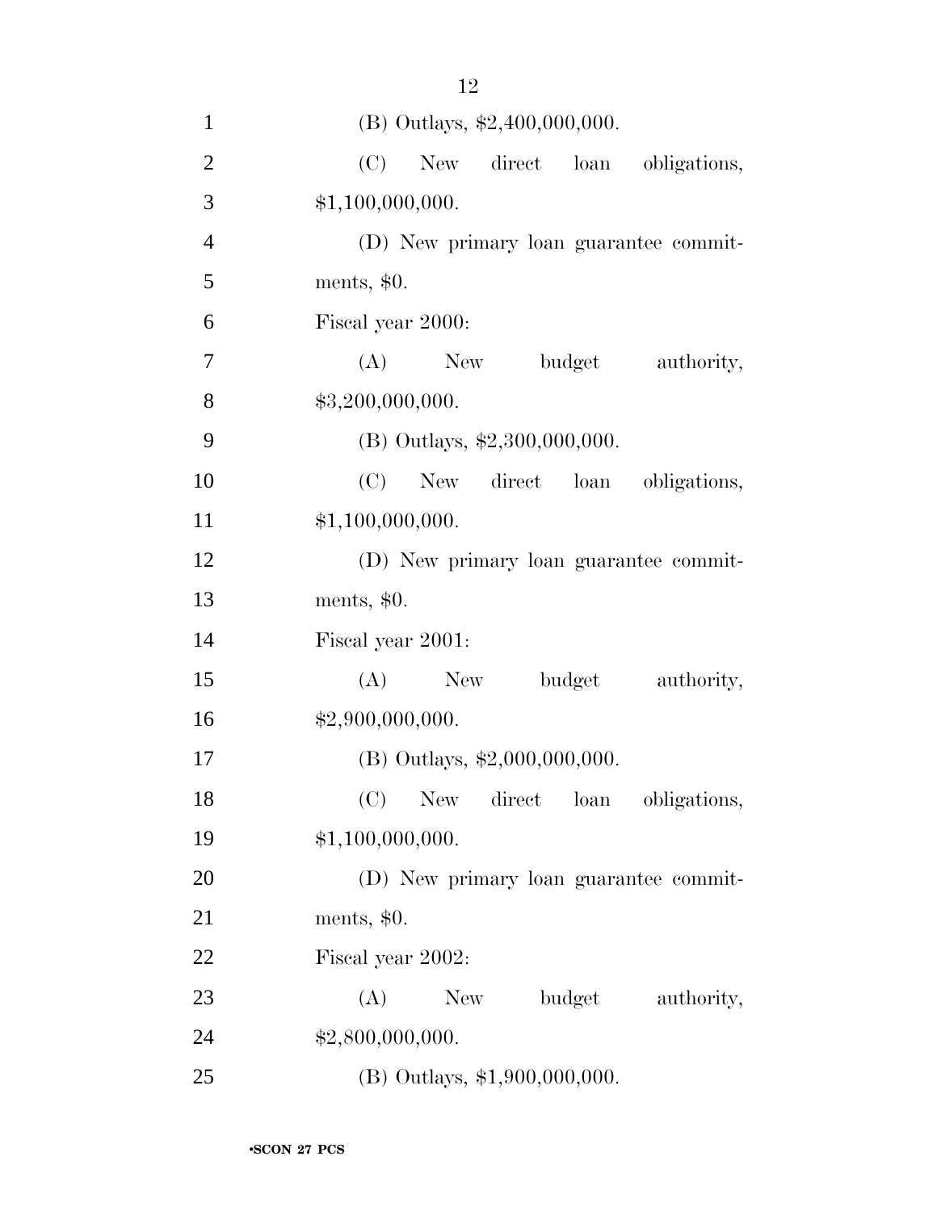(B) Outlays, $2,400,000,000.

(C) New direct loan obligations, $1,100,000,000.

(D) New primary loan guarantee commitments, $0.

Fiscal year 2000:

(A) New budget authority, $3,200,000,000.

(B) Outlays, $2,300,000,000.

(C) New direct loan obligations, $1,100,000,000.

(D) New primary loan guarantee commitments, $0.

Fiscal year 2001:

(A) New budget authority, $2,900,000,000.

(B) Outlays, $2,000,000,000.

(C) New direct loan obligations, $1,100,000,000.

(D) New primary loan guarantee commitments, $0.

Fiscal year 2002:

(A) New budget authority, $2,800,000,000.

(B) Outlays, $1,900,000,000.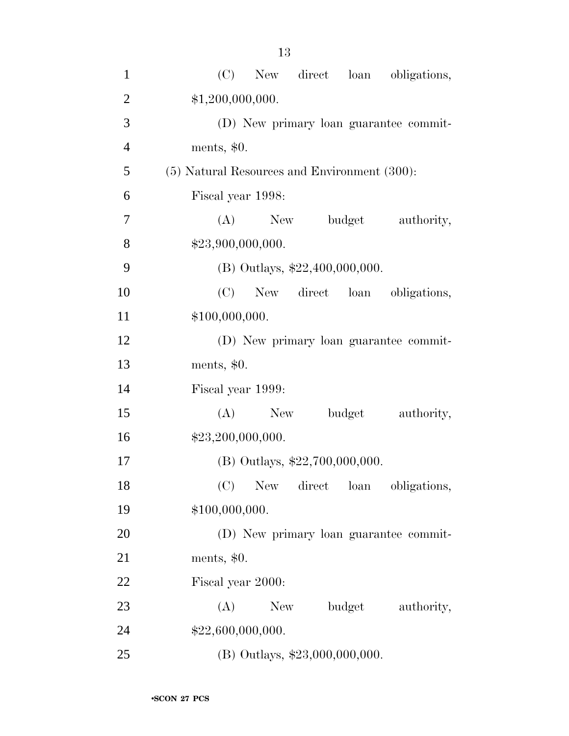(C) New direct loan obligations, $1,200,000,000.

(D) New primary loan guarantee commitments, $0.

(5) Natural Resources and Environment (300):

Fiscal year 1998:

(A) New budget authority, $23,900,000,000.

(B) Outlays, $22,400,000,000.

(C) New direct loan obligations, $100,000,000.

(D) New primary loan guarantee commitments, $0.

Fiscal year 1999:

(A) New budget authority, $23,200,000,000.

(B) Outlays, $22,700,000,000.

(C) New direct loan obligations, $100,000,000.

(D) New primary loan guarantee commitments, $0.

Fiscal year 2000:

(A) New budget authority, $22,600,000,000.

(B) Outlays, $23,000,000,000.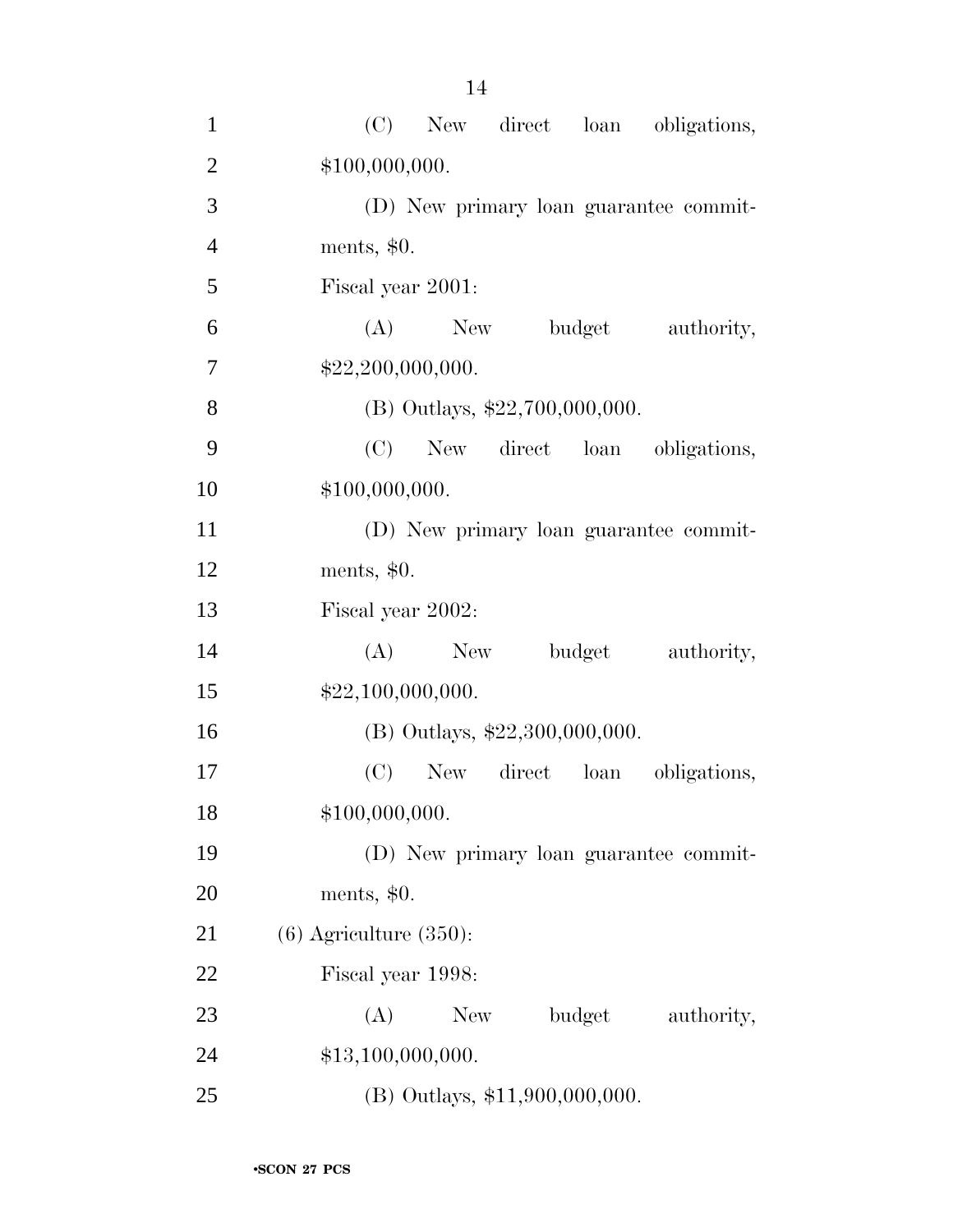(C) New direct loan obligations, $100,000,000.

(D) New primary loan guarantee commitments, $0.

Fiscal year 2001:

(A) New budget authority, $22,200,000,000.

(B) Outlays, $22,700,000,000.

(C) New direct loan obligations, $100,000,000.

(D) New primary loan guarantee commitments, $0.

Fiscal year 2002:

(A) New budget authority, $22,100,000,000.

(B) Outlays, $22,300,000,000.

(C) New direct loan obligations, $100,000,000.

(D) New primary loan guarantee commitments, $0.

(6) Agriculture (350):

Fiscal year 1998:

(A) New budget authority, $13,100,000,000.

(B) Outlays, $11,900,000,000.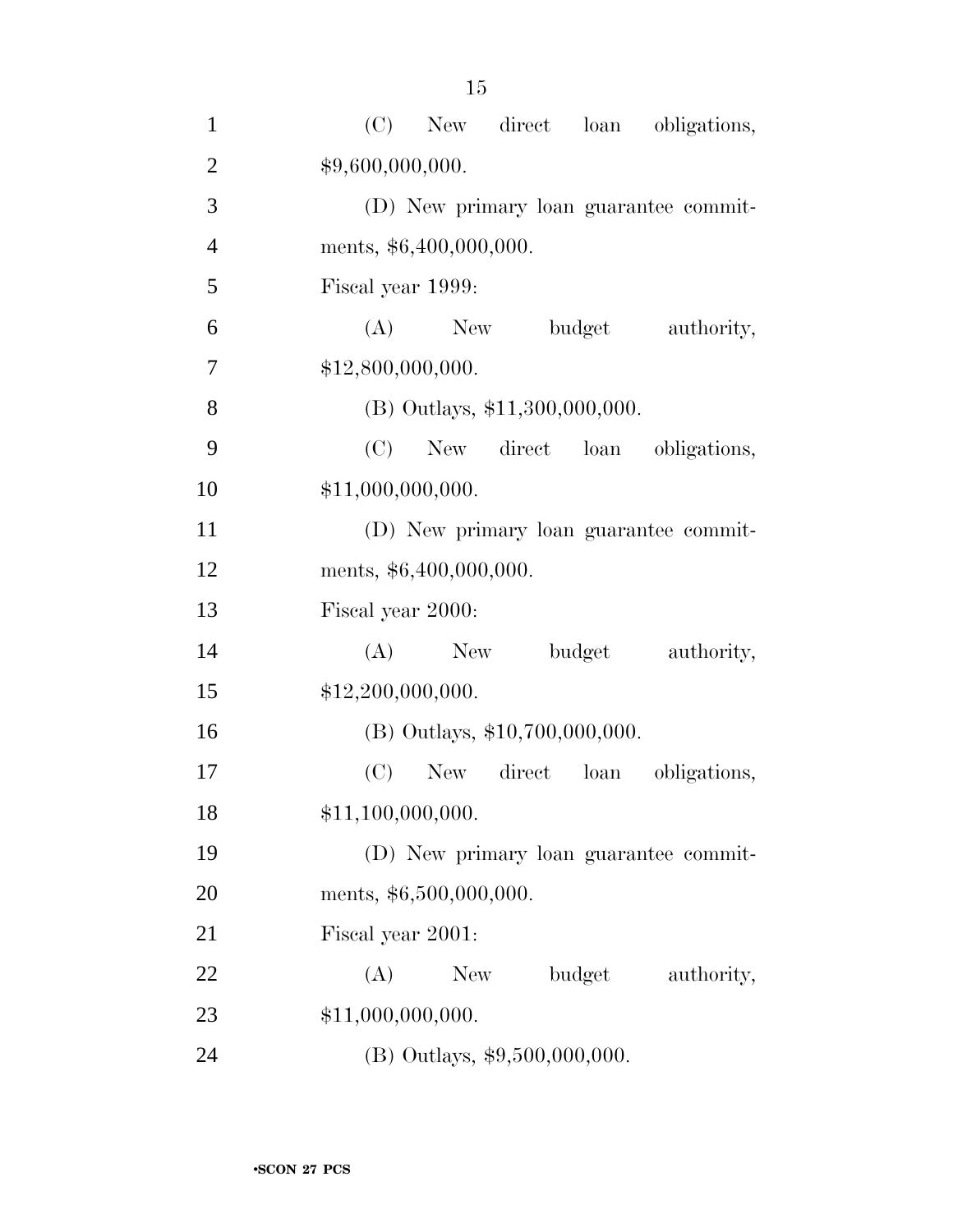(C) New direct loan obligations, $9,600,000,000.

(D) New primary loan guarantee commitments, $6,400,000,000.

Fiscal year 1999:

(A) New budget authority, $12,800,000,000.

(B) Outlays, $11,300,000,000.

(C) New direct loan obligations, $11,000,000,000.

(D) New primary loan guarantee commitments, $6,400,000,000.

Fiscal year 2000:

(A) New budget authority, $12,200,000,000.

(B) Outlays, $10,700,000,000.

(C) New direct loan obligations, $11,100,000,000.

(D) New primary loan guarantee commitments, $6,500,000,000.

Fiscal year 2001:

(A) New budget authority, $11,000,000,000.

(B) Outlays, $9,500,000,000.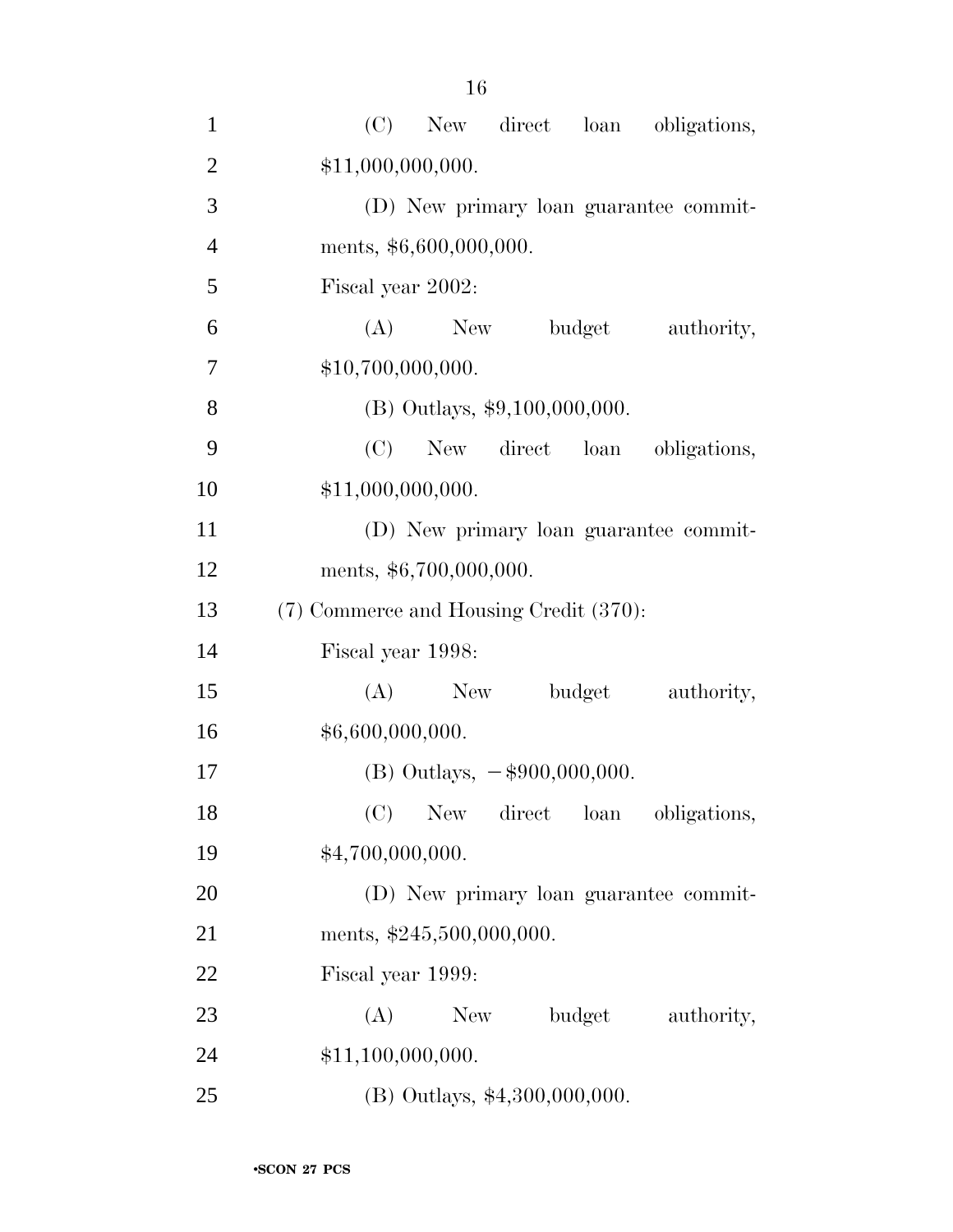(C) New direct loan obligations, $11,000,000,000.

(D) New primary loan guarantee commitments, $6,600,000,000.

Fiscal year 2002:

(A) New budget authority, $10,700,000,000.

(B) Outlays, $9,100,000,000.

(C) New direct loan obligations, $11,000,000,000.

(D) New primary loan guarantee commitments, $6,700,000,000.

(7) Commerce and Housing Credit (370):

Fiscal year 1998:

(A) New budget authority, $6,600,000,000.

(B) Outlays, −$900,000,000.

(C) New direct loan obligations, $4,700,000,000.

(D) New primary loan guarantee commitments, $245,500,000,000.

Fiscal year 1999:

(A) New budget authority, $11,100,000,000.

(B) Outlays, $4,300,000,000.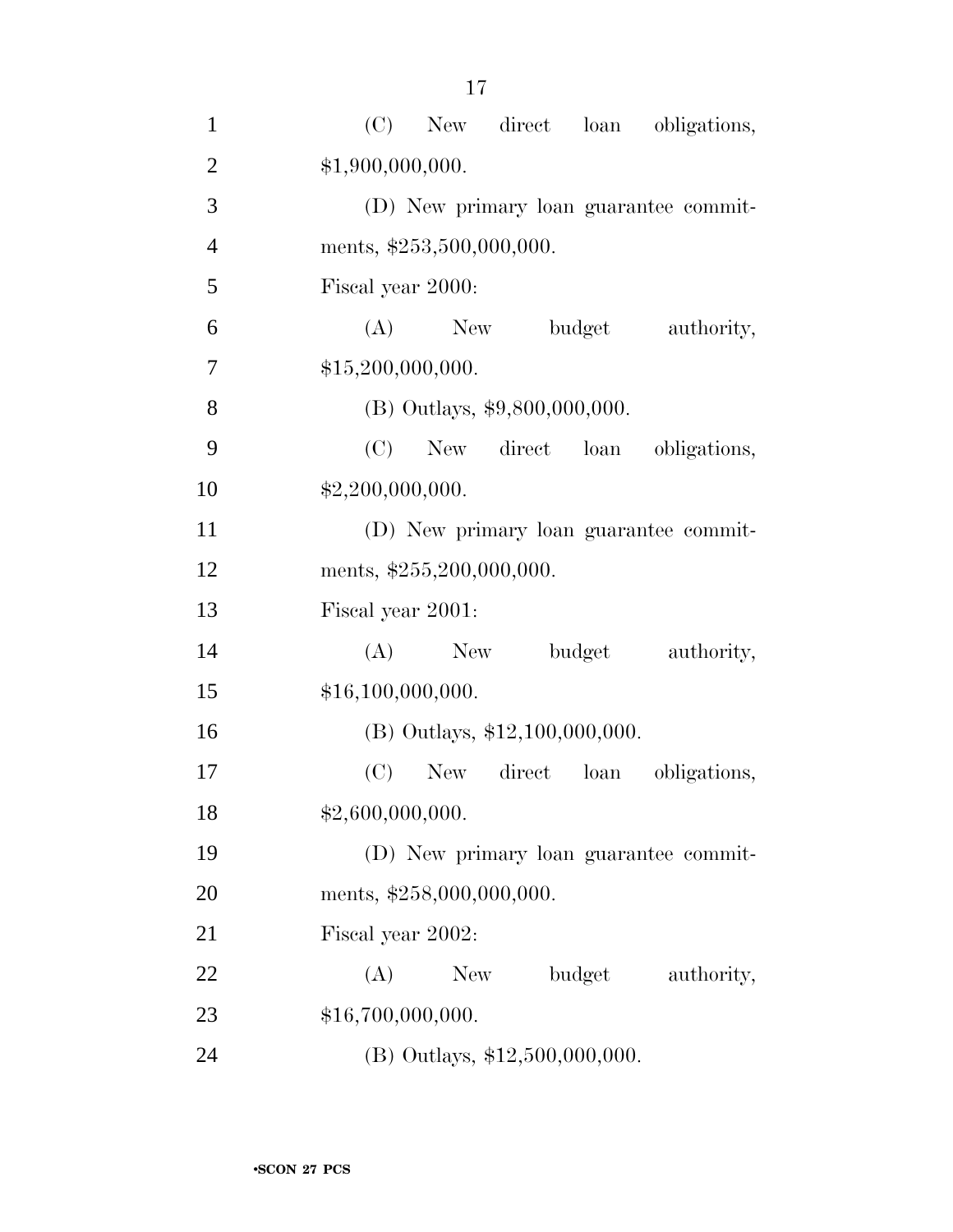(C) New direct loan obligations, $1,900,000,000.

(D) New primary loan guarantee commitments, $253,500,000,000.

Fiscal year 2000:

(A) New budget authority, $15,200,000,000.

(B) Outlays, $9,800,000,000.

(C) New direct loan obligations, $2,200,000,000.

(D) New primary loan guarantee commitments, $255,200,000,000.

Fiscal year 2001:

(A) New budget authority, $16,100,000,000.

(B) Outlays, $12,100,000,000.

(C) New direct loan obligations, $2,600,000,000.

(D) New primary loan guarantee commitments, $258,000,000,000.

Fiscal year 2002:

(A) New budget authority, $16,700,000,000.

(B) Outlays, $12,500,000,000.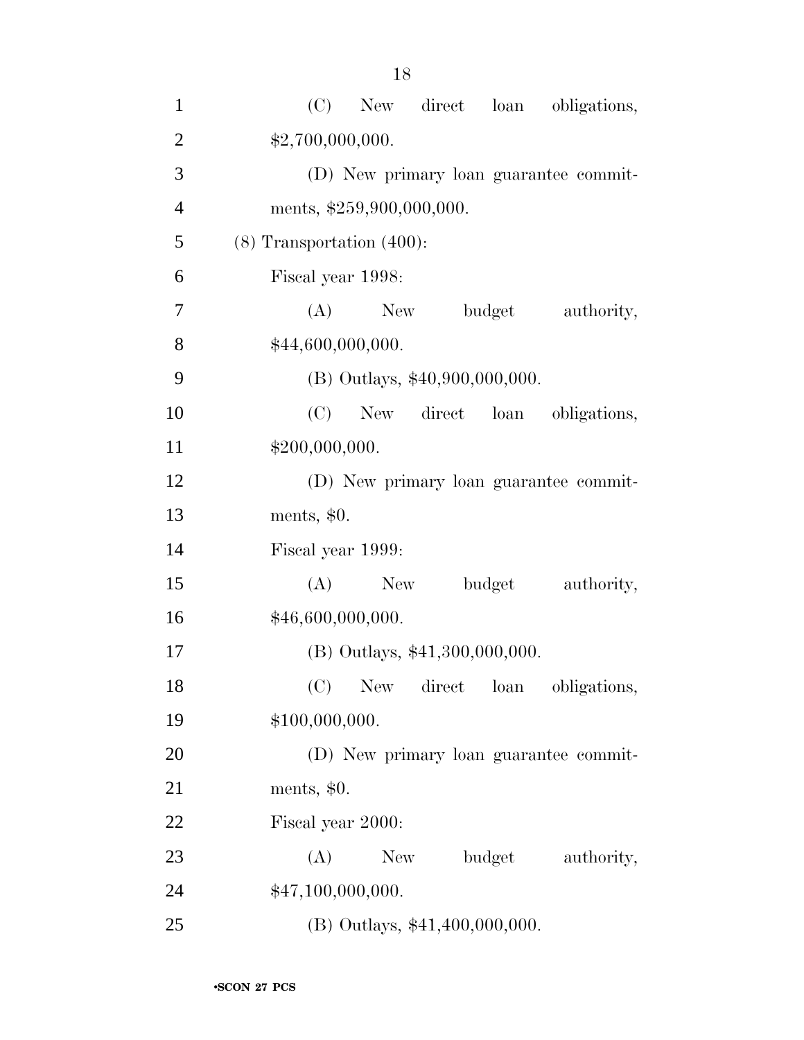(C) New direct loan obligations, $2,700,000,000.

(D) New primary loan guarantee commitments, $259,900,000,000.

(8) Transportation (400):

Fiscal year 1998:

(A) New budget authority, $44,600,000,000.

(B) Outlays, $40,900,000,000.

(C) New direct loan obligations, $200,000,000.

(D) New primary loan guarantee commitments, $0.

Fiscal year 1999:

(A) New budget authority, $46,600,000,000.

(B) Outlays, $41,300,000,000.

(C) New direct loan obligations, $100,000,000.

(D) New primary loan guarantee commitments, $0.

Fiscal year 2000:

(A) New budget authority, $47,100,000,000.

(B) Outlays, $41,400,000,000.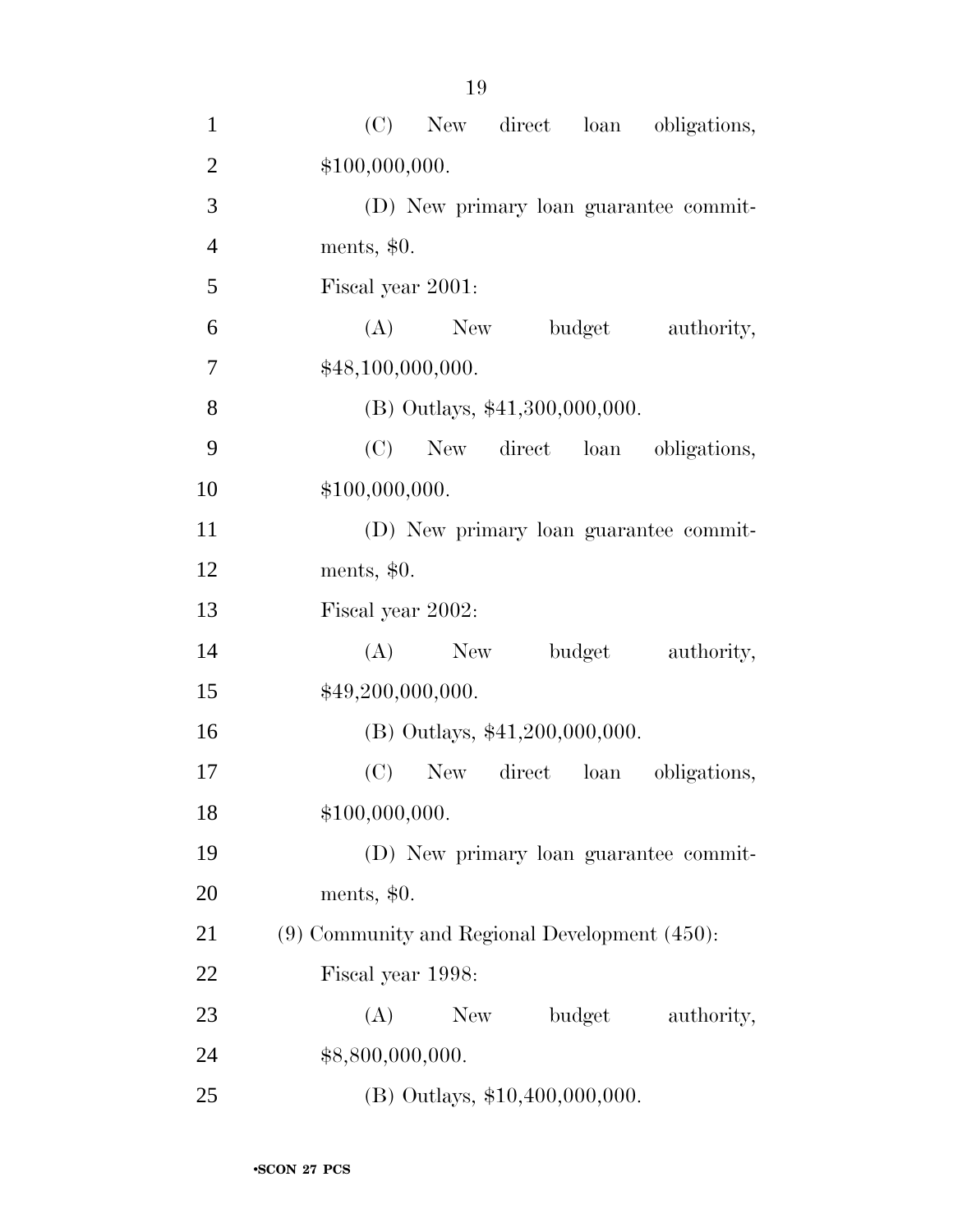(C) New direct loan obligations, $100,000,000.

(D) New primary loan guarantee commitments, $0.

Fiscal year 2001:

(A) New budget authority, $48,100,000,000.

(B) Outlays, $41,300,000,000.

(C) New direct loan obligations, $100,000,000.

(D) New primary loan guarantee commitments, $0.

Fiscal year 2002:

(A) New budget authority, $49,200,000,000.

(B) Outlays, $41,200,000,000.

(C) New direct loan obligations, $100,000,000.

(D) New primary loan guarantee commitments, $0.

(9) Community and Regional Development (450):

Fiscal year 1998:

(A) New budget authority, $8,800,000,000.

(B) Outlays, $10,400,000,000.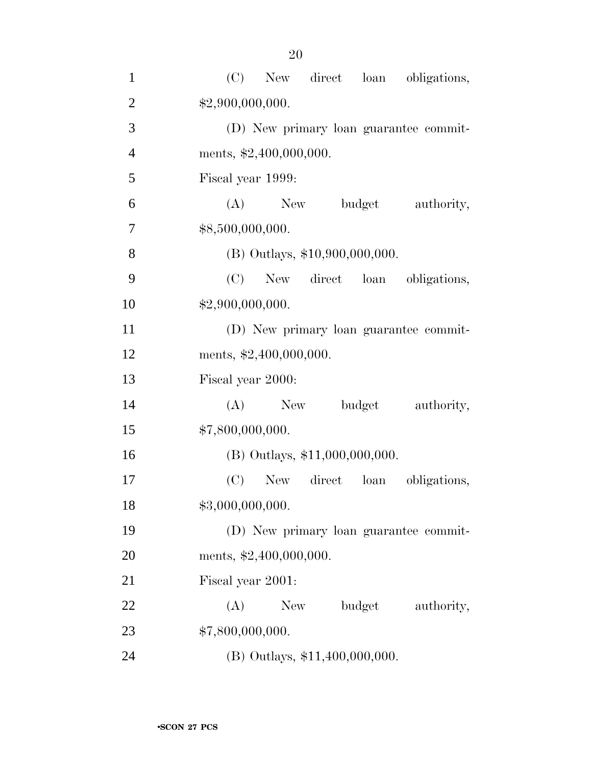(C) New direct loan obligations, $2,900,000,000.

(D) New primary loan guarantee commitments, $2,400,000,000.

Fiscal year 1999:

(A) New budget authority, $8,500,000,000.

(B) Outlays, $10,900,000,000.

(C) New direct loan obligations, $2,900,000,000.

(D) New primary loan guarantee commitments, $2,400,000,000.

Fiscal year 2000:

(A) New budget authority, $7,800,000,000.

(B) Outlays, $11,000,000,000.

(C) New direct loan obligations, $3,000,000,000.

(D) New primary loan guarantee commitments, $2,400,000,000.

Fiscal year 2001:

(A) New budget authority, $7,800,000,000.

(B) Outlays, $11,400,000,000.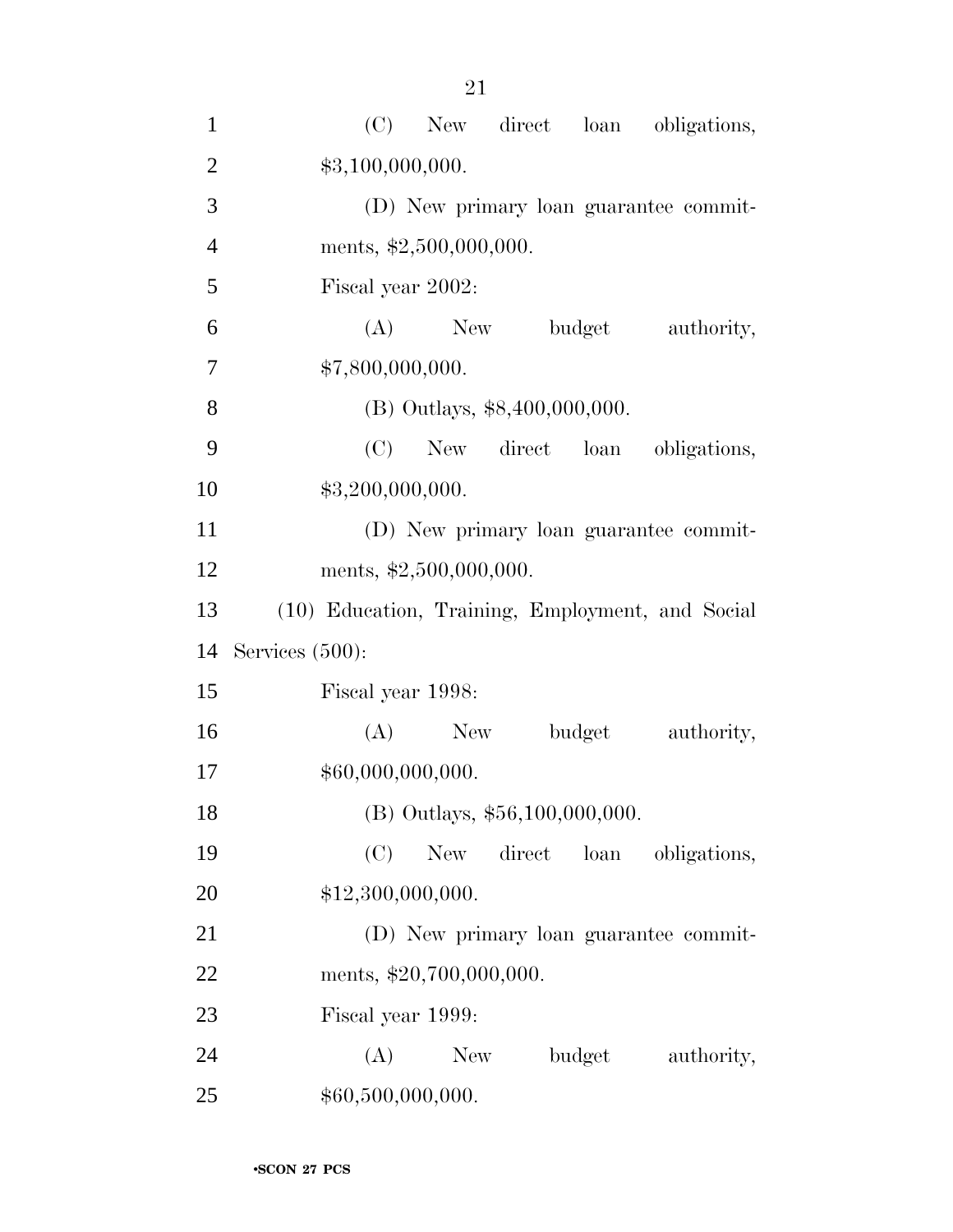(C) New direct loan obligations, $3,100,000,000.

(D) New primary loan guarantee commitments, $2,500,000,000.

Fiscal year 2002:

(A) New budget authority, $7,800,000,000.

(B) Outlays, $8,400,000,000.

(C) New direct loan obligations, $3,200,000,000.

(D) New primary loan guarantee commitments, $2,500,000,000.

(10) Education, Training, Employment, and Social Services (500):

Fiscal year 1998:

(A) New budget authority, $60,000,000,000.

(B) Outlays, $56,100,000,000.

(C) New direct loan obligations, $12,300,000,000.

(D) New primary loan guarantee commitments, $20,700,000,000.

Fiscal year 1999:

(A) New budget authority, $60,500,000,000.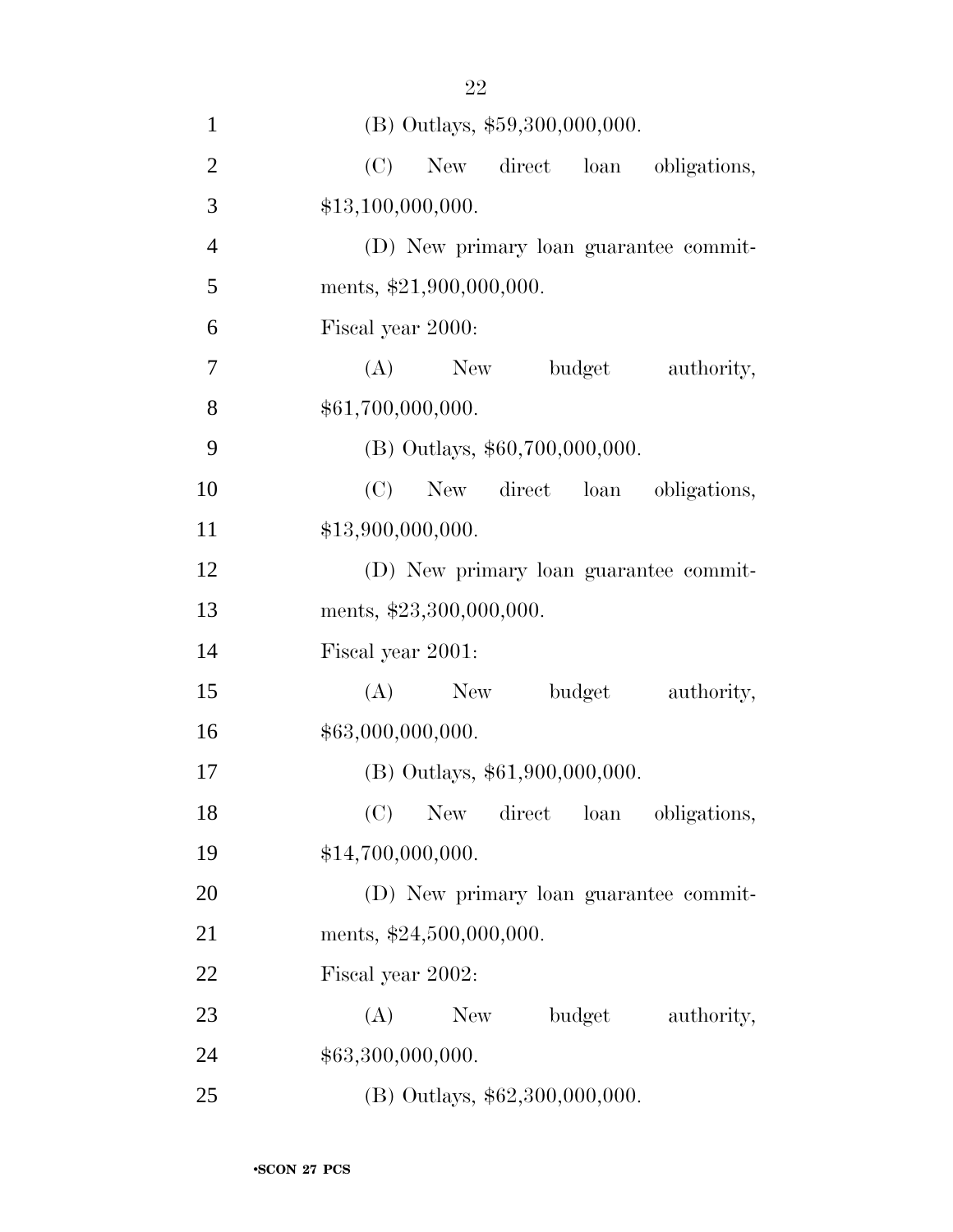(B) Outlays, $59,300,000,000.

(C) New direct loan obligations, $13,100,000,000.

(D) New primary loan guarantee commitments, $21,900,000,000.

Fiscal year 2000:

(A) New budget authority, $61,700,000,000.

(B) Outlays, $60,700,000,000.

(C) New direct loan obligations, $13,900,000,000.

(D) New primary loan guarantee commitments, $23,300,000,000.

Fiscal year 2001:

(A) New budget authority, $63,000,000,000.

(B) Outlays, $61,900,000,000.

(C) New direct loan obligations, $14,700,000,000.

(D) New primary loan guarantee commitments, $24,500,000,000.

Fiscal year 2002:

(A) New budget authority, $63,300,000,000.

(B) Outlays, $62,300,000,000.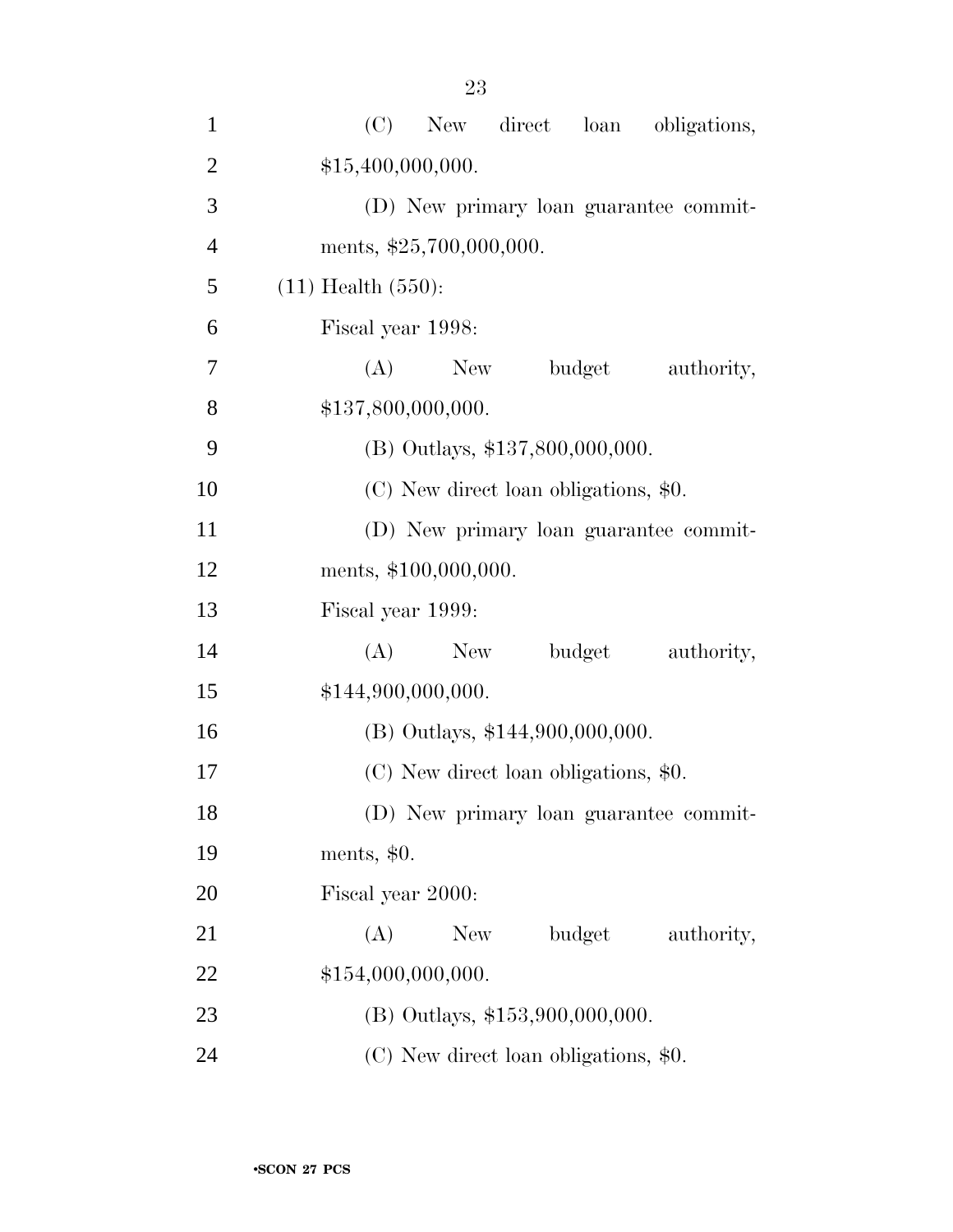(C) New direct loan obligations, $15,400,000,000.

(D) New primary loan guarantee commitments, $25,700,000,000.

(11) Health (550):

Fiscal year 1998:

(A) New budget authority, $137,800,000,000.

(B) Outlays, $137,800,000,000.

(C) New direct loan obligations, $0.

(D) New primary loan guarantee commitments, $100,000,000.

Fiscal year 1999:

(A) New budget authority, $144,900,000,000.

(B) Outlays, $144,900,000,000.

(C) New direct loan obligations, $0.

(D) New primary loan guarantee commitments, $0.

Fiscal year 2000:

(A) New budget authority, $154,000,000,000.

(B) Outlays, $153,900,000,000.

(C) New direct loan obligations, $0.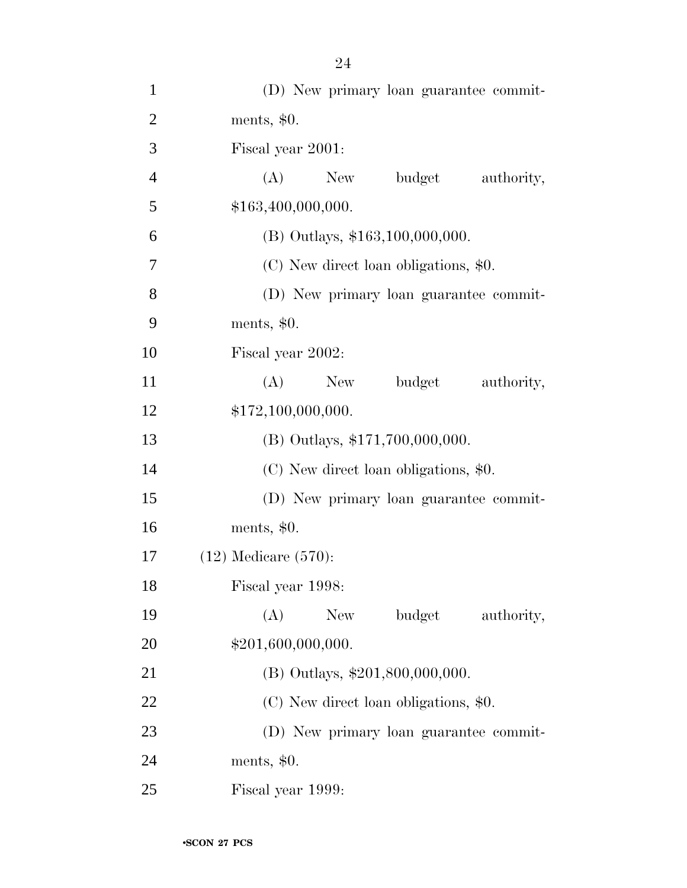(D) New primary loan guarantee commitments, $0.

Fiscal year 2001:

(A) New budget authority, $163,400,000,000.

(B) Outlays, $163,100,000,000.

(C) New direct loan obligations, $0.

(D) New primary loan guarantee commitments, $0.

Fiscal year 2002:

(A) New budget authority, $172,100,000,000.

(B) Outlays, $171,700,000,000.

(C) New direct loan obligations, $0.

(D) New primary loan guarantee commitments, $0.

(12) Medicare (570):

Fiscal year 1998:

(A) New budget authority, $201,600,000,000.

(B) Outlays, $201,800,000,000.

(C) New direct loan obligations, $0.

(D) New primary loan guarantee commitments, $0.

Fiscal year 1999: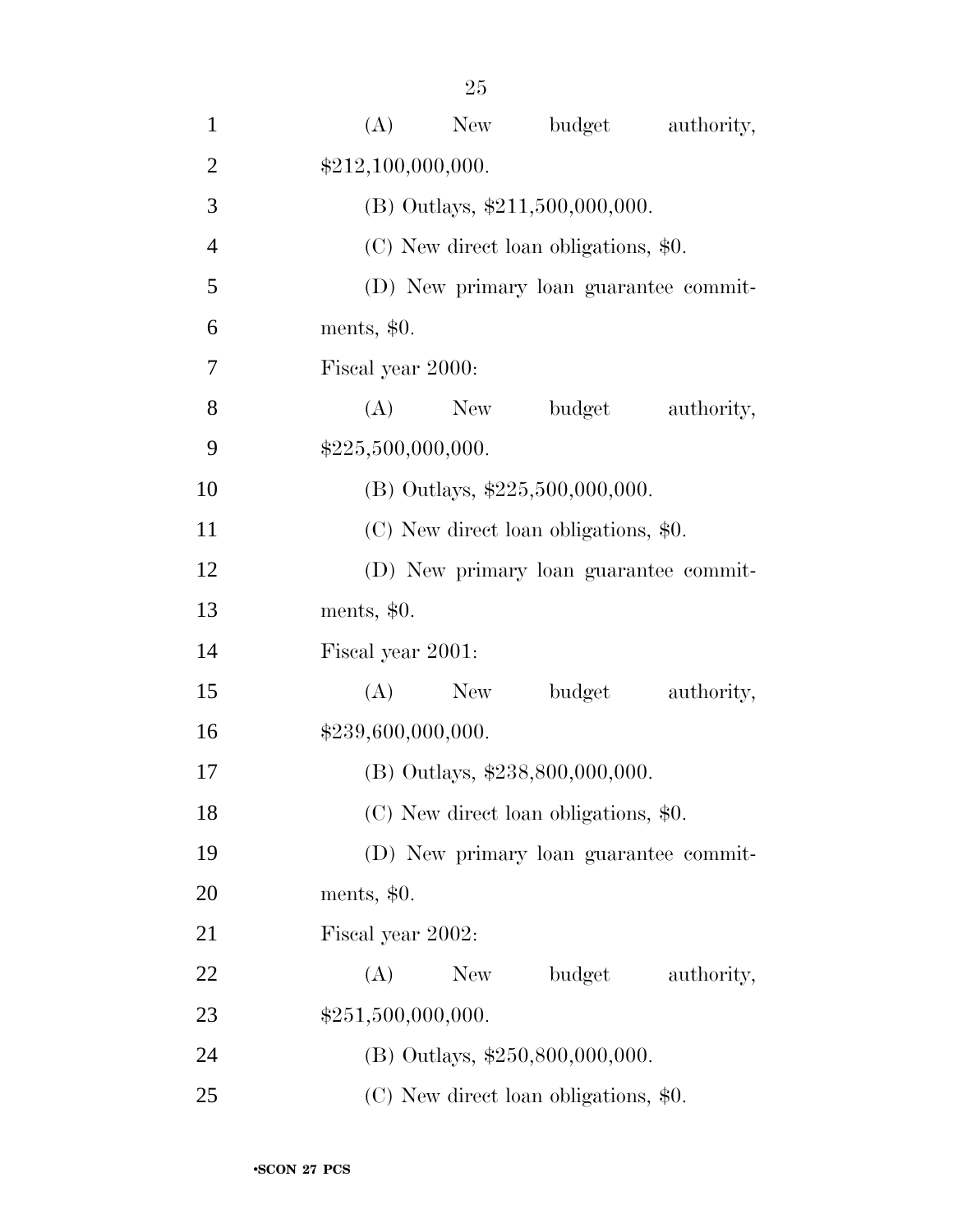(A) New budget authority, $212,100,000,000.

(B) Outlays, $211,500,000,000.

(C) New direct loan obligations, $0.

(D) New primary loan guarantee commitments, $0.

Fiscal year 2000:

(A) New budget authority, $225,500,000,000.

(B) Outlays, $225,500,000,000.

(C) New direct loan obligations, $0.

(D) New primary loan guarantee commitments, $0.

Fiscal year 2001:

(A) New budget authority, $239,600,000,000.

(B) Outlays, $238,800,000,000.

(C) New direct loan obligations, $0.

(D) New primary loan guarantee commitments, $0.

Fiscal year 2002:

(A) New budget authority, $251,500,000,000.

(B) Outlays, $250,800,000,000.

(C) New direct loan obligations, $0.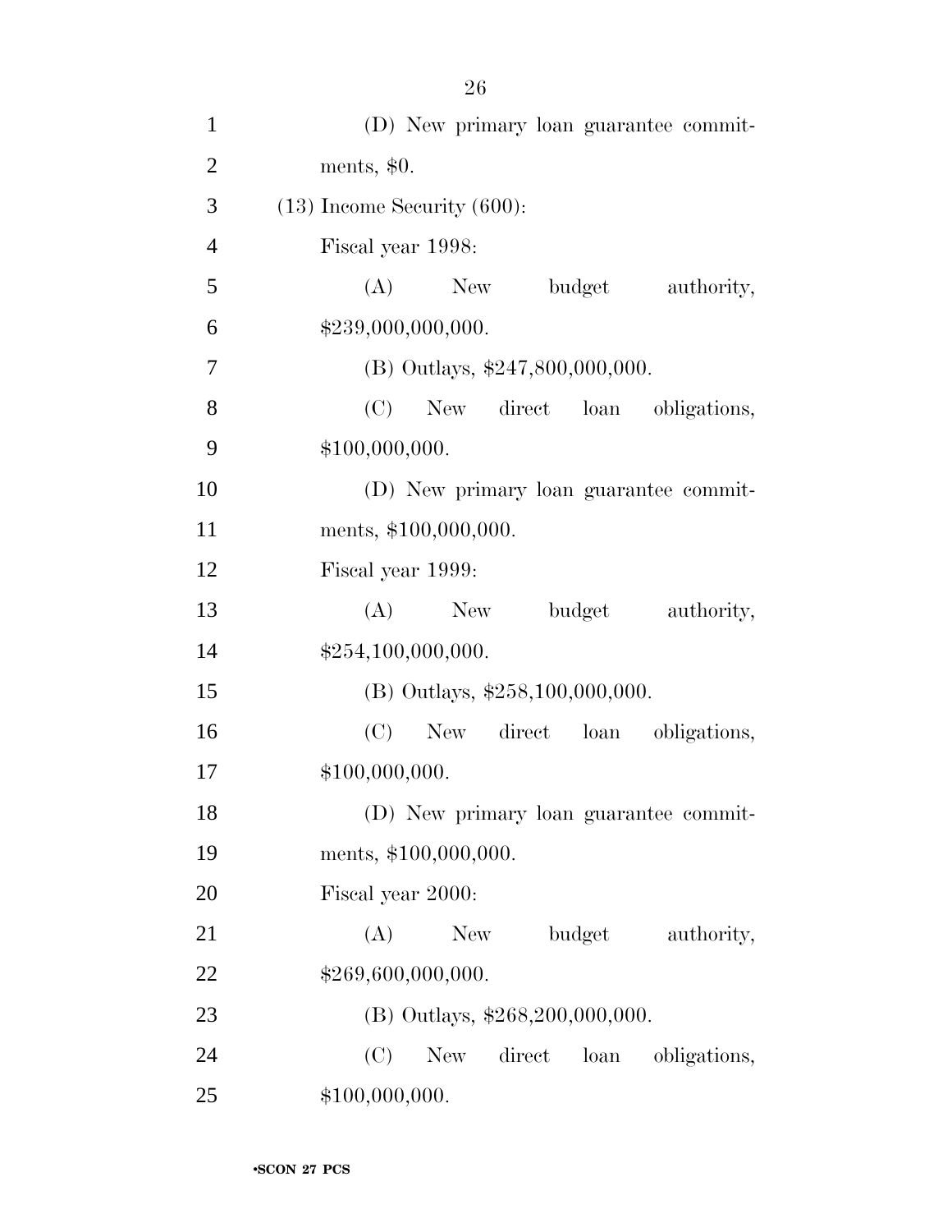(D) New primary loan guarantee commitments, $0.

(13) Income Security (600):

Fiscal year 1998:

(A) New budget authority, $239,000,000,000.

(B) Outlays, $247,800,000,000.

(C) New direct loan obligations, $100,000,000.

(D) New primary loan guarantee commitments, $100,000,000.

Fiscal year 1999:

(A) New budget authority, $254,100,000,000.

(B) Outlays, $258,100,000,000.

(C) New direct loan obligations, $100,000,000.

(D) New primary loan guarantee commitments, $100,000,000.

Fiscal year 2000:

(A) New budget authority, $269,600,000,000.

(B) Outlays, $268,200,000,000.

(C) New direct loan obligations, $100,000,000.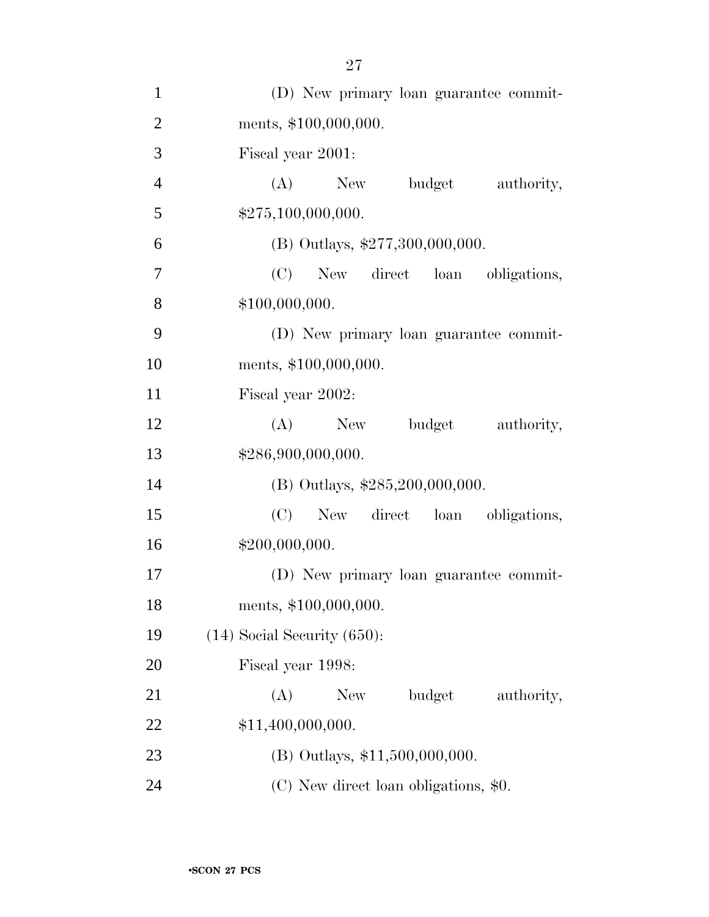(D) New primary loan guarantee commitments, $100,000,000.

Fiscal year 2001:

(A) New budget authority, $275,100,000,000.

(B) Outlays, $277,300,000,000.

(C) New direct loan obligations, $100,000,000.

(D) New primary loan guarantee commitments, $100,000,000.

Fiscal year 2002:

(A) New budget authority, $286,900,000,000.

(B) Outlays, $285,200,000,000.

(C) New direct loan obligations, $200,000,000.

(D) New primary loan guarantee commitments, $100,000,000.

(14) Social Security (650):

Fiscal year 1998:

(A) New budget authority, $11,400,000,000.

(B) Outlays, $11,500,000,000.

(C) New direct loan obligations, $0.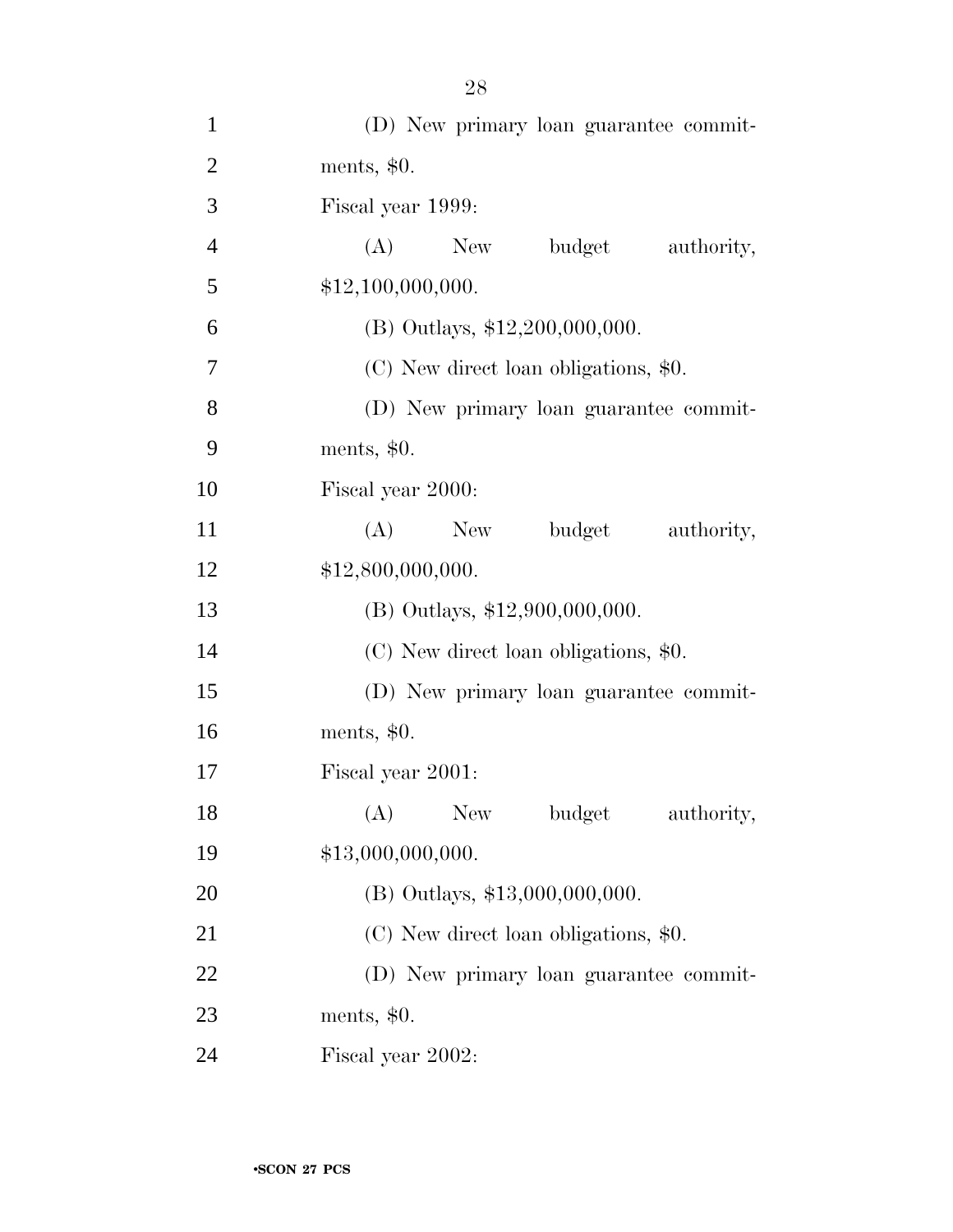(D) New primary loan guarantee commitments, $0.

Fiscal year 1999:

(A) New budget authority, $12,100,000,000.

(B) Outlays, $12,200,000,000.

(C) New direct loan obligations, $0.

(D) New primary loan guarantee commitments, $0.

Fiscal year 2000:

(A) New budget authority, $12,800,000,000.

(B) Outlays, $12,900,000,000.

(C) New direct loan obligations, $0.

(D) New primary loan guarantee commitments, $0.

Fiscal year 2001:

(A) New budget authority, $13,000,000,000.

(B) Outlays, $13,000,000,000.

(C) New direct loan obligations, $0.

(D) New primary loan guarantee commitments, $0.

Fiscal year 2002: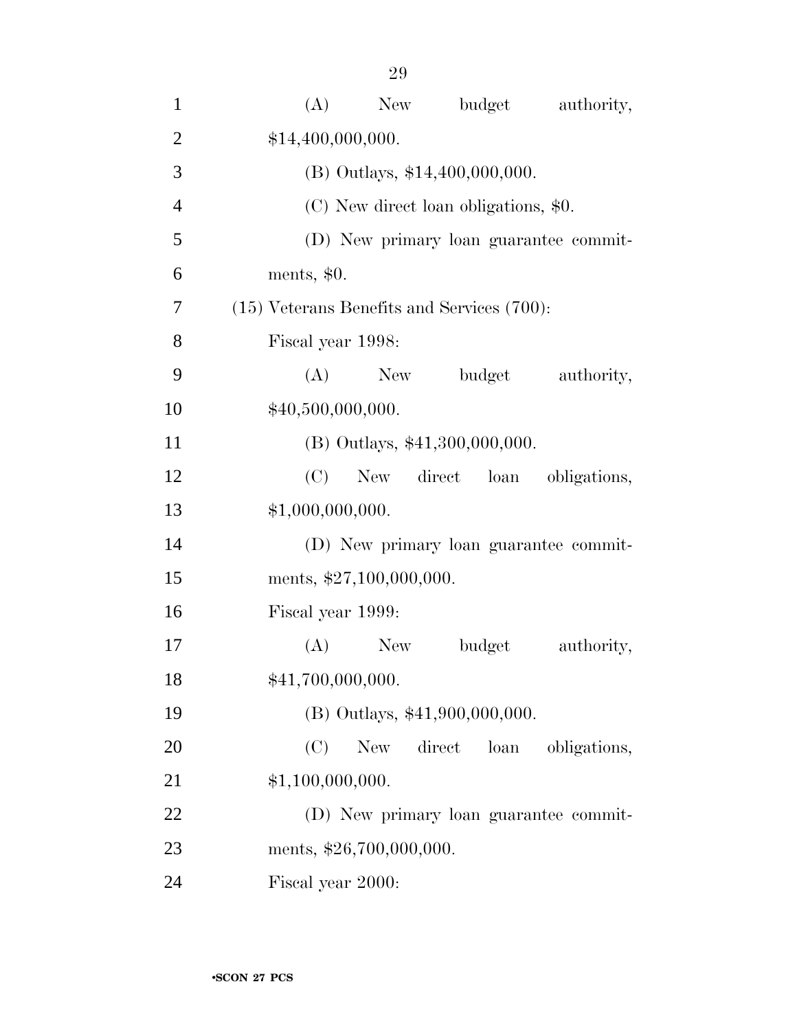(A) New budget authority, $14,400,000,000.

(B) Outlays, $14,400,000,000.

(C) New direct loan obligations, $0.

(D) New primary loan guarantee commitments, $0.

(15) Veterans Benefits and Services (700):

Fiscal year 1998:

(A) New budget authority, $40,500,000,000.

(B) Outlays, $41,300,000,000.

(C) New direct loan obligations, $1,000,000,000.

(D) New primary loan guarantee commitments, $27,100,000,000.

Fiscal year 1999:

(A) New budget authority, $41,700,000,000.

(B) Outlays, $41,900,000,000.

(C) New direct loan obligations, $1,100,000,000.

(D) New primary loan guarantee commitments, $26,700,000,000.

Fiscal year 2000: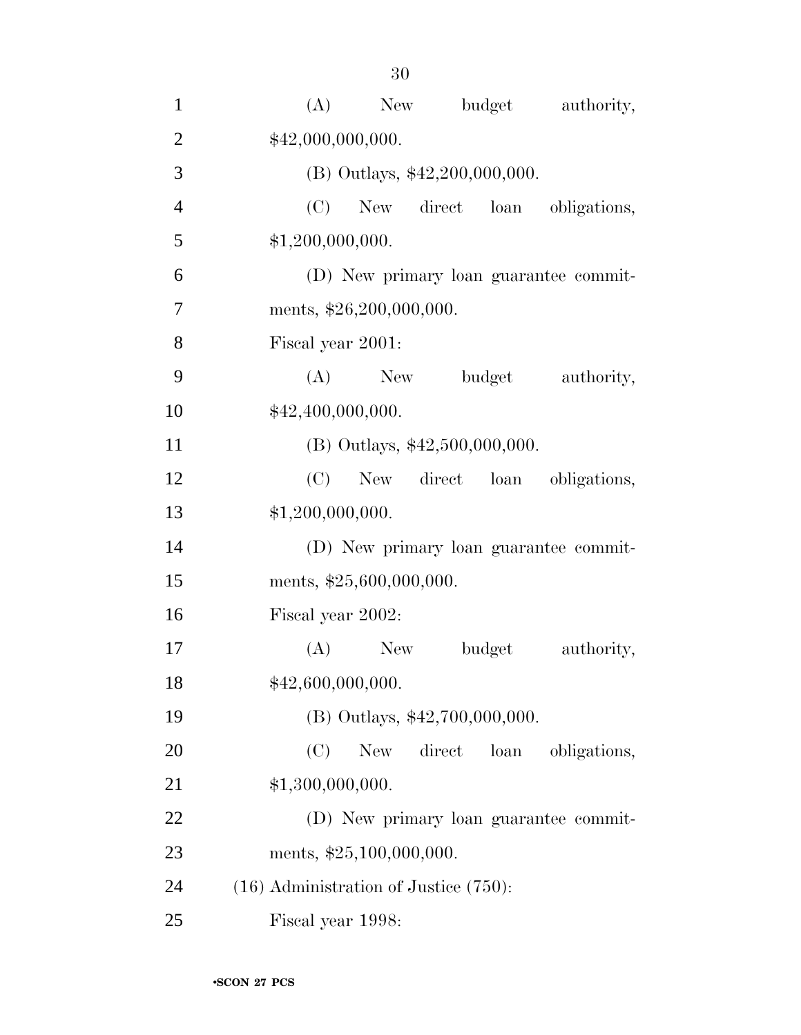(A) New budget authority, $42,000,000,000.

(B) Outlays, $42,200,000,000.

(C) New direct loan obligations, $1,200,000,000.

(D) New primary loan guarantee commitments, $26,200,000,000.

Fiscal year 2001:

(A) New budget authority, $42,400,000,000.

(B) Outlays, $42,500,000,000.

(C) New direct loan obligations, $1,200,000,000.

(D) New primary loan guarantee commitments, $25,600,000,000.

Fiscal year 2002:

(A) New budget authority, $42,600,000,000.

(B) Outlays, $42,700,000,000.

(C) New direct loan obligations, $1,300,000,000.

(D) New primary loan guarantee commitments, $25,100,000,000.

(16) Administration of Justice (750):

Fiscal year 1998: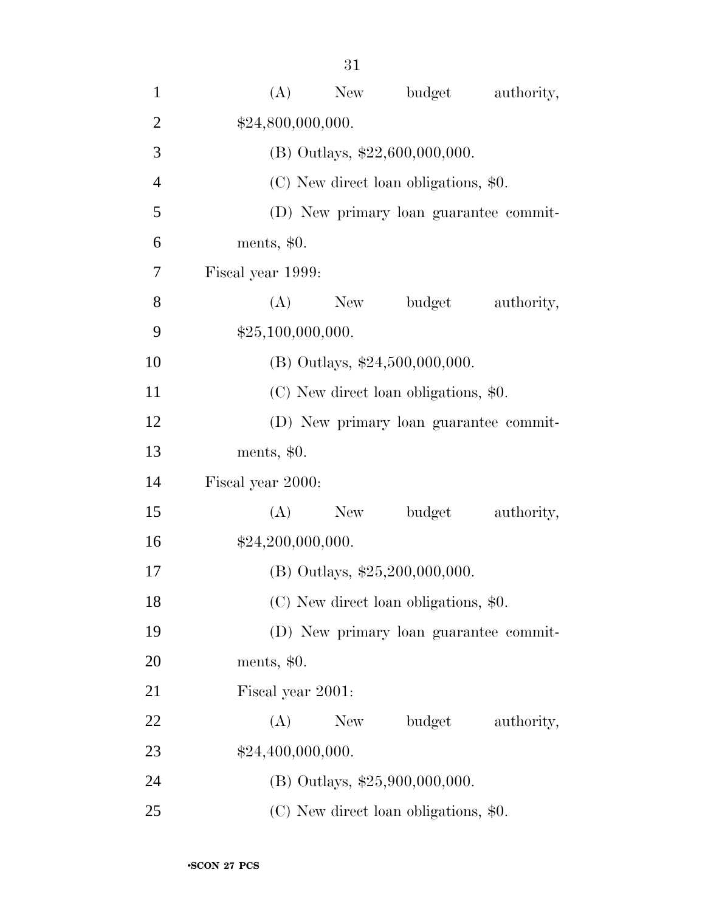(A) New budget authority, $24,800,000,000.

(B) Outlays, $22,600,000,000.

(C) New direct loan obligations, $0.

(D) New primary loan guarantee commitments, $0.

Fiscal year 1999:

(A) New budget authority, $25,100,000,000.

(B) Outlays, $24,500,000,000.

(C) New direct loan obligations, $0.

(D) New primary loan guarantee commitments, $0.

Fiscal year 2000:

(A) New budget authority, $24,200,000,000.

(B) Outlays, $25,200,000,000.

(C) New direct loan obligations, $0.

(D) New primary loan guarantee commitments, $0.

Fiscal year 2001:

(A) New budget authority, $24,400,000,000.

(B) Outlays, $25,900,000,000.

(C) New direct loan obligations, $0.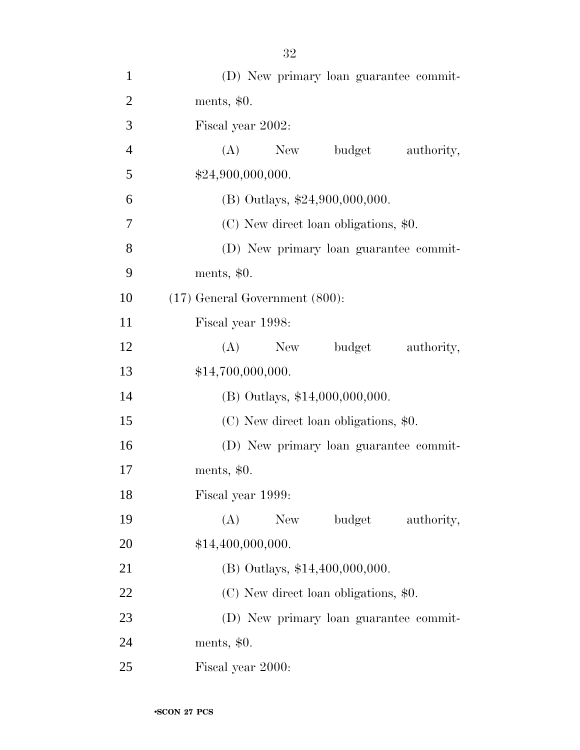(D) New primary loan guarantee commitments, $0.

Fiscal year 2002:

(A) New budget authority, $24,900,000,000.

(B) Outlays, $24,900,000,000.

(C) New direct loan obligations, $0.

(D) New primary loan guarantee commitments, $0.

(17) General Government (800):

Fiscal year 1998:

(A) New budget authority, $14,700,000,000.

(B) Outlays, $14,000,000,000.

(C) New direct loan obligations, $0.

(D) New primary loan guarantee commitments, $0.

Fiscal year 1999:

(A) New budget authority, $14,400,000,000.

(B) Outlays, $14,400,000,000.

(C) New direct loan obligations, $0.

(D) New primary loan guarantee commitments, $0.

Fiscal year 2000: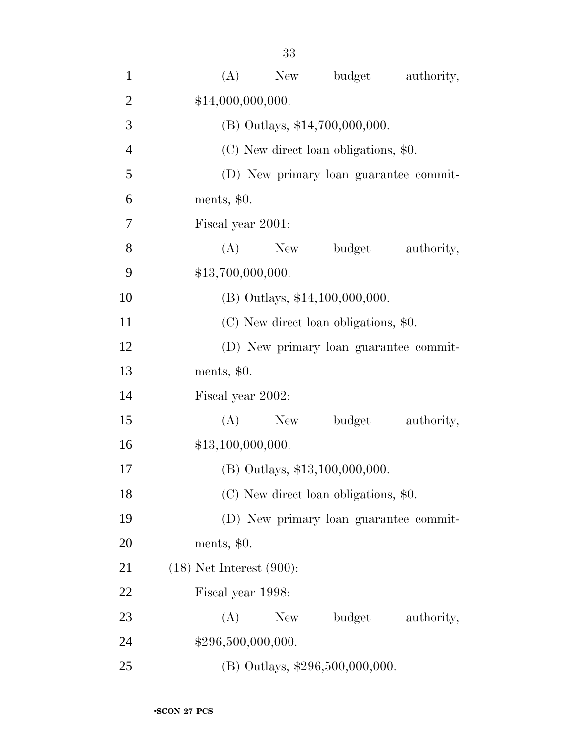(A) New budget authority, $14,000,000,000.

(B) Outlays, $14,700,000,000.

(C) New direct loan obligations, $0.

(D) New primary loan guarantee commitments, $0.

Fiscal year 2001:

(A) New budget authority, $13,700,000,000.

(B) Outlays, $14,100,000,000.

(C) New direct loan obligations, $0.

(D) New primary loan guarantee commitments, $0.

Fiscal year 2002:

(A) New budget authority, $13,100,000,000.

(B) Outlays, $13,100,000,000.

(C) New direct loan obligations, $0.

(D) New primary loan guarantee commitments, $0.

(18) Net Interest (900):

Fiscal year 1998:

(A) New budget authority, $296,500,000,000.

(B) Outlays, $296,500,000,000.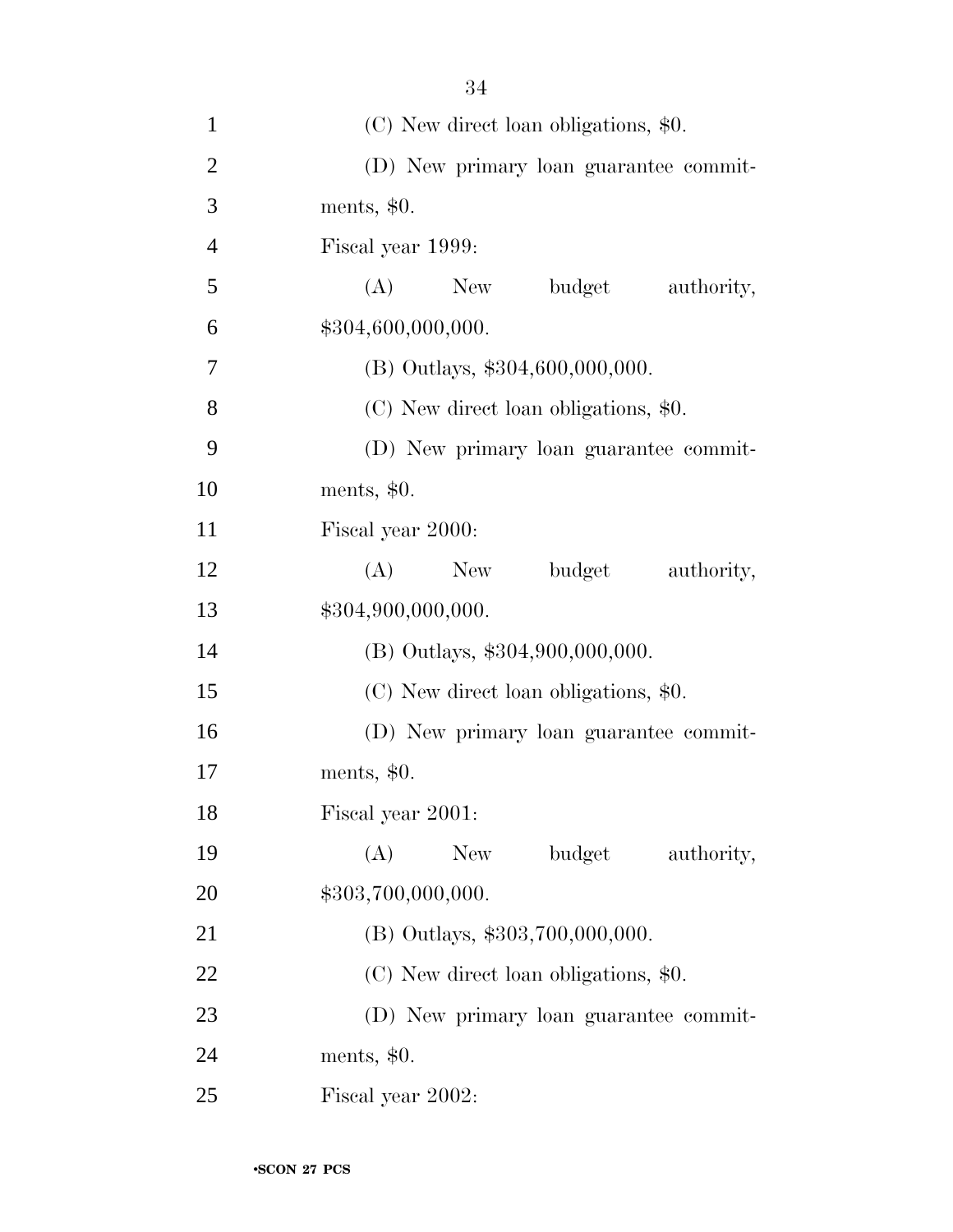(C) New direct loan obligations, $0.

(D) New primary loan guarantee commitments, $0.

Fiscal year 1999:

(A) New budget authority, $304,600,000,000.

(B) Outlays, $304,600,000,000.

(C) New direct loan obligations, $0.

(D) New primary loan guarantee commitments, $0.

Fiscal year 2000:

(A) New budget authority, $304,900,000,000.

(B) Outlays, $304,900,000,000.

(C) New direct loan obligations, $0.

(D) New primary loan guarantee commitments, $0.

Fiscal year 2001:

(A) New budget authority, $303,700,000,000.

(B) Outlays, $303,700,000,000.

(C) New direct loan obligations, $0.

(D) New primary loan guarantee commitments, $0.

Fiscal year 2002: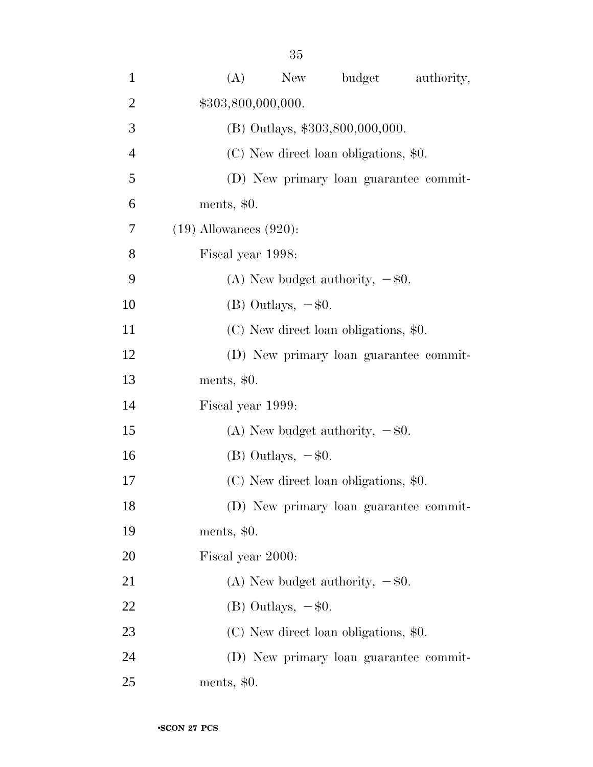(A) New budget authority, $303,800,000,000.

(B) Outlays, $303,800,000,000.

(C) New direct loan obligations, $0.

(D) New primary loan guarantee commitments, $0.

(19) Allowances (920):

Fiscal year 1998:

(A) New budget authority, −$0.

(B) Outlays, −$0.

(C) New direct loan obligations, $0.

(D) New primary loan guarantee commitments, $0.

Fiscal year 1999:

(A) New budget authority, −$0.

(B) Outlays, −$0.

(C) New direct loan obligations, $0.

(D) New primary loan guarantee commitments, $0.

Fiscal year 2000:

(A) New budget authority, −$0.

(B) Outlays, −$0.

(C) New direct loan obligations, $0.

(D) New primary loan guarantee commitments, $0.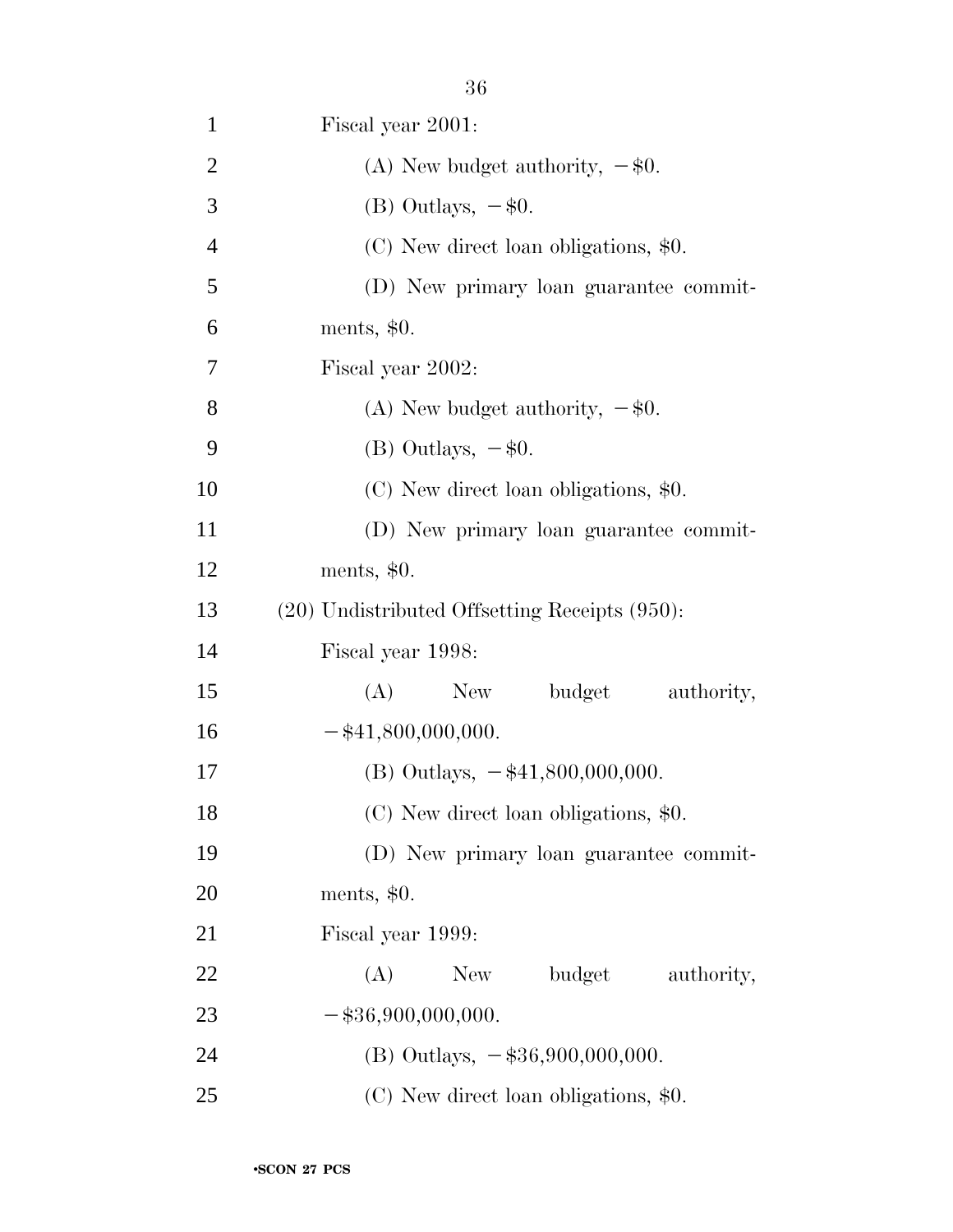Fiscal year 2001:

(A) New budget authority, −$0.

(B) Outlays, −$0.

(C) New direct loan obligations, $0.

(D) New primary loan guarantee commitments, $0.

Fiscal year 2002:

(A) New budget authority, −$0.

(B) Outlays, −$0.

(C) New direct loan obligations, $0.

(D) New primary loan guarantee commitments, $0.

(20) Undistributed Offsetting Receipts (950):

Fiscal year 1998:

(A) New budget authority, −$41,800,000,000.

(B) Outlays, −$41,800,000,000.

(C) New direct loan obligations, $0.

(D) New primary loan guarantee commitments, $0.

Fiscal year 1999:

(A) New budget authority, −$36,900,000,000.

(B) Outlays, −$36,900,000,000.

(C) New direct loan obligations, $0.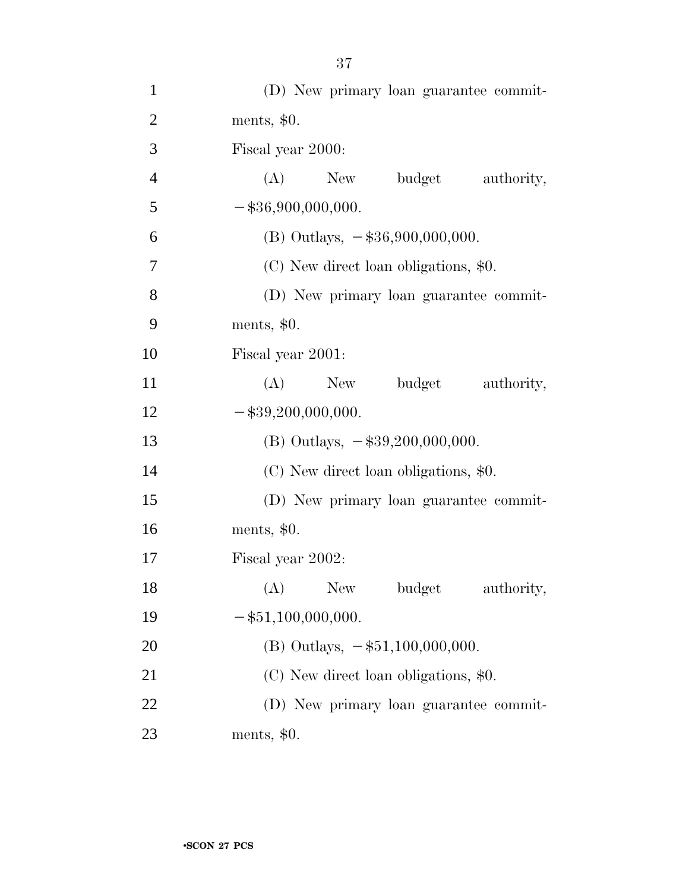(D) New primary loan guarantee commitments, $0.

Fiscal year 2000:

(A) New budget authority, −$36,900,000,000.

(B) Outlays, −$36,900,000,000.

(C) New direct loan obligations, $0.

(D) New primary loan guarantee commitments, $0.

Fiscal year 2001:

(A) New budget authority, −$39,200,000,000.

(B) Outlays, −$39,200,000,000.

(C) New direct loan obligations, $0.

(D) New primary loan guarantee commitments, $0.

Fiscal year 2002:

(A) New budget authority, −$51,100,000,000.

(B) Outlays, −$51,100,000,000.

(C) New direct loan obligations, $0.

(D) New primary loan guarantee commitments, $0.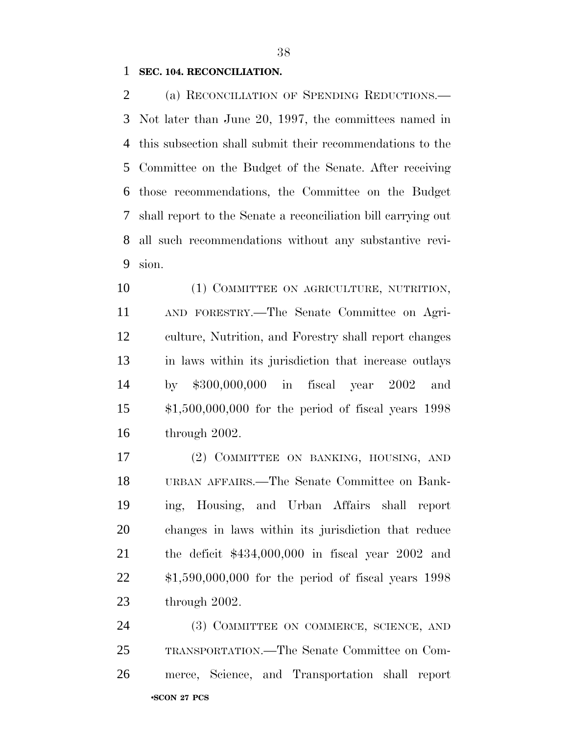**SEC. 104. RECONCILIATION.**

(a) RECONCILIATION OF SPENDING REDUCTIONS.—Not later than June 20, 1997, the committees named in this subsection shall submit their recommendations to the Committee on the Budget of the Senate. After receiving those recommendations, the Committee on the Budget shall report to the Senate a reconciliation bill carrying out all such recommendations without any substantive revision.

(1) COMMITTEE ON AGRICULTURE, NUTRITION, AND FORESTRY.—The Senate Committee on Agriculture, Nutrition, and Forestry shall report changes in laws within its jurisdiction that increase outlays by $300,000,000 in fiscal year 2002 and $1,500,000,000 for the period of fiscal years 1998 through 2002.

(2) COMMITTEE ON BANKING, HOUSING, AND URBAN AFFAIRS.—The Senate Committee on Banking, Housing, and Urban Affairs shall report changes in laws within its jurisdiction that reduce the deficit $434,000,000 in fiscal year 2002 and $1,590,000,000 for the period of fiscal years 1998 through 2002.

(3) COMMITTEE ON COMMERCE, SCIENCE, AND TRANSPORTATION.—The Senate Committee on Commerce, Science, and Transportation shall report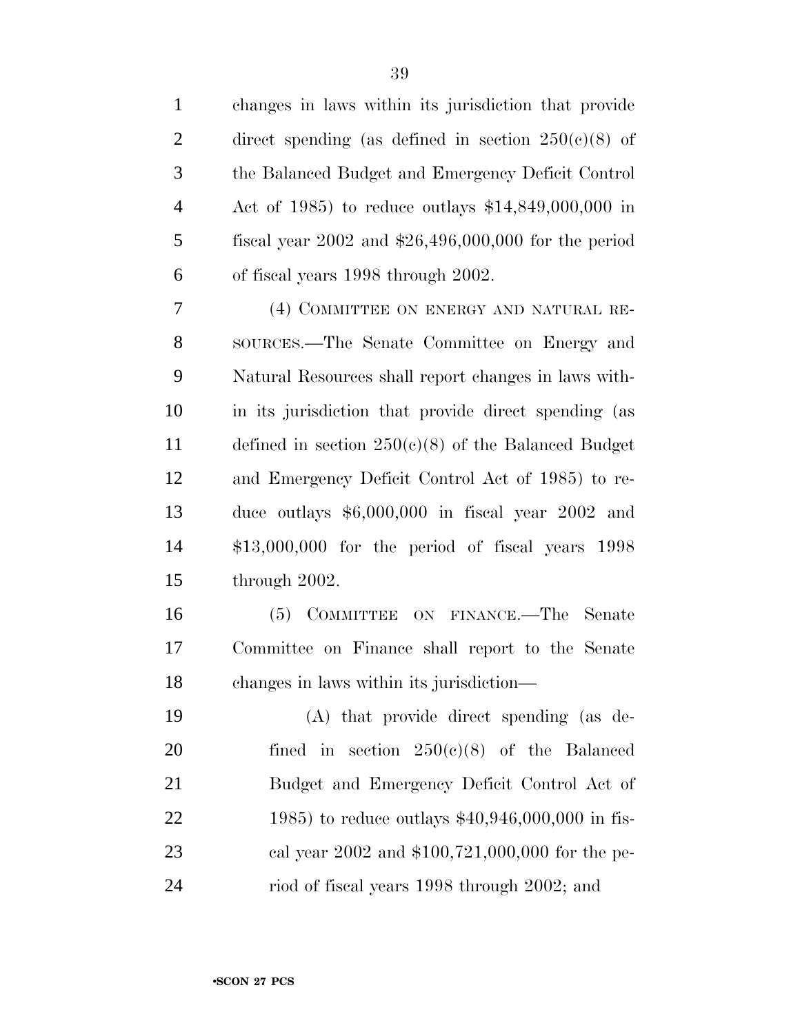changes in laws within its jurisdiction that provide direct spending (as defined in section 250(c)(8) of the Balanced Budget and Emergency Deficit Control Act of 1985) to reduce outlays $14,849,000,000 in fiscal year 2002 and $26,496,000,000 for the period of fiscal years 1998 through 2002.

(4) COMMITTEE ON ENERGY AND NATURAL RESOURCES.—The Senate Committee on Energy and Natural Resources shall report changes in laws within its jurisdiction that provide direct spending (as defined in section 250(c)(8) of the Balanced Budget and Emergency Deficit Control Act of 1985) to reduce outlays $6,000,000 in fiscal year 2002 and $13,000,000 for the period of fiscal years 1998 through 2002.

(5) COMMITTEE ON FINANCE.—The Senate Committee on Finance shall report to the Senate changes in laws within its jurisdiction—

(A) that provide direct spending (as defined in section 250(c)(8) of the Balanced Budget and Emergency Deficit Control Act of 1985) to reduce outlays $40,946,000,000 in fiscal year 2002 and $100,721,000,000 for the period of fiscal years 1998 through 2002; and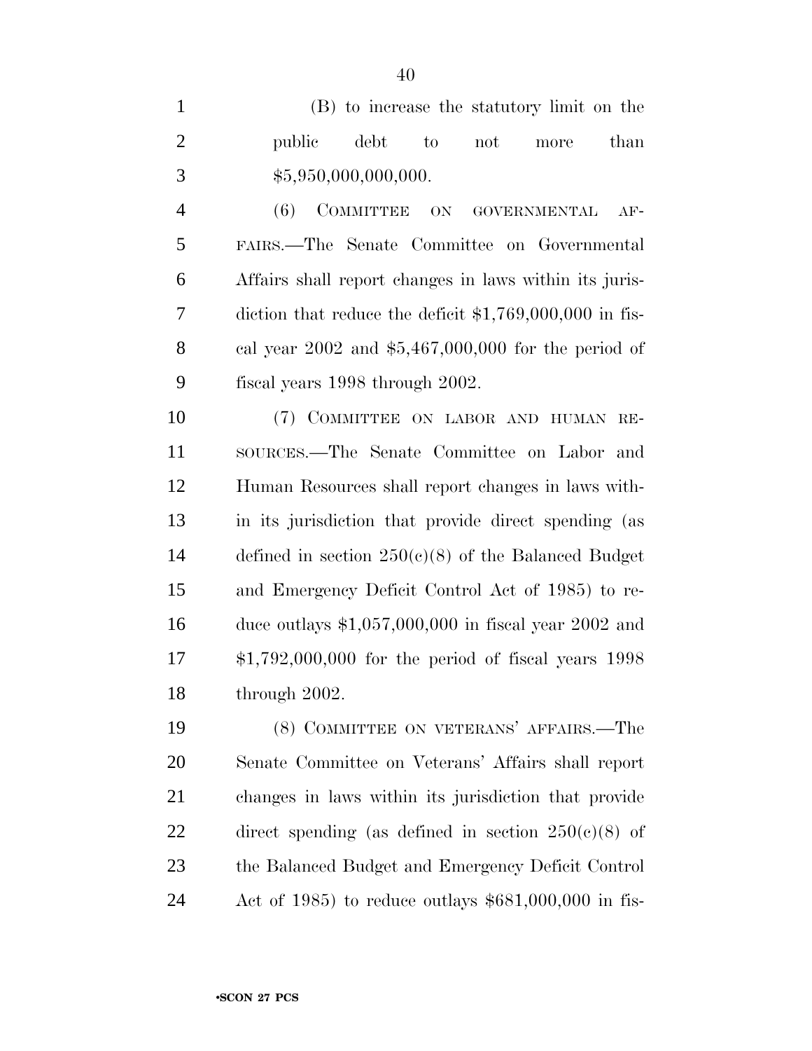(B) to increase the statutory limit on the public debt to not more than $5,950,000,000,000.

(6) COMMITTEE ON GOVERNMENTAL AFFAIRS.—The Senate Committee on Governmental Affairs shall report changes in laws within its jurisdiction that reduce the deficit $1,769,000,000 in fiscal year 2002 and $5,467,000,000 for the period of fiscal years 1998 through 2002.

(7) COMMITTEE ON LABOR AND HUMAN RESOURCES.—The Senate Committee on Labor and Human Resources shall report changes in laws within its jurisdiction that provide direct spending (as defined in section 250(c)(8) of the Balanced Budget and Emergency Deficit Control Act of 1985) to reduce outlays $1,057,000,000 in fiscal year 2002 and $1,792,000,000 for the period of fiscal years 1998 through 2002.

(8) COMMITTEE ON VETERANS' AFFAIRS.—The Senate Committee on Veterans' Affairs shall report changes in laws within its jurisdiction that provide direct spending (as defined in section 250(c)(8) of the Balanced Budget and Emergency Deficit Control Act of 1985) to reduce outlays $681,000,000 in fis-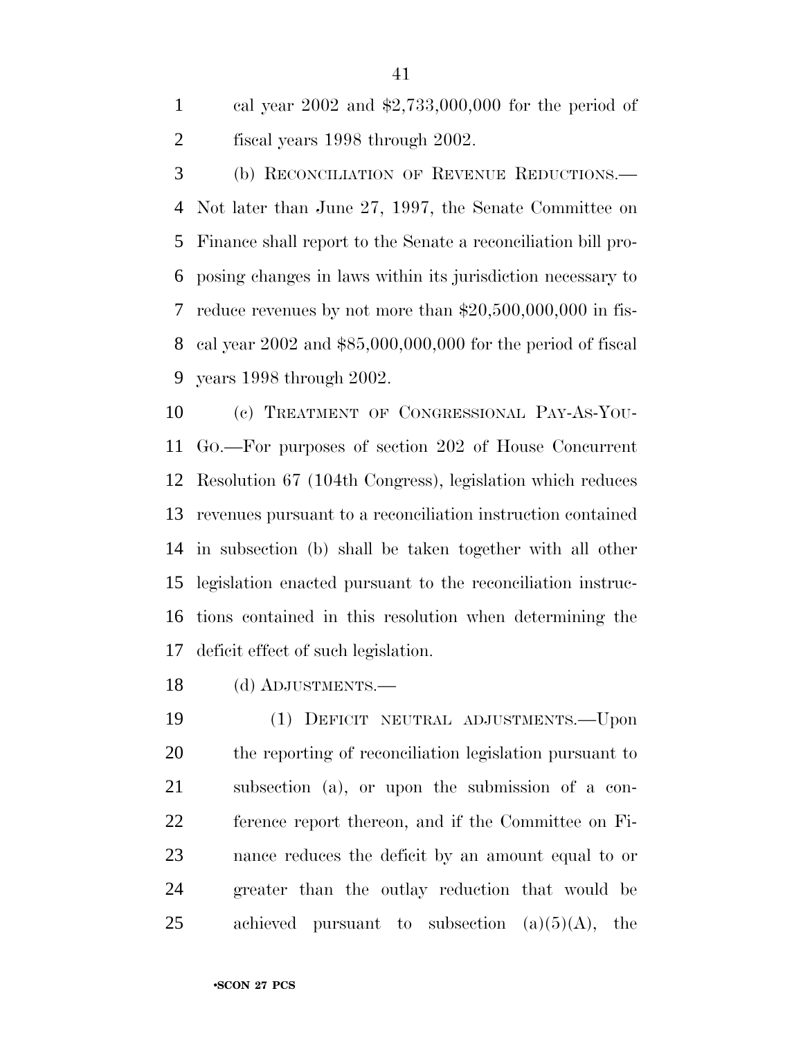cal year 2002 and $2,733,000,000 for the period of fiscal years 1998 through 2002.

(b) RECONCILIATION OF REVENUE REDUCTIONS.—Not later than June 27, 1997, the Senate Committee on Finance shall report to the Senate a reconciliation bill proposing changes in laws within its jurisdiction necessary to reduce revenues by not more than $20,500,000,000 in fiscal year 2002 and $85,000,000,000 for the period of fiscal years 1998 through 2002.

(c) TREATMENT OF CONGRESSIONAL PAY-AS-YOU-GO.—For purposes of section 202 of House Concurrent Resolution 67 (104th Congress), legislation which reduces revenues pursuant to a reconciliation instruction contained in subsection (b) shall be taken together with all other legislation enacted pursuant to the reconciliation instructions contained in this resolution when determining the deficit effect of such legislation.

(d) ADJUSTMENTS.—

(1) DEFICIT NEUTRAL ADJUSTMENTS.—Upon the reporting of reconciliation legislation pursuant to subsection (a), or upon the submission of a conference report thereon, and if the Committee on Finance reduces the deficit by an amount equal to or greater than the outlay reduction that would be achieved pursuant to subsection (a)(5)(A), the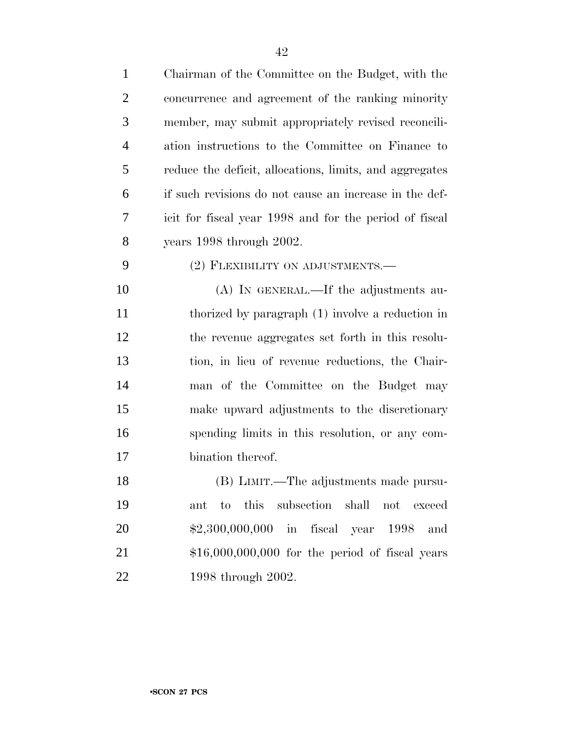Chairman of the Committee on the Budget, with the concurrence and agreement of the ranking minority member, may submit appropriately revised reconciliation instructions to the Committee on Finance to reduce the deficit, allocations, limits, and aggregates if such revisions do not cause an increase in the deficit for fiscal year 1998 and for the period of fiscal years 1998 through 2002.

(2) FLEXIBILITY ON ADJUSTMENTS.—

(A) IN GENERAL.—If the adjustments authorized by paragraph (1) involve a reduction in the revenue aggregates set forth in this resolution, in lieu of revenue reductions, the Chairman of the Committee on the Budget may make upward adjustments to the discretionary spending limits in this resolution, or any combination thereof.

(B) LIMIT.—The adjustments made pursuant to this subsection shall not exceed $2,300,000,000 in fiscal year 1998 and $16,000,000,000 for the period of fiscal years 1998 through 2002.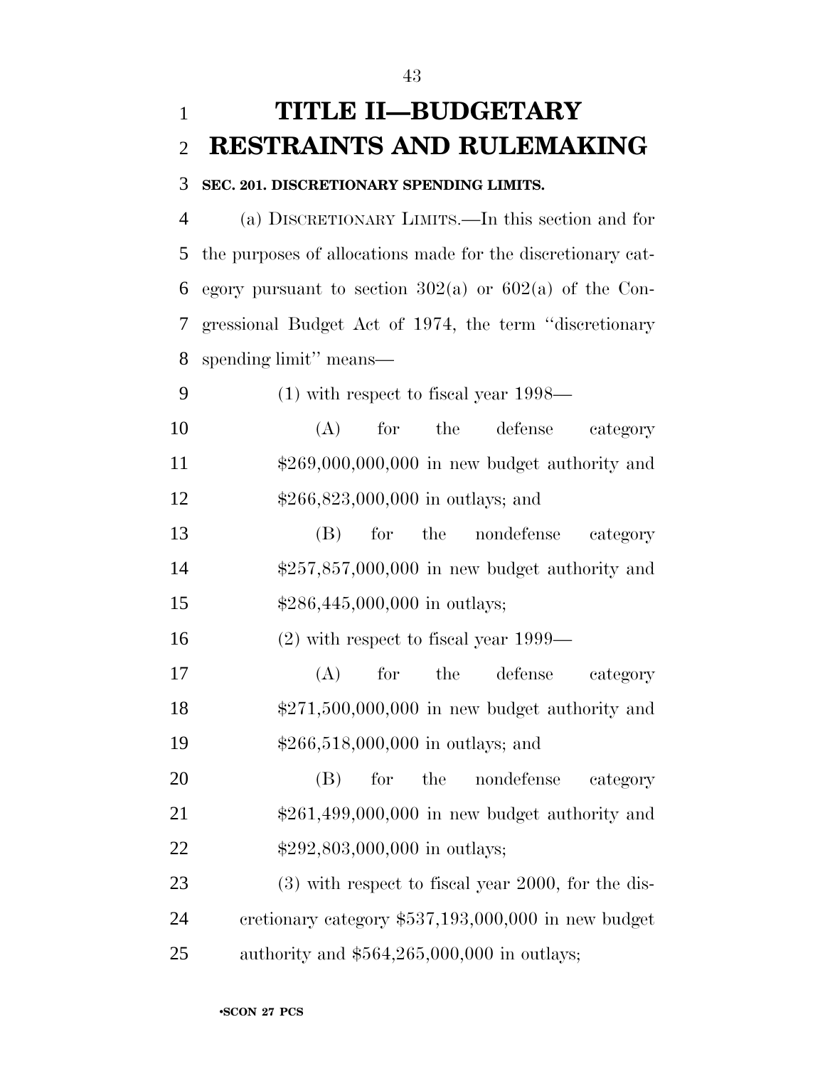# TITLE II—BUDGETARY RESTRAINTS AND RULEMAKING

**SEC. 201. DISCRETIONARY SPENDING LIMITS.**

(a) DISCRETIONARY LIMITS.—In this section and for the purposes of allocations made for the discretionary category pursuant to section 302(a) or 602(a) of the Congressional Budget Act of 1974, the term "discretionary spending limit" means—

(1) with respect to fiscal year 1998—

(A) for the defense category $269,000,000,000 in new budget authority and $266,823,000,000 in outlays; and

(B) for the nondefense category $257,857,000,000 in new budget authority and $286,445,000,000 in outlays;

(2) with respect to fiscal year 1999—

(A) for the defense category $271,500,000,000 in new budget authority and $266,518,000,000 in outlays; and

(B) for the nondefense category $261,499,000,000 in new budget authority and $292,803,000,000 in outlays;

(3) with respect to fiscal year 2000, for the discretionary category $537,193,000,000 in new budget authority and $564,265,000,000 in outlays;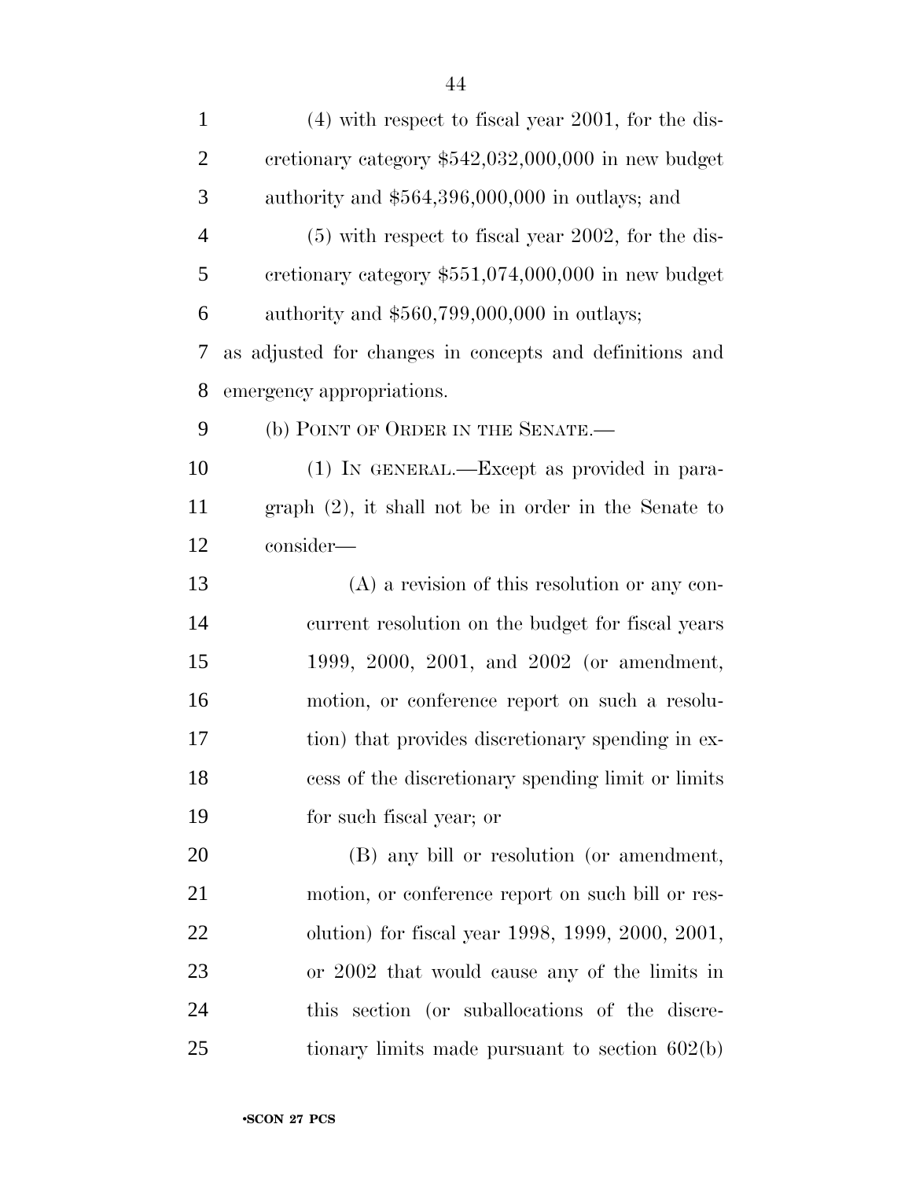(4) with respect to fiscal year 2001, for the discretionary category $542,032,000,000 in new budget authority and $564,396,000,000 in outlays; and

(5) with respect to fiscal year 2002, for the discretionary category $551,074,000,000 in new budget authority and $560,799,000,000 in outlays;

as adjusted for changes in concepts and definitions and emergency appropriations.

(b) POINT OF ORDER IN THE SENATE.—

(1) IN GENERAL.—Except as provided in paragraph (2), it shall not be in order in the Senate to consider—

(A) a revision of this resolution or any concurrent resolution on the budget for fiscal years 1999, 2000, 2001, and 2002 (or amendment, motion, or conference report on such a resolution) that provides discretionary spending in excess of the discretionary spending limit or limits for such fiscal year; or

(B) any bill or resolution (or amendment, motion, or conference report on such bill or resolution) for fiscal year 1998, 1999, 2000, 2001, or 2002 that would cause any of the limits in this section (or suballocations of the discretionary limits made pursuant to section 602(b)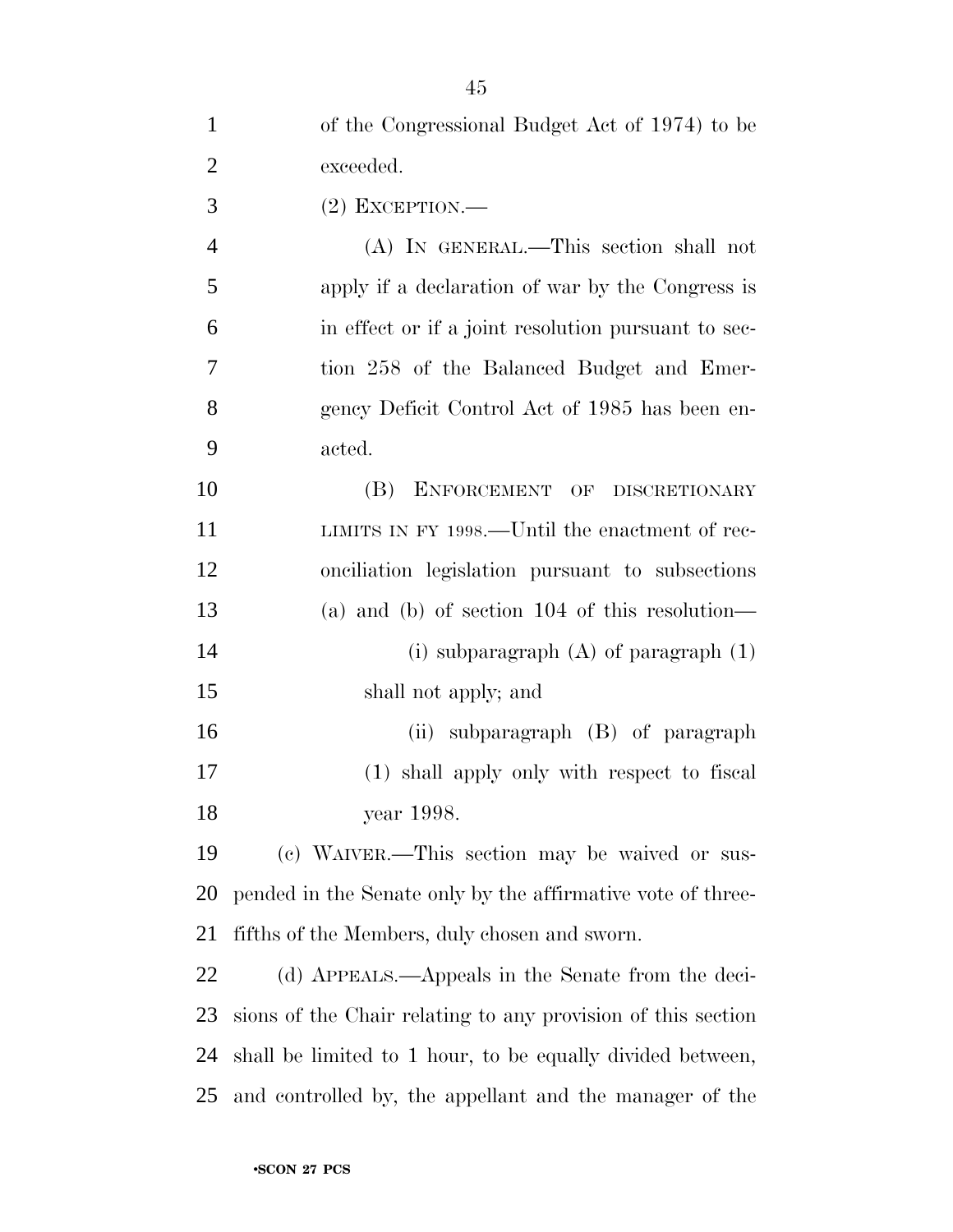of the Congressional Budget Act of 1974) to be exceeded.

(2) EXCEPTION.—

(A) IN GENERAL.—This section shall not apply if a declaration of war by the Congress is in effect or if a joint resolution pursuant to section 258 of the Balanced Budget and Emergency Deficit Control Act of 1985 has been enacted.

(B) ENFORCEMENT OF DISCRETIONARY LIMITS IN FY 1998.—Until the enactment of reconciliation legislation pursuant to subsections (a) and (b) of section 104 of this resolution—

(i) subparagraph (A) of paragraph (1) shall not apply; and

(ii) subparagraph (B) of paragraph (1) shall apply only with respect to fiscal year 1998.

(c) WAIVER.—This section may be waived or suspended in the Senate only by the affirmative vote of three-fifths of the Members, duly chosen and sworn.

(d) APPEALS.—Appeals in the Senate from the decisions of the Chair relating to any provision of this section shall be limited to 1 hour, to be equally divided between, and controlled by, the appellant and the manager of the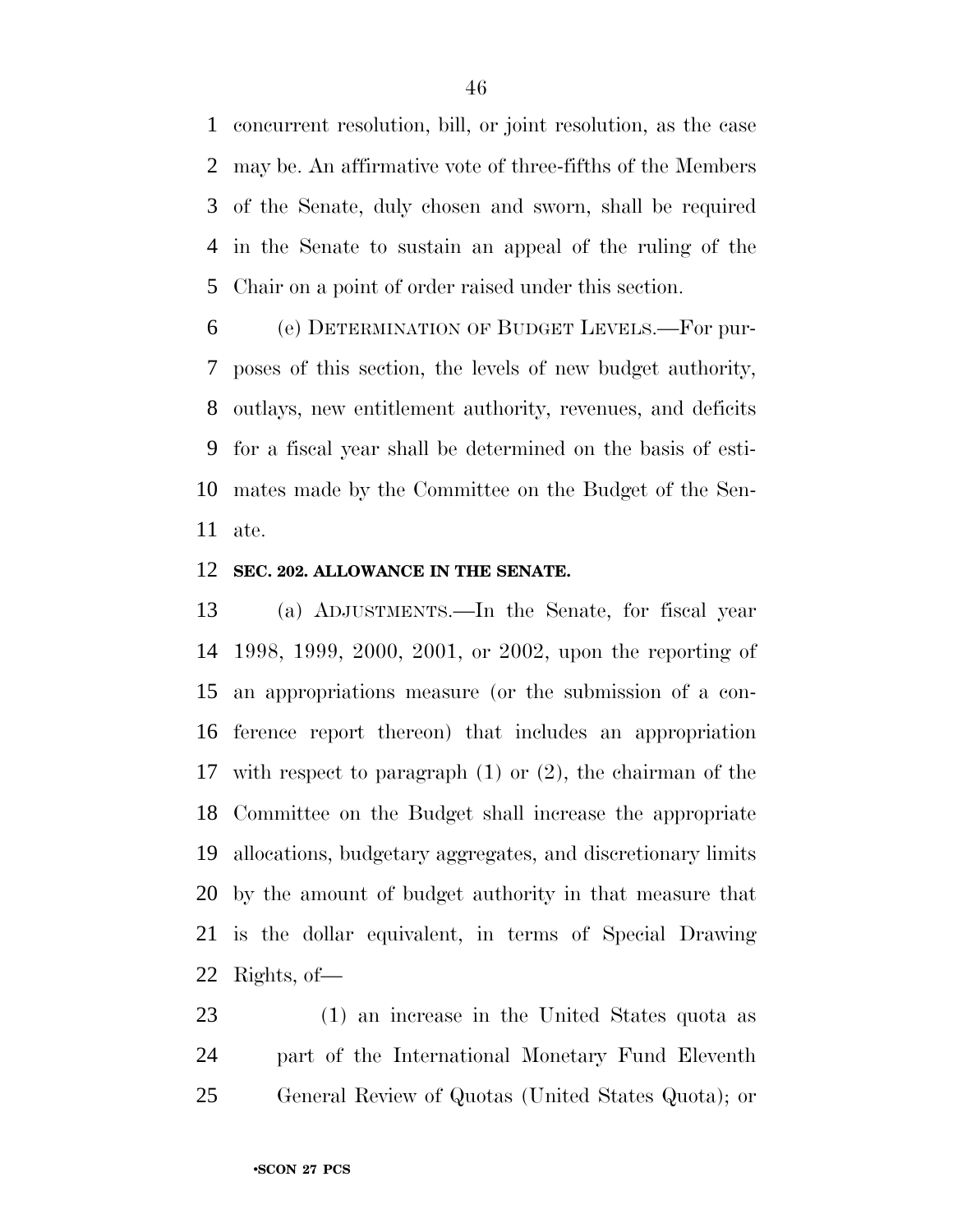concurrent resolution, bill, or joint resolution, as the case may be. An affirmative vote of three-fifths of the Members of the Senate, duly chosen and sworn, shall be required in the Senate to sustain an appeal of the ruling of the Chair on a point of order raised under this section.

(e) DETERMINATION OF BUDGET LEVELS.—For purposes of this section, the levels of new budget authority, outlays, new entitlement authority, revenues, and deficits for a fiscal year shall be determined on the basis of estimates made by the Committee on the Budget of the Senate.

**SEC. 202. ALLOWANCE IN THE SENATE.**

(a) ADJUSTMENTS.—In the Senate, for fiscal year 1998, 1999, 2000, 2001, or 2002, upon the reporting of an appropriations measure (or the submission of a conference report thereon) that includes an appropriation with respect to paragraph (1) or (2), the chairman of the Committee on the Budget shall increase the appropriate allocations, budgetary aggregates, and discretionary limits by the amount of budget authority in that measure that is the dollar equivalent, in terms of Special Drawing Rights, of—

(1) an increase in the United States quota as part of the International Monetary Fund Eleventh General Review of Quotas (United States Quota); or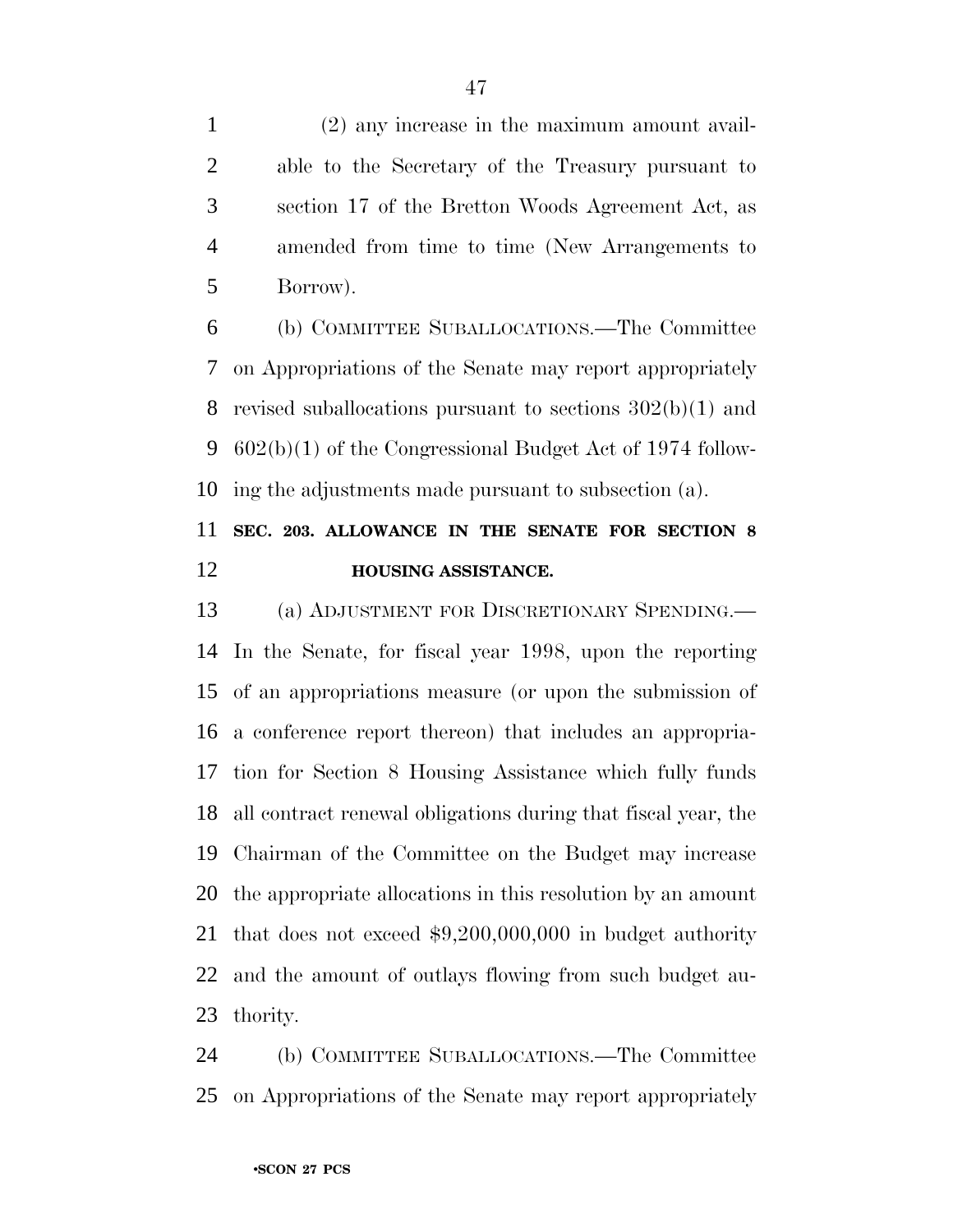(2) any increase in the maximum amount available to the Secretary of the Treasury pursuant to section 17 of the Bretton Woods Agreement Act, as amended from time to time (New Arrangements to Borrow).

(b) COMMITTEE SUBALLOCATIONS.—The Committee on Appropriations of the Senate may report appropriately revised suballocations pursuant to sections 302(b)(1) and 602(b)(1) of the Congressional Budget Act of 1974 following the adjustments made pursuant to subsection (a).

**SEC. 203. ALLOWANCE IN THE SENATE FOR SECTION 8 HOUSING ASSISTANCE.**

(a) ADJUSTMENT FOR DISCRETIONARY SPENDING.—In the Senate, for fiscal year 1998, upon the reporting of an appropriations measure (or upon the submission of a conference report thereon) that includes an appropriation for Section 8 Housing Assistance which fully funds all contract renewal obligations during that fiscal year, the Chairman of the Committee on the Budget may increase the appropriate allocations in this resolution by an amount that does not exceed $9,200,000,000 in budget authority and the amount of outlays flowing from such budget authority.

(b) COMMITTEE SUBALLOCATIONS.—The Committee on Appropriations of the Senate may report appropriately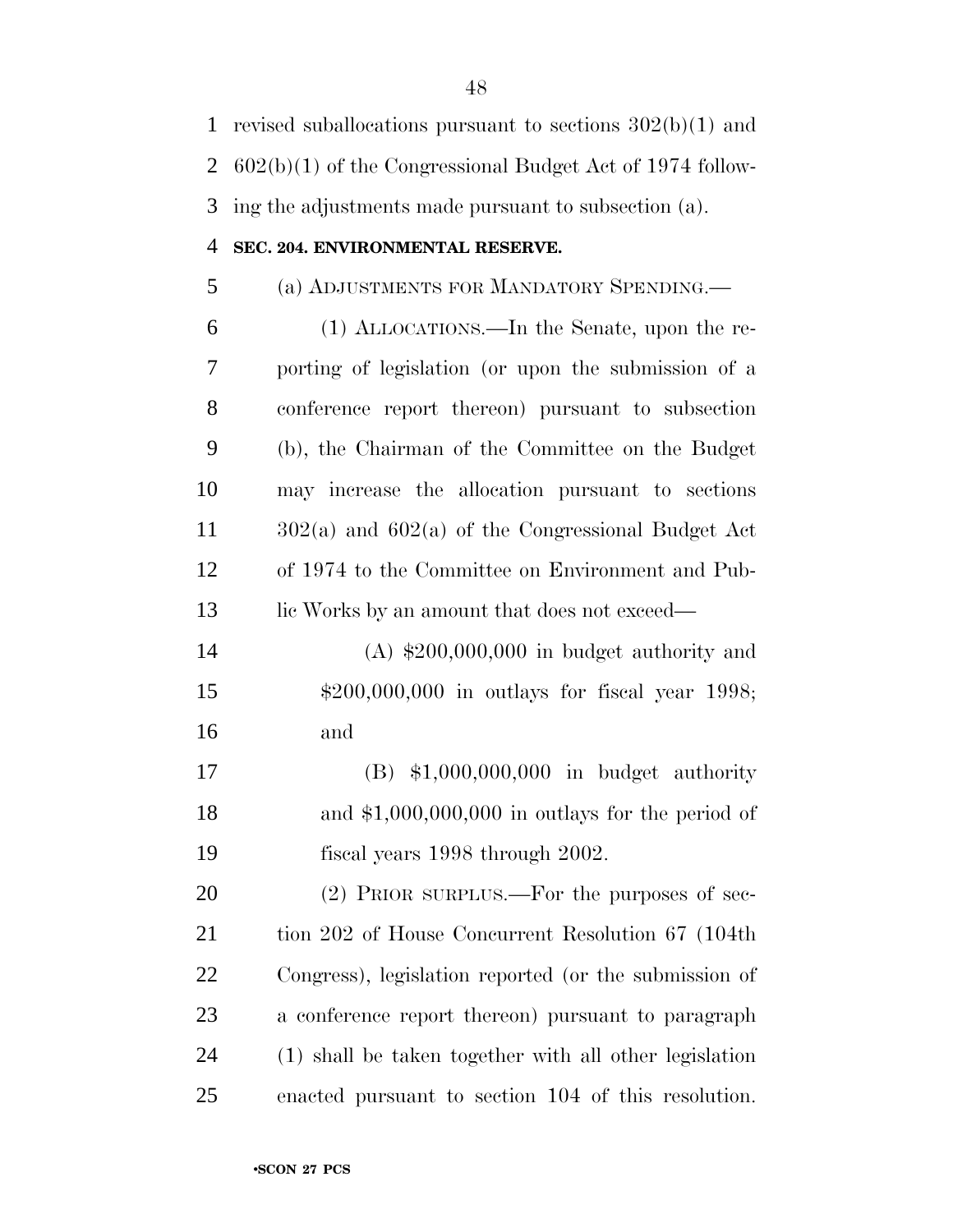revised suballocations pursuant to sections 302(b)(1) and 602(b)(1) of the Congressional Budget Act of 1974 following the adjustments made pursuant to subsection (a).

**SEC. 204. ENVIRONMENTAL RESERVE.**

(a) ADJUSTMENTS FOR MANDATORY SPENDING.—

(1) ALLOCATIONS.—In the Senate, upon the reporting of legislation (or upon the submission of a conference report thereon) pursuant to subsection (b), the Chairman of the Committee on the Budget may increase the allocation pursuant to sections 302(a) and 602(a) of the Congressional Budget Act of 1974 to the Committee on Environment and Public Works by an amount that does not exceed—

(A) $200,000,000 in budget authority and $200,000,000 in outlays for fiscal year 1998; and

(B) $1,000,000,000 in budget authority and $1,000,000,000 in outlays for the period of fiscal years 1998 through 2002.

(2) PRIOR SURPLUS.—For the purposes of section 202 of House Concurrent Resolution 67 (104th Congress), legislation reported (or the submission of a conference report thereon) pursuant to paragraph (1) shall be taken together with all other legislation enacted pursuant to section 104 of this resolution.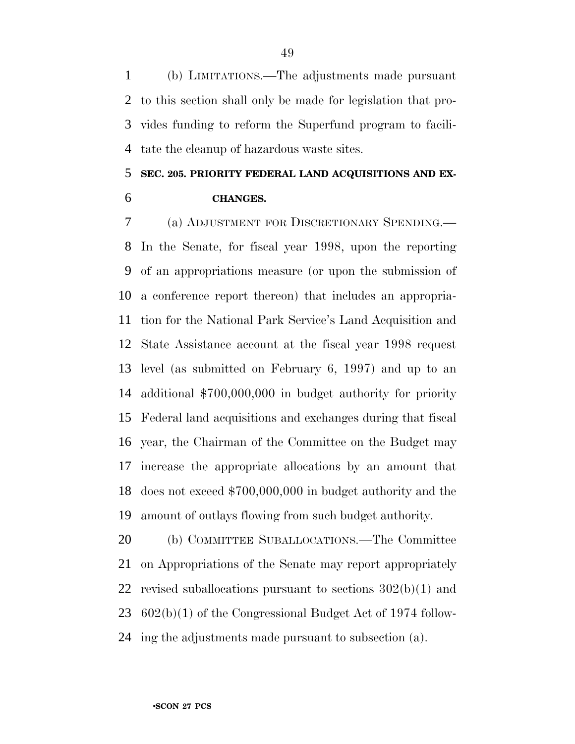(b) LIMITATIONS.—The adjustments made pursuant to this section shall only be made for legislation that provides funding to reform the Superfund program to facilitate the cleanup of hazardous waste sites.

### SEC. 205. PRIORITY FEDERAL LAND ACQUISITIONS AND EXCHANGES.

(a) ADJUSTMENT FOR DISCRETIONARY SPENDING.—In the Senate, for fiscal year 1998, upon the reporting of an appropriations measure (or upon the submission of a conference report thereon) that includes an appropriation for the National Park Service's Land Acquisition and State Assistance account at the fiscal year 1998 request level (as submitted on February 6, 1997) and up to an additional $700,000,000 in budget authority for priority Federal land acquisitions and exchanges during that fiscal year, the Chairman of the Committee on the Budget may increase the appropriate allocations by an amount that does not exceed $700,000,000 in budget authority and the amount of outlays flowing from such budget authority.

(b) COMMITTEE SUBALLOCATIONS.—The Committee on Appropriations of the Senate may report appropriately revised suballocations pursuant to sections 302(b)(1) and 602(b)(1) of the Congressional Budget Act of 1974 following the adjustments made pursuant to subsection (a).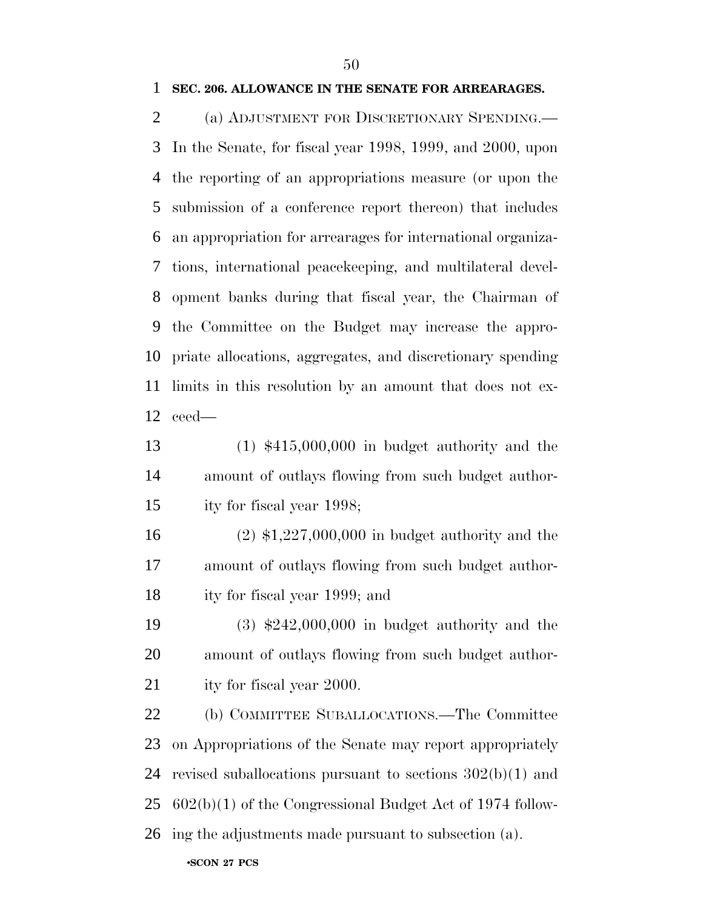**SEC. 206. ALLOWANCE IN THE SENATE FOR ARREARAGES.**

(a) ADJUSTMENT FOR DISCRETIONARY SPENDING.—In the Senate, for fiscal year 1998, 1999, and 2000, upon the reporting of an appropriations measure (or upon the submission of a conference report thereon) that includes an appropriation for arrearages for international organizations, international peacekeeping, and multilateral development banks during that fiscal year, the Chairman of the Committee on the Budget may increase the appropriate allocations, aggregates, and discretionary spending limits in this resolution by an amount that does not exceed—

(1) $415,000,000 in budget authority and the amount of outlays flowing from such budget authority for fiscal year 1998;

(2) $1,227,000,000 in budget authority and the amount of outlays flowing from such budget authority for fiscal year 1999; and

(3) $242,000,000 in budget authority and the amount of outlays flowing from such budget authority for fiscal year 2000.

(b) COMMITTEE SUBALLOCATIONS.—The Committee on Appropriations of the Senate may report appropriately revised suballocations pursuant to sections 302(b)(1) and 602(b)(1) of the Congressional Budget Act of 1974 following the adjustments made pursuant to subsection (a).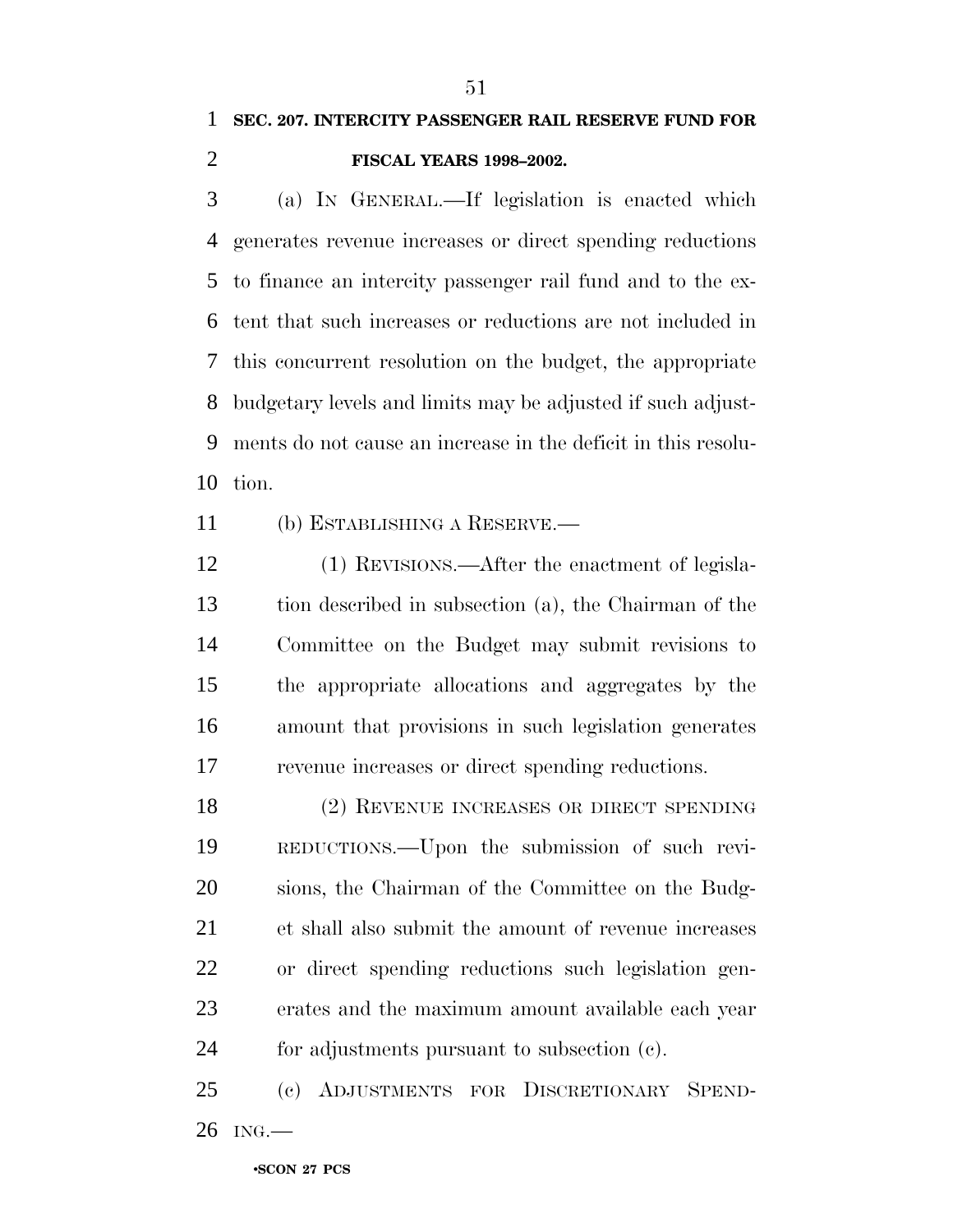**SEC. 207. INTERCITY PASSENGER RAIL RESERVE FUND FOR FISCAL YEARS 1998–2002.**

(a) IN GENERAL.—If legislation is enacted which generates revenue increases or direct spending reductions to finance an intercity passenger rail fund and to the extent that such increases or reductions are not included in this concurrent resolution on the budget, the appropriate budgetary levels and limits may be adjusted if such adjustments do not cause an increase in the deficit in this resolution.

(b) ESTABLISHING A RESERVE.—

(1) REVISIONS.—After the enactment of legislation described in subsection (a), the Chairman of the Committee on the Budget may submit revisions to the appropriate allocations and aggregates by the amount that provisions in such legislation generates revenue increases or direct spending reductions.

(2) REVENUE INCREASES OR DIRECT SPENDING REDUCTIONS.—Upon the submission of such revisions, the Chairman of the Committee on the Budget shall also submit the amount of revenue increases or direct spending reductions such legislation generates and the maximum amount available each year for adjustments pursuant to subsection (c).

(c) ADJUSTMENTS FOR DISCRETIONARY SPENDING.—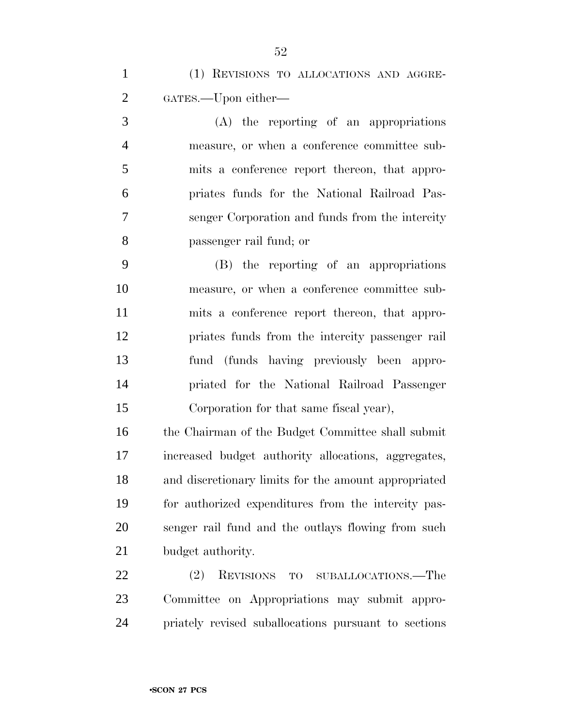(1) REVISIONS TO ALLOCATIONS AND AGGREGATES.—Upon either—

(A) the reporting of an appropriations measure, or when a conference committee submits a conference report thereon, that appropriates funds for the National Railroad Passenger Corporation and funds from the intercity passenger rail fund; or

(B) the reporting of an appropriations measure, or when a conference committee submits a conference report thereon, that appropriates funds from the intercity passenger rail fund (funds having previously been appropriated for the National Railroad Passenger Corporation for that same fiscal year),

the Chairman of the Budget Committee shall submit increased budget authority allocations, aggregates, and discretionary limits for the amount appropriated for authorized expenditures from the intercity passenger rail fund and the outlays flowing from such budget authority.

(2) REVISIONS TO SUBALLOCATIONS.—The Committee on Appropriations may submit appropriately revised suballocations pursuant to sections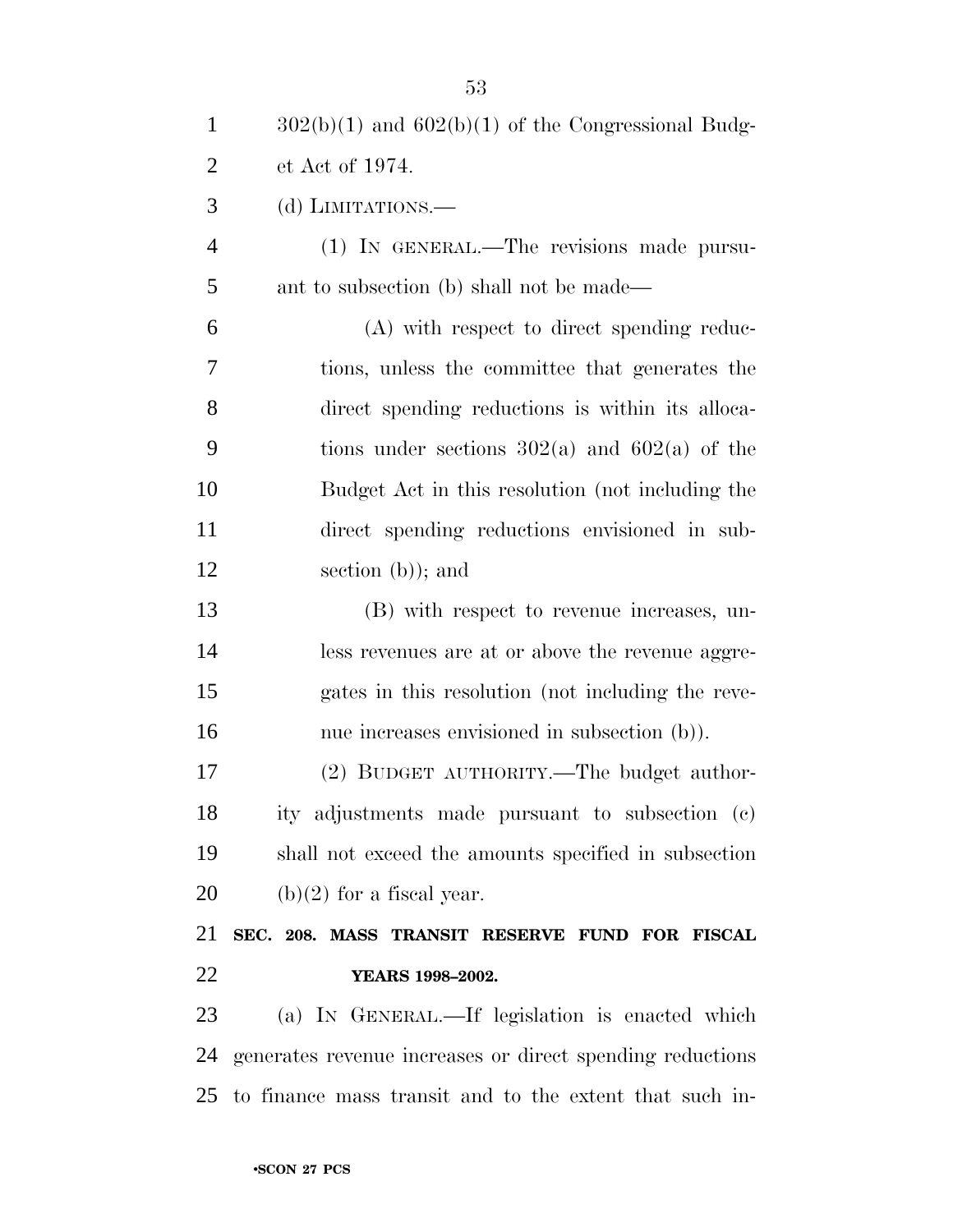302(b)(1) and 602(b)(1) of the Congressional Budget Act of 1974.

(d) LIMITATIONS.—

(1) IN GENERAL.—The revisions made pursuant to subsection (b) shall not be made—

(A) with respect to direct spending reductions, unless the committee that generates the direct spending reductions is within its allocations under sections 302(a) and 602(a) of the Budget Act in this resolution (not including the direct spending reductions envisioned in subsection (b)); and

(B) with respect to revenue increases, unless revenues are at or above the revenue aggregates in this resolution (not including the revenue increases envisioned in subsection (b)).

(2) BUDGET AUTHORITY.—The budget authority adjustments made pursuant to subsection (c) shall not exceed the amounts specified in subsection (b)(2) for a fiscal year.

**SEC. 208. MASS TRANSIT RESERVE FUND FOR FISCAL YEARS 1998–2002.**

(a) IN GENERAL.—If legislation is enacted which generates revenue increases or direct spending reductions to finance mass transit and to the extent that such in-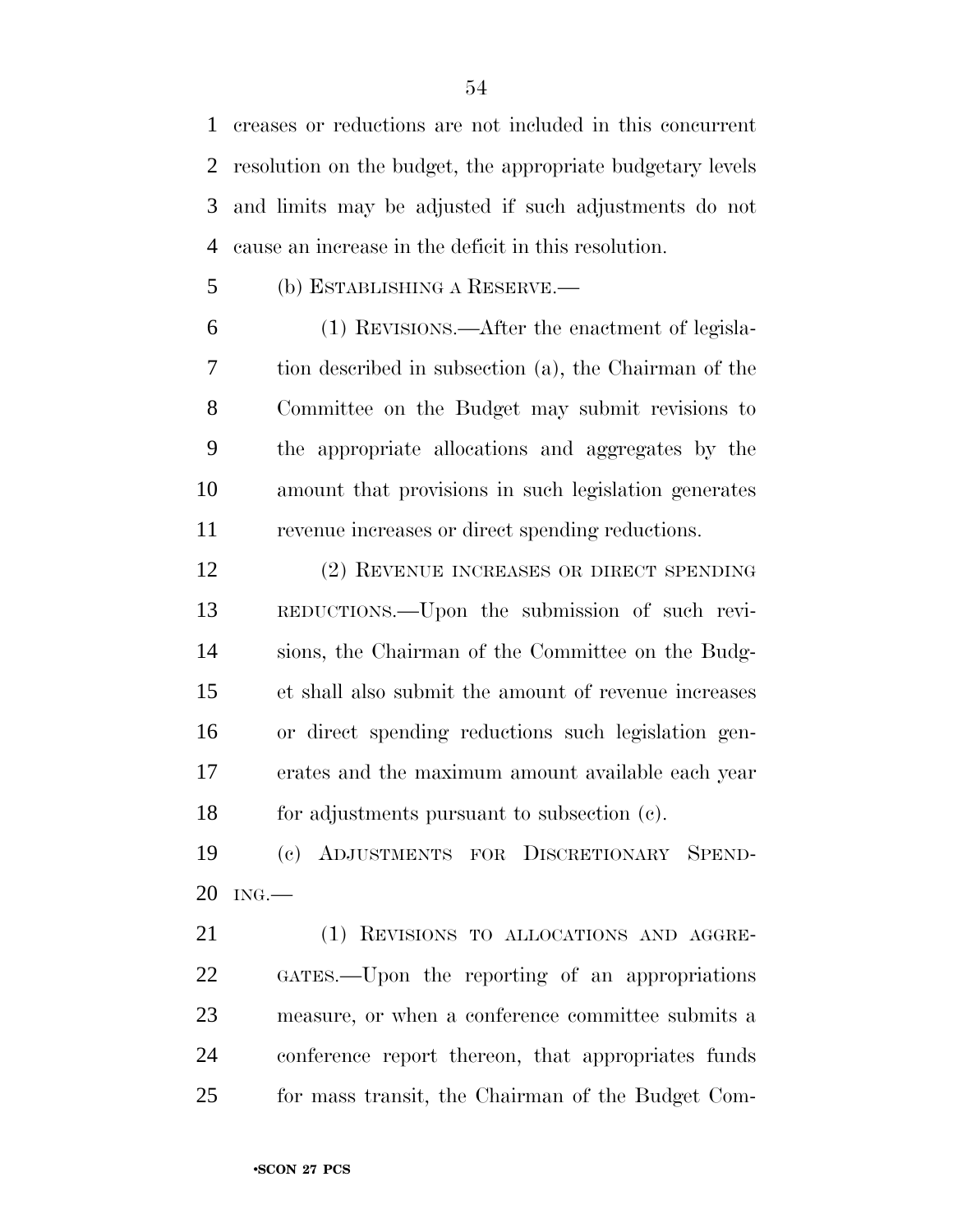creases or reductions are not included in this concurrent resolution on the budget, the appropriate budgetary levels and limits may be adjusted if such adjustments do not cause an increase in the deficit in this resolution.

(b) ESTABLISHING A RESERVE.—

(1) REVISIONS.—After the enactment of legislation described in subsection (a), the Chairman of the Committee on the Budget may submit revisions to the appropriate allocations and aggregates by the amount that provisions in such legislation generates revenue increases or direct spending reductions.

(2) REVENUE INCREASES OR DIRECT SPENDING REDUCTIONS.—Upon the submission of such revisions, the Chairman of the Committee on the Budget shall also submit the amount of revenue increases or direct spending reductions such legislation generates and the maximum amount available each year for adjustments pursuant to subsection (c).

(c) ADJUSTMENTS FOR DISCRETIONARY SPENDING.—

(1) REVISIONS TO ALLOCATIONS AND AGGREGATES.—Upon the reporting of an appropriations measure, or when a conference committee submits a conference report thereon, that appropriates funds for mass transit, the Chairman of the Budget Com-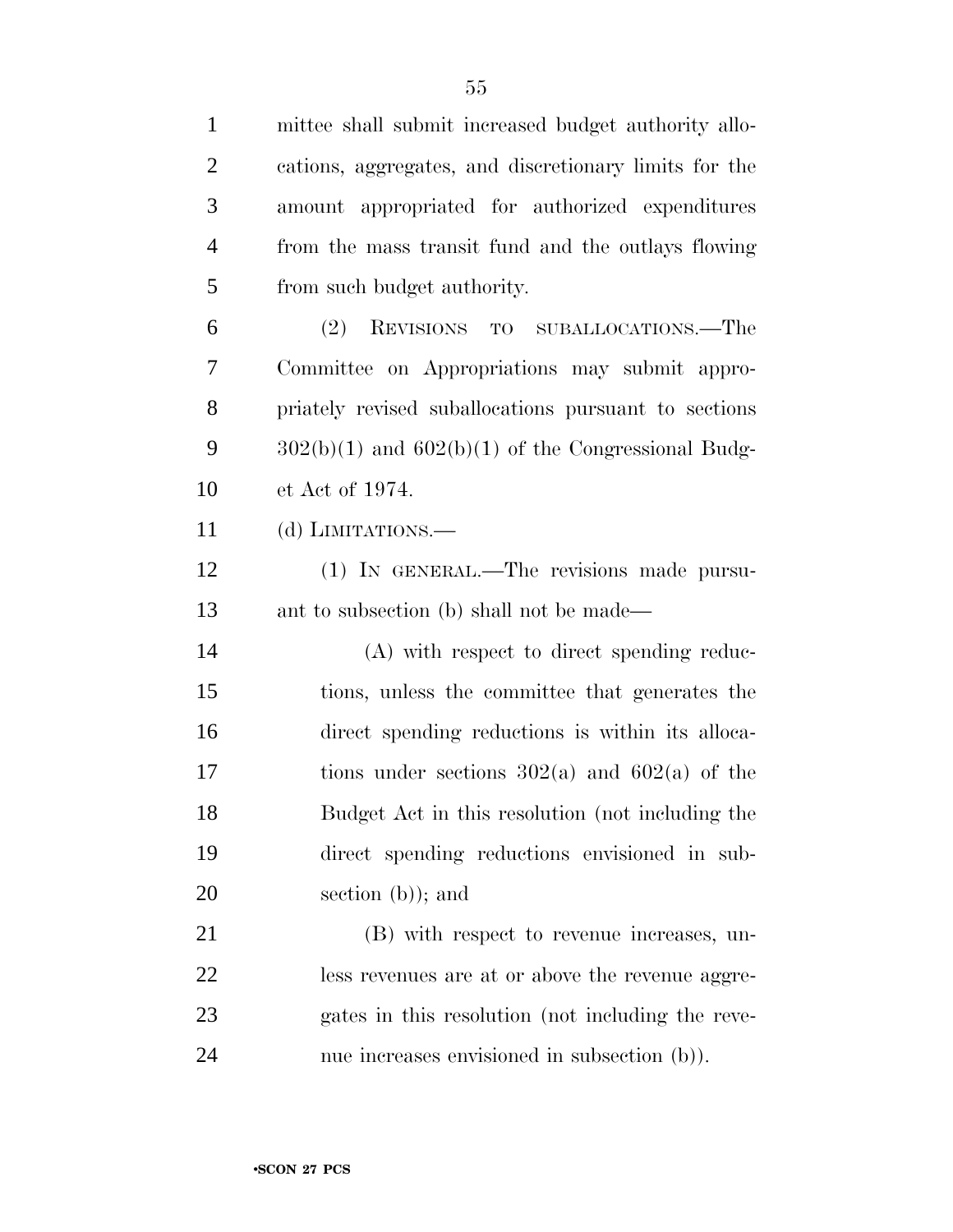mittee shall submit increased budget authority allocations, aggregates, and discretionary limits for the amount appropriated for authorized expenditures from the mass transit fund and the outlays flowing from such budget authority.

(2) REVISIONS TO SUBALLOCATIONS.—The Committee on Appropriations may submit appropriately revised suballocations pursuant to sections 302(b)(1) and 602(b)(1) of the Congressional Budget Act of 1974.

(d) LIMITATIONS.—

(1) IN GENERAL.—The revisions made pursuant to subsection (b) shall not be made—

(A) with respect to direct spending reductions, unless the committee that generates the direct spending reductions is within its allocations under sections 302(a) and 602(a) of the Budget Act in this resolution (not including the direct spending reductions envisioned in subsection (b)); and

(B) with respect to revenue increases, unless revenues are at or above the revenue aggregates in this resolution (not including the revenue increases envisioned in subsection (b)).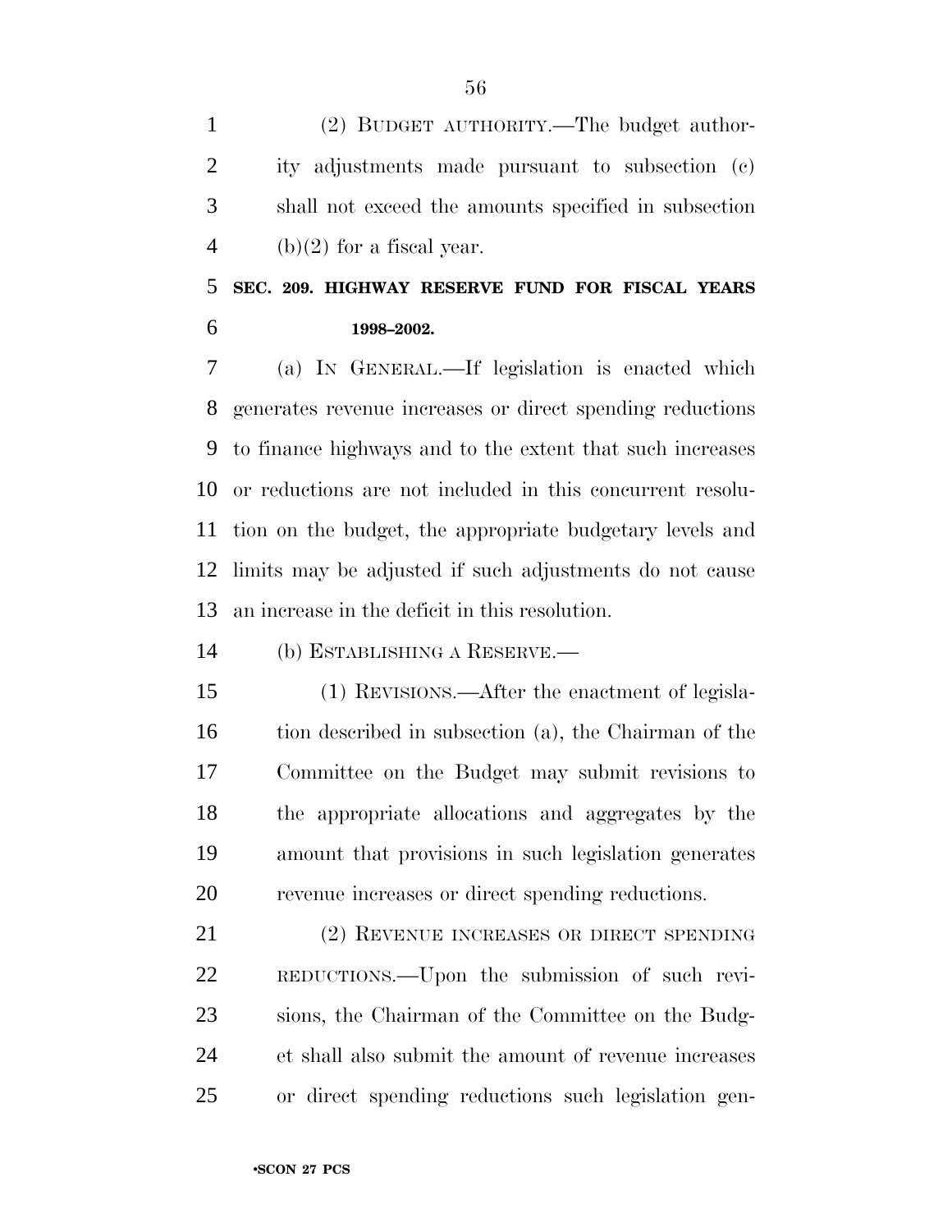(2) BUDGET AUTHORITY.—The budget authority adjustments made pursuant to subsection (c) shall not exceed the amounts specified in subsection (b)(2) for a fiscal year.

**SEC. 209. HIGHWAY RESERVE FUND FOR FISCAL YEARS 1998–2002.**

(a) IN GENERAL.—If legislation is enacted which generates revenue increases or direct spending reductions to finance highways and to the extent that such increases or reductions are not included in this concurrent resolution on the budget, the appropriate budgetary levels and limits may be adjusted if such adjustments do not cause an increase in the deficit in this resolution.

(b) ESTABLISHING A RESERVE.—

(1) REVISIONS.—After the enactment of legislation described in subsection (a), the Chairman of the Committee on the Budget may submit revisions to the appropriate allocations and aggregates by the amount that provisions in such legislation generates revenue increases or direct spending reductions.

(2) REVENUE INCREASES OR DIRECT SPENDING REDUCTIONS.—Upon the submission of such revisions, the Chairman of the Committee on the Budget shall also submit the amount of revenue increases or direct spending reductions such legislation gen-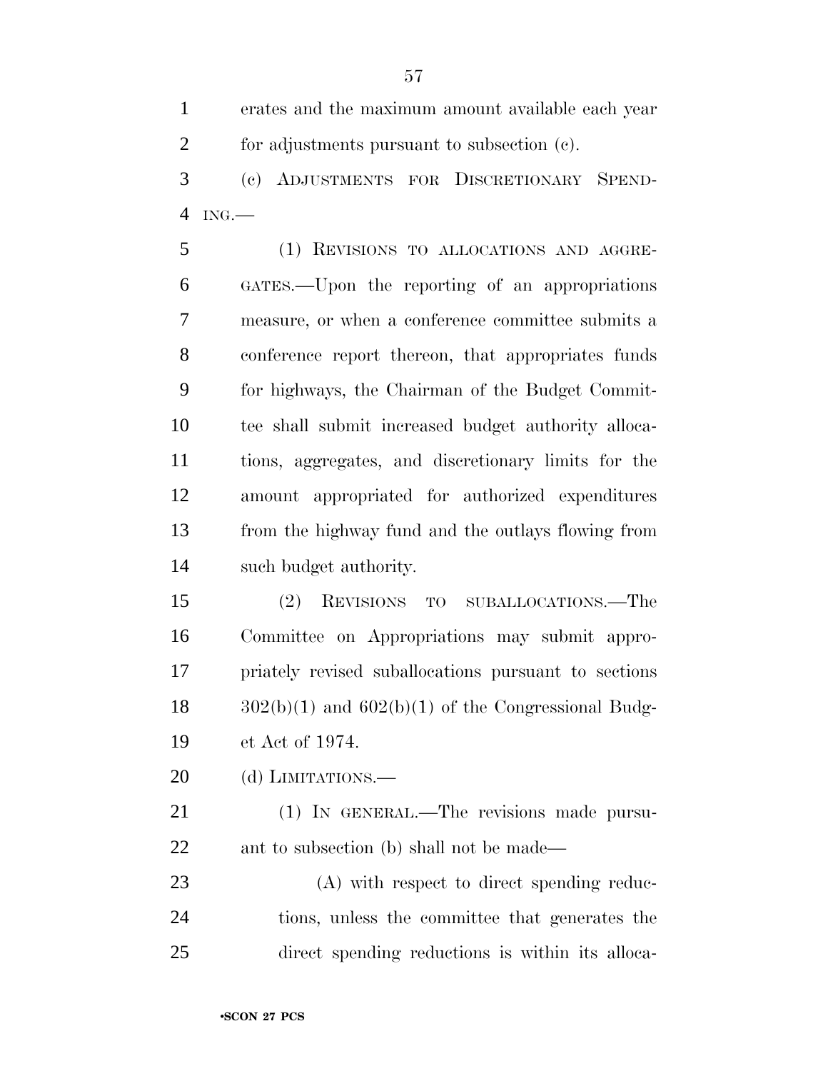erates and the maximum amount available each year for adjustments pursuant to subsection (c).

(c) ADJUSTMENTS FOR DISCRETIONARY SPENDING.—

(1) REVISIONS TO ALLOCATIONS AND AGGREGATES.—Upon the reporting of an appropriations measure, or when a conference committee submits a conference report thereon, that appropriates funds for highways, the Chairman of the Budget Committee shall submit increased budget authority allocations, aggregates, and discretionary limits for the amount appropriated for authorized expenditures from the highway fund and the outlays flowing from such budget authority.

(2) REVISIONS TO SUBALLOCATIONS.—The Committee on Appropriations may submit appropriately revised suballocations pursuant to sections 302(b)(1) and 602(b)(1) of the Congressional Budget Act of 1974.

(d) LIMITATIONS.—

(1) IN GENERAL.—The revisions made pursuant to subsection (b) shall not be made—

(A) with respect to direct spending reductions, unless the committee that generates the direct spending reductions is within its alloca-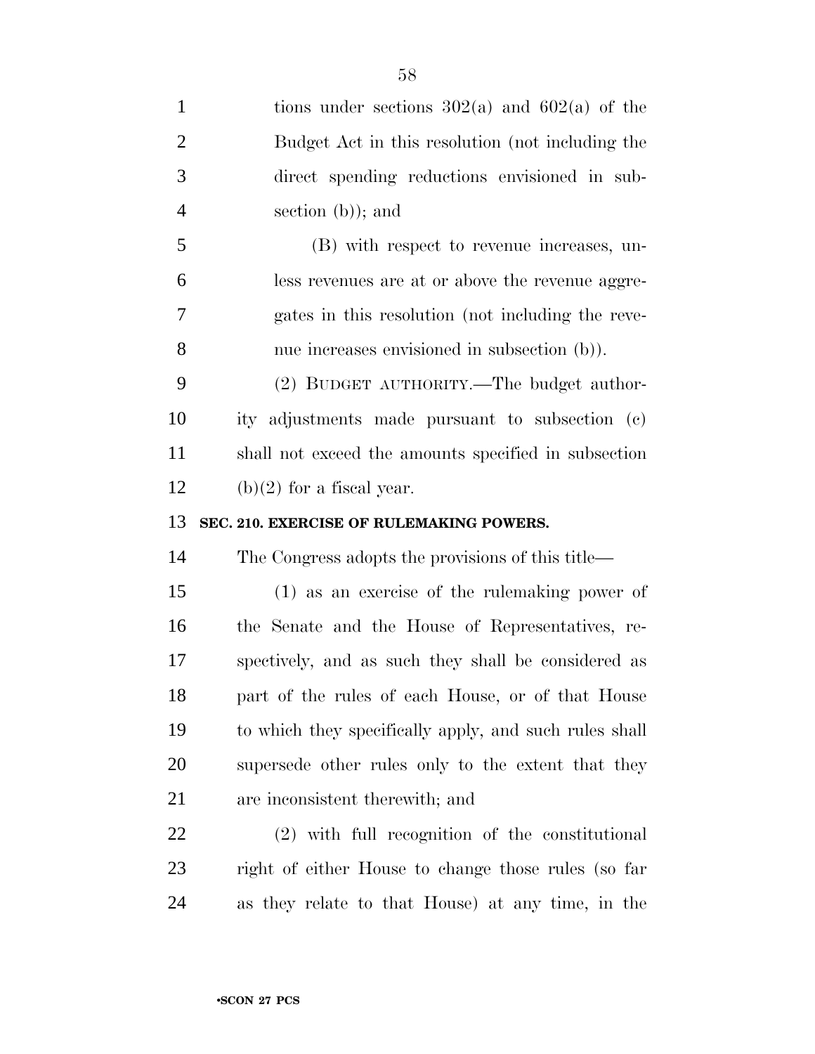tions under sections 302(a) and 602(a) of the Budget Act in this resolution (not including the direct spending reductions envisioned in subsection (b)); and

(B) with respect to revenue increases, unless revenues are at or above the revenue aggregates in this resolution (not including the revenue increases envisioned in subsection (b)).

(2) BUDGET AUTHORITY.—The budget authority adjustments made pursuant to subsection (c) shall not exceed the amounts specified in subsection (b)(2) for a fiscal year.

**SEC. 210. EXERCISE OF RULEMAKING POWERS.**

The Congress adopts the provisions of this title—

(1) as an exercise of the rulemaking power of the Senate and the House of Representatives, respectively, and as such they shall be considered as part of the rules of each House, or of that House to which they specifically apply, and such rules shall supersede other rules only to the extent that they are inconsistent therewith; and

(2) with full recognition of the constitutional right of either House to change those rules (so far as they relate to that House) at any time, in the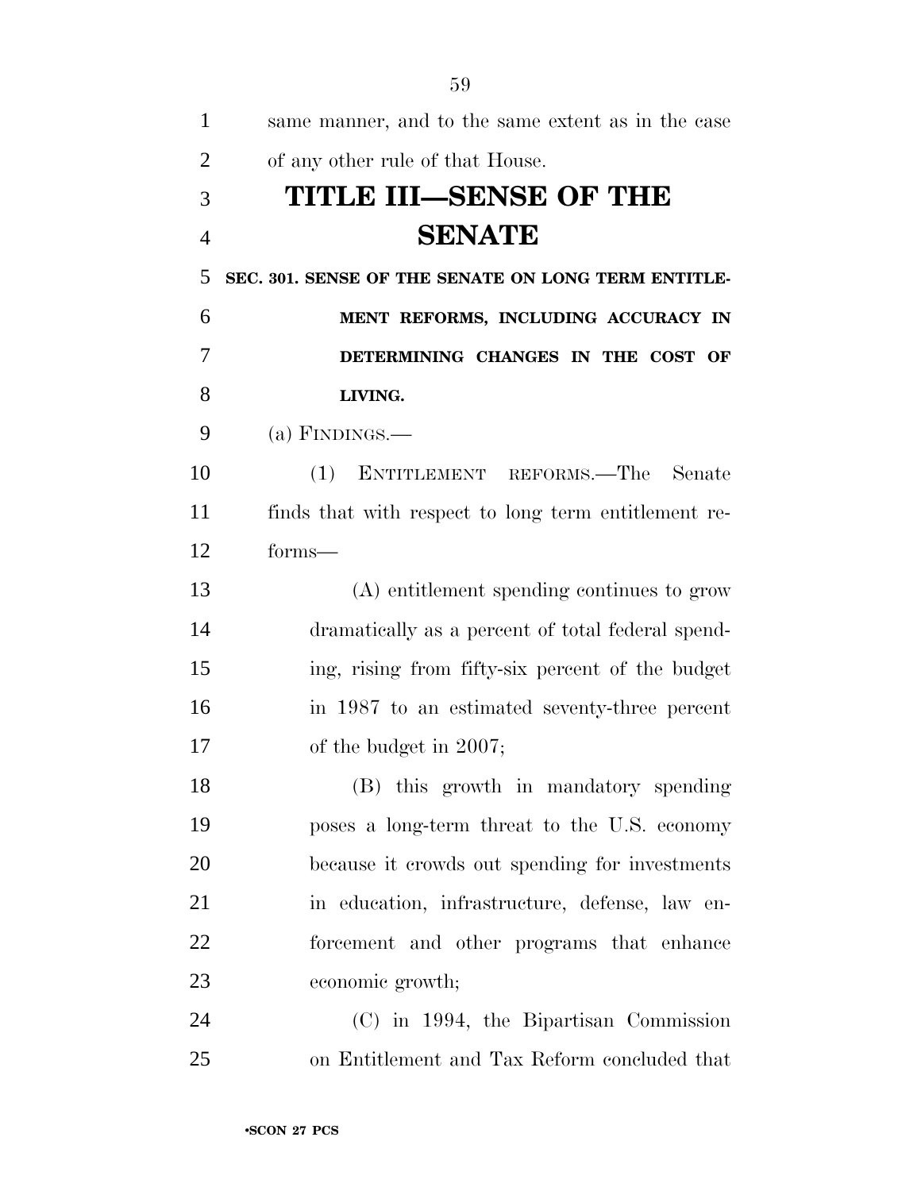same manner, and to the same extent as in the case of any other rule of that House.

# TITLE III—SENSE OF THE SENATE

### SEC. 301. SENSE OF THE SENATE ON LONG TERM ENTITLEMENT REFORMS, INCLUDING ACCURACY IN DETERMINING CHANGES IN THE COST OF LIVING.

(a) FINDINGS.—

(1) ENTITLEMENT REFORMS.—The Senate finds that with respect to long term entitlement reforms—

(A) entitlement spending continues to grow dramatically as a percent of total federal spending, rising from fifty-six percent of the budget in 1987 to an estimated seventy-three percent of the budget in 2007;

(B) this growth in mandatory spending poses a long-term threat to the U.S. economy because it crowds out spending for investments in education, infrastructure, defense, law enforcement and other programs that enhance economic growth;

(C) in 1994, the Bipartisan Commission on Entitlement and Tax Reform concluded that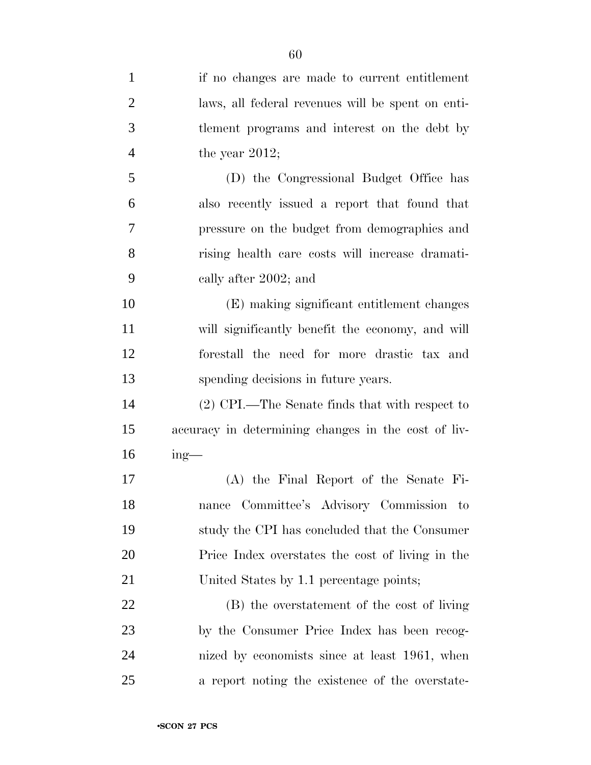if no changes are made to current entitlement laws, all federal revenues will be spent on entitlement programs and interest on the debt by the year 2012;

(D) the Congressional Budget Office has also recently issued a report that found that pressure on the budget from demographics and rising health care costs will increase dramatically after 2002; and

(E) making significant entitlement changes will significantly benefit the economy, and will forestall the need for more drastic tax and spending decisions in future years.

(2) CPI.—The Senate finds that with respect to accuracy in determining changes in the cost of living—

(A) the Final Report of the Senate Finance Committee's Advisory Commission to study the CPI has concluded that the Consumer Price Index overstates the cost of living in the United States by 1.1 percentage points;

(B) the overstatement of the cost of living by the Consumer Price Index has been recognized by economists since at least 1961, when a report noting the existence of the overstate-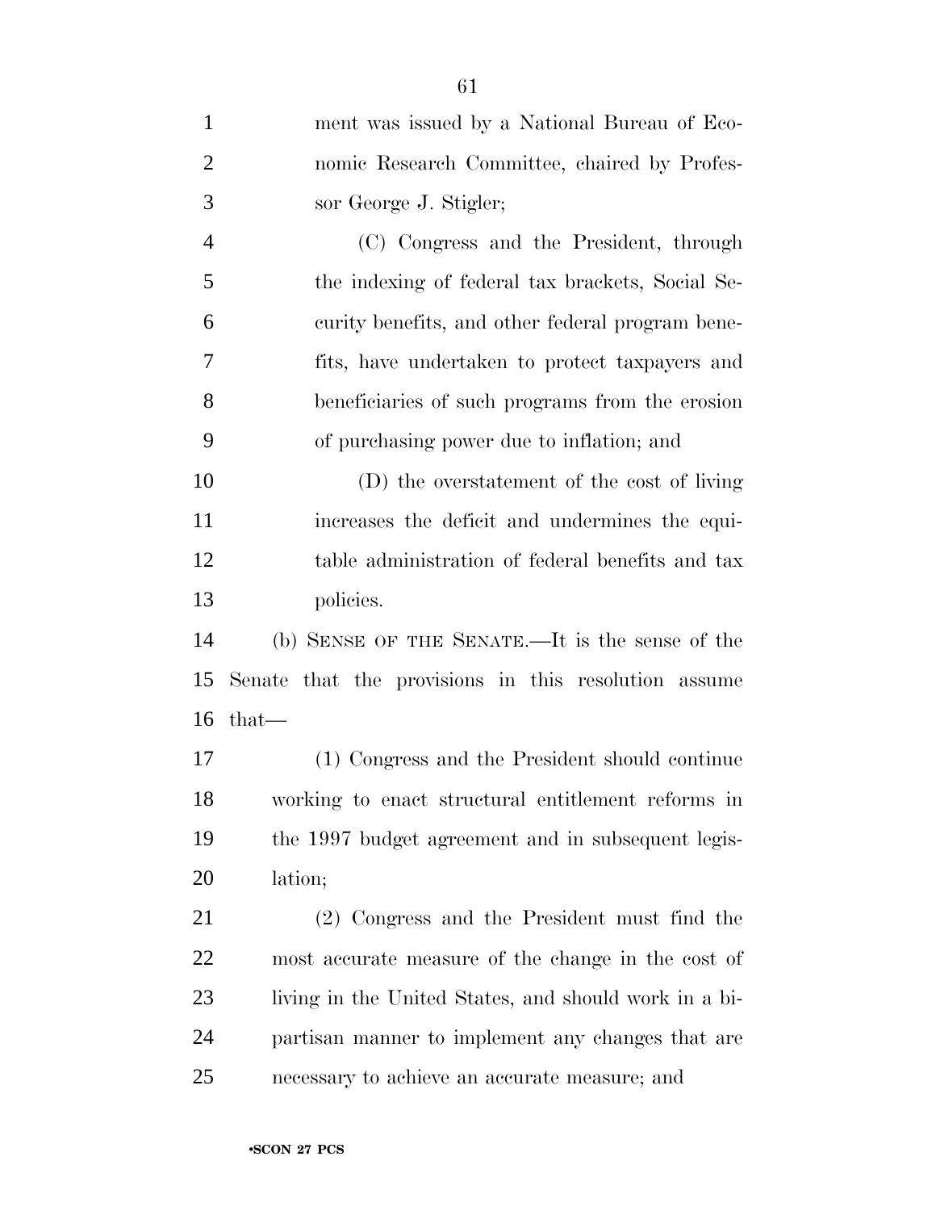ment was issued by a National Bureau of Economic Research Committee, chaired by Professor George J. Stigler;

(C) Congress and the President, through the indexing of federal tax brackets, Social Security benefits, and other federal program benefits, have undertaken to protect taxpayers and beneficiaries of such programs from the erosion of purchasing power due to inflation; and

(D) the overstatement of the cost of living increases the deficit and undermines the equitable administration of federal benefits and tax policies.

(b) SENSE OF THE SENATE.—It is the sense of the Senate that the provisions in this resolution assume that—

(1) Congress and the President should continue working to enact structural entitlement reforms in the 1997 budget agreement and in subsequent legislation;

(2) Congress and the President must find the most accurate measure of the change in the cost of living in the United States, and should work in a bipartisan manner to implement any changes that are necessary to achieve an accurate measure; and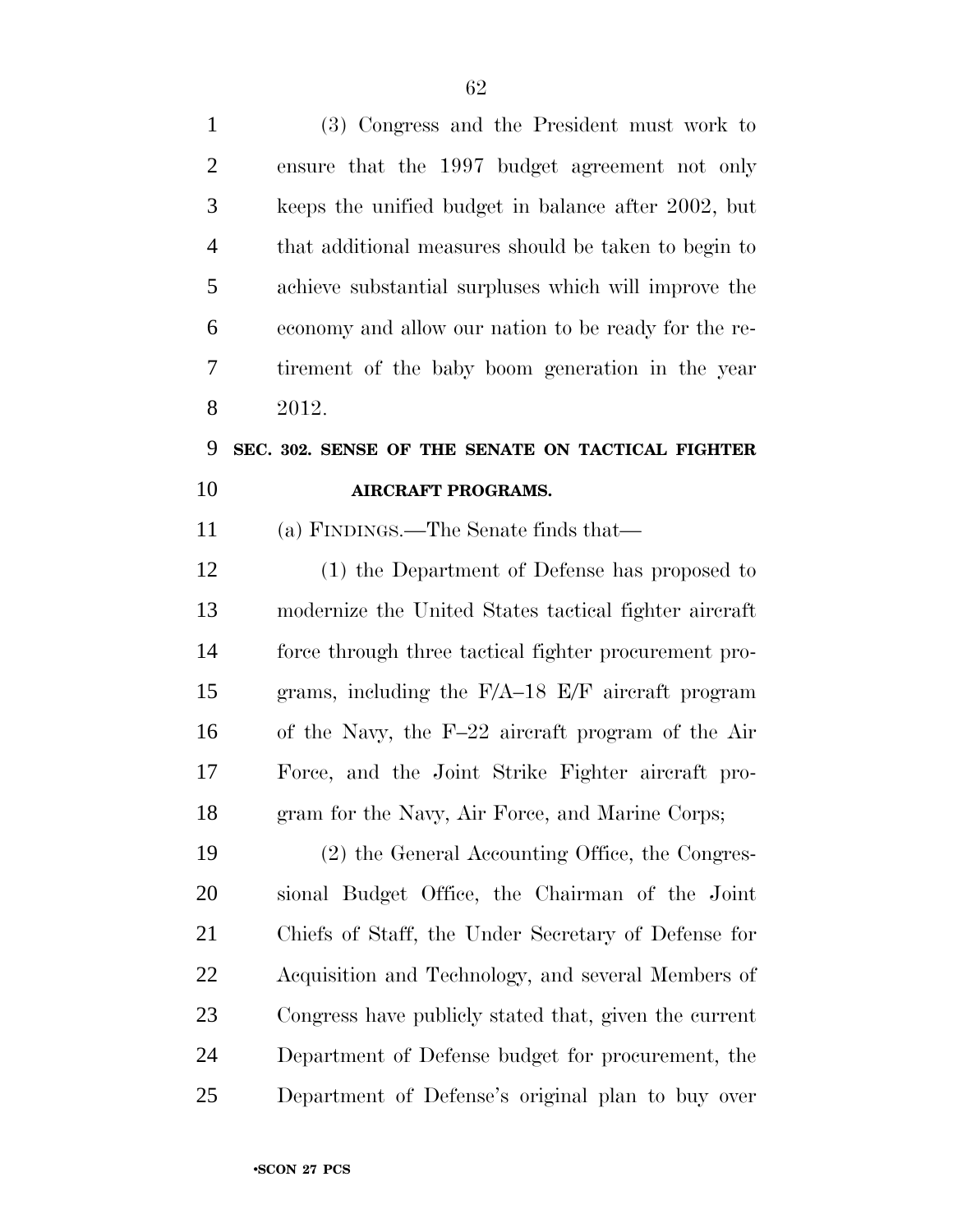(3) Congress and the President must work to ensure that the 1997 budget agreement not only keeps the unified budget in balance after 2002, but that additional measures should be taken to begin to achieve substantial surpluses which will improve the economy and allow our nation to be ready for the retirement of the baby boom generation in the year 2012.

### SEC. 302. SENSE OF THE SENATE ON TACTICAL FIGHTER AIRCRAFT PROGRAMS.

(a) FINDINGS.—The Senate finds that—

(1) the Department of Defense has proposed to modernize the United States tactical fighter aircraft force through three tactical fighter procurement programs, including the F/A–18 E/F aircraft program of the Navy, the F–22 aircraft program of the Air Force, and the Joint Strike Fighter aircraft program for the Navy, Air Force, and Marine Corps;

(2) the General Accounting Office, the Congressional Budget Office, the Chairman of the Joint Chiefs of Staff, the Under Secretary of Defense for Acquisition and Technology, and several Members of Congress have publicly stated that, given the current Department of Defense budget for procurement, the Department of Defense's original plan to buy over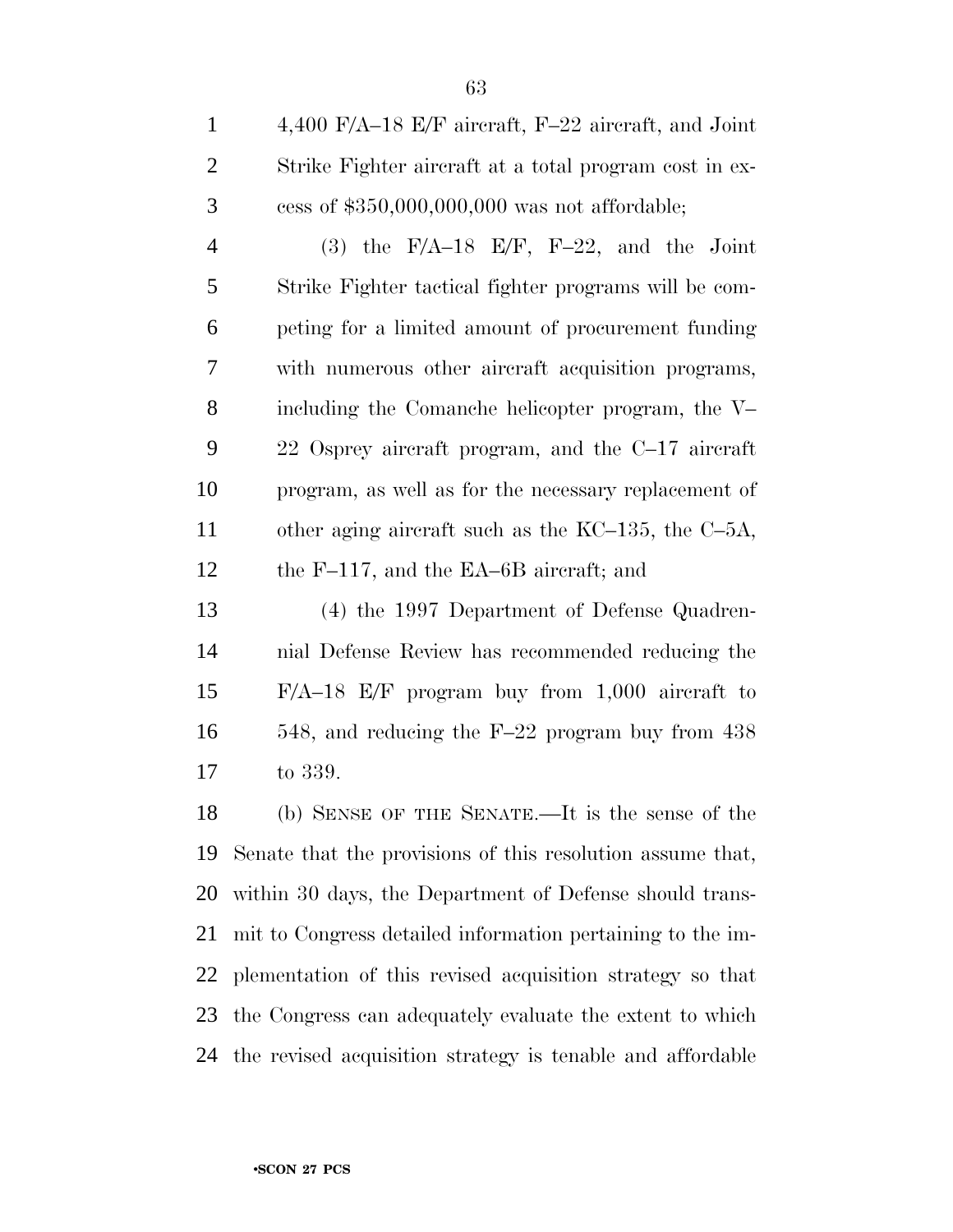4,400 F/A–18 E/F aircraft, F–22 aircraft, and Joint Strike Fighter aircraft at a total program cost in excess of $350,000,000,000 was not affordable;

(3) the F/A–18 E/F, F–22, and the Joint Strike Fighter tactical fighter programs will be competing for a limited amount of procurement funding with numerous other aircraft acquisition programs, including the Comanche helicopter program, the V–22 Osprey aircraft program, and the C–17 aircraft program, as well as for the necessary replacement of other aging aircraft such as the KC–135, the C–5A, the F–117, and the EA–6B aircraft; and

(4) the 1997 Department of Defense Quadrennial Defense Review has recommended reducing the F/A–18 E/F program buy from 1,000 aircraft to 548, and reducing the F–22 program buy from 438 to 339.

(b) SENSE OF THE SENATE.—It is the sense of the Senate that the provisions of this resolution assume that, within 30 days, the Department of Defense should transmit to Congress detailed information pertaining to the implementation of this revised acquisition strategy so that the Congress can adequately evaluate the extent to which the revised acquisition strategy is tenable and affordable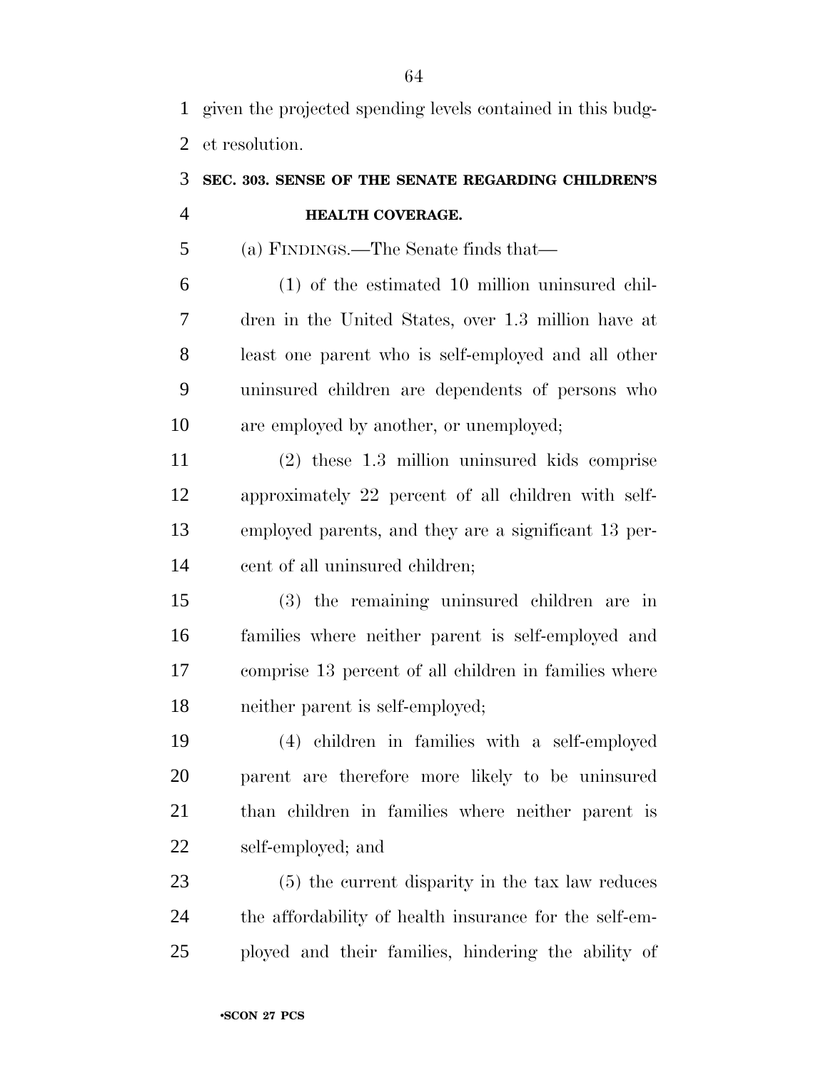given the projected spending levels contained in this budget resolution.

### SEC. 303. SENSE OF THE SENATE REGARDING CHILDREN'S HEALTH COVERAGE.

(a) FINDINGS.—The Senate finds that—

(1) of the estimated 10 million uninsured children in the United States, over 1.3 million have at least one parent who is self-employed and all other uninsured children are dependents of persons who are employed by another, or unemployed;

(2) these 1.3 million uninsured kids comprise approximately 22 percent of all children with self-employed parents, and they are a significant 13 percent of all uninsured children;

(3) the remaining uninsured children are in families where neither parent is self-employed and comprise 13 percent of all children in families where neither parent is self-employed;

(4) children in families with a self-employed parent are therefore more likely to be uninsured than children in families where neither parent is self-employed; and

(5) the current disparity in the tax law reduces the affordability of health insurance for the self-employed and their families, hindering the ability of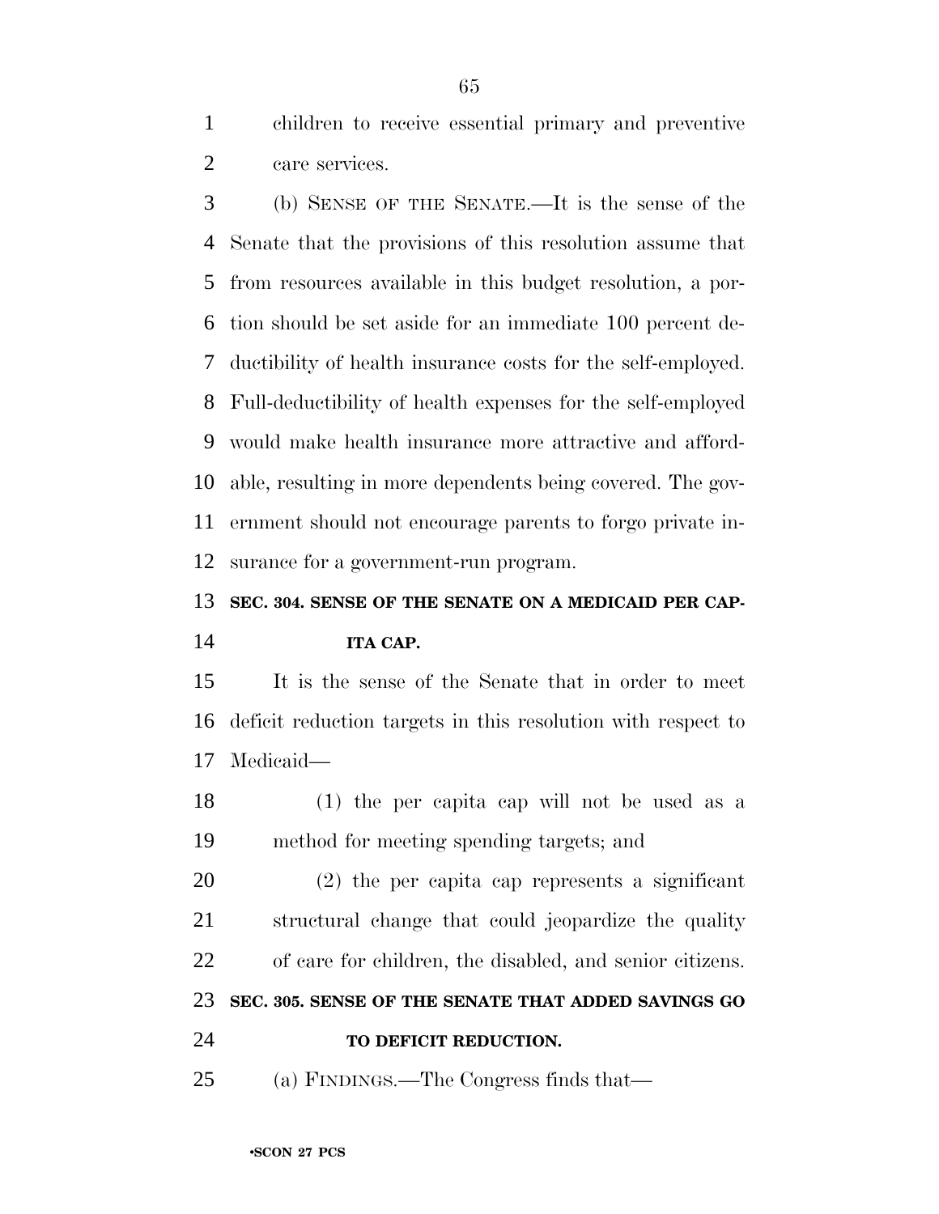children to receive essential primary and preventive care services.

(b) SENSE OF THE SENATE.—It is the sense of the Senate that the provisions of this resolution assume that from resources available in this budget resolution, a portion should be set aside for an immediate 100 percent deductibility of health insurance costs for the self-employed. Full-deductibility of health expenses for the self-employed would make health insurance more attractive and affordable, resulting in more dependents being covered. The government should not encourage parents to forgo private insurance for a government-run program.

**SEC. 304. SENSE OF THE SENATE ON A MEDICAID PER CAPITA CAP.**

It is the sense of the Senate that in order to meet deficit reduction targets in this resolution with respect to Medicaid—

(1) the per capita cap will not be used as a method for meeting spending targets; and

(2) the per capita cap represents a significant structural change that could jeopardize the quality of care for children, the disabled, and senior citizens.

**SEC. 305. SENSE OF THE SENATE THAT ADDED SAVINGS GO TO DEFICIT REDUCTION.**

(a) FINDINGS.—The Congress finds that—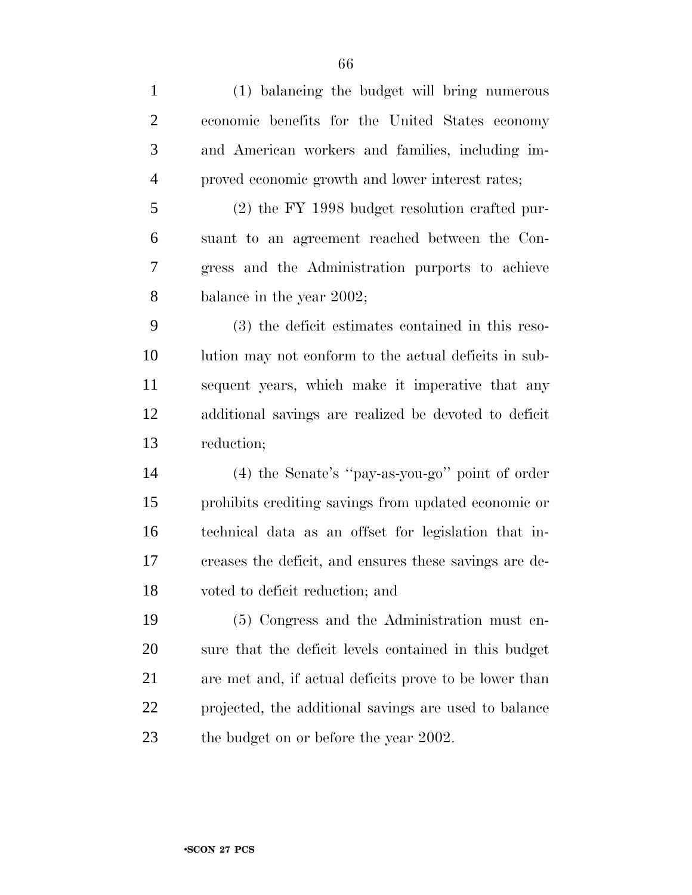(1) balancing the budget will bring numerous economic benefits for the United States economy and American workers and families, including improved economic growth and lower interest rates;

(2) the FY 1998 budget resolution crafted pursuant to an agreement reached between the Congress and the Administration purports to achieve balance in the year 2002;

(3) the deficit estimates contained in this resolution may not conform to the actual deficits in subsequent years, which make it imperative that any additional savings are realized be devoted to deficit reduction;

(4) the Senate's ''pay-as-you-go'' point of order prohibits crediting savings from updated economic or technical data as an offset for legislation that increases the deficit, and ensures these savings are devoted to deficit reduction; and

(5) Congress and the Administration must ensure that the deficit levels contained in this budget are met and, if actual deficits prove to be lower than projected, the additional savings are used to balance the budget on or before the year 2002.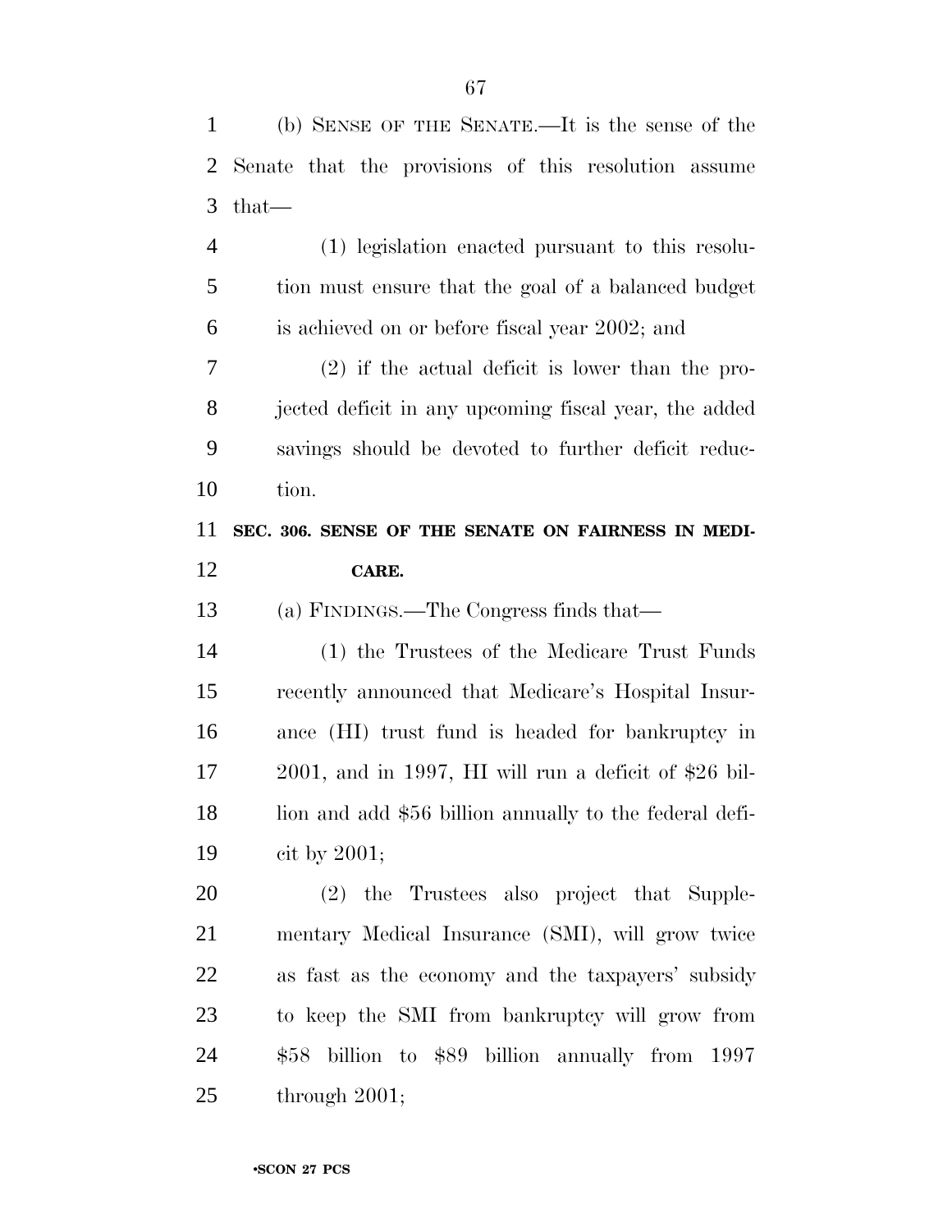(b) SENSE OF THE SENATE.—It is the sense of the Senate that the provisions of this resolution assume that—

(1) legislation enacted pursuant to this resolution must ensure that the goal of a balanced budget is achieved on or before fiscal year 2002; and

(2) if the actual deficit is lower than the projected deficit in any upcoming fiscal year, the added savings should be devoted to further deficit reduction.

**SEC. 306. SENSE OF THE SENATE ON FAIRNESS IN MEDICARE.**

(a) FINDINGS.—The Congress finds that—

(1) the Trustees of the Medicare Trust Funds recently announced that Medicare's Hospital Insurance (HI) trust fund is headed for bankruptcy in 2001, and in 1997, HI will run a deficit of $26 billion and add $56 billion annually to the federal deficit by 2001;

(2) the Trustees also project that Supplementary Medical Insurance (SMI), will grow twice as fast as the economy and the taxpayers' subsidy to keep the SMI from bankruptcy will grow from $58 billion to $89 billion annually from 1997 through 2001;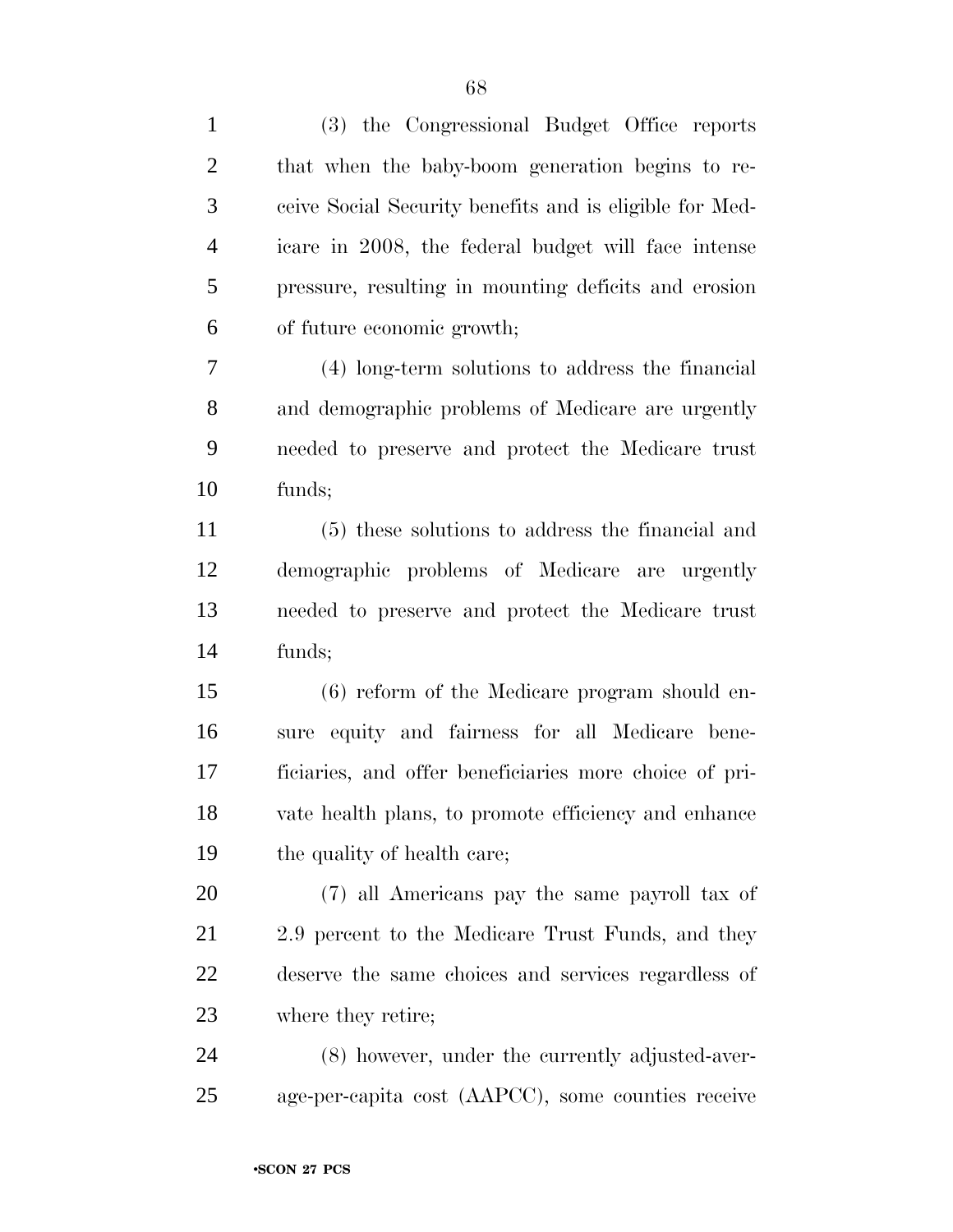(3) the Congressional Budget Office reports that when the baby-boom generation begins to receive Social Security benefits and is eligible for Medicare in 2008, the federal budget will face intense pressure, resulting in mounting deficits and erosion of future economic growth;

(4) long-term solutions to address the financial and demographic problems of Medicare are urgently needed to preserve and protect the Medicare trust funds;

(5) these solutions to address the financial and demographic problems of Medicare are urgently needed to preserve and protect the Medicare trust funds;

(6) reform of the Medicare program should ensure equity and fairness for all Medicare beneficiaries, and offer beneficiaries more choice of private health plans, to promote efficiency and enhance the quality of health care;

(7) all Americans pay the same payroll tax of 2.9 percent to the Medicare Trust Funds, and they deserve the same choices and services regardless of where they retire;

(8) however, under the currently adjusted-average-per-capita cost (AAPCC), some counties receive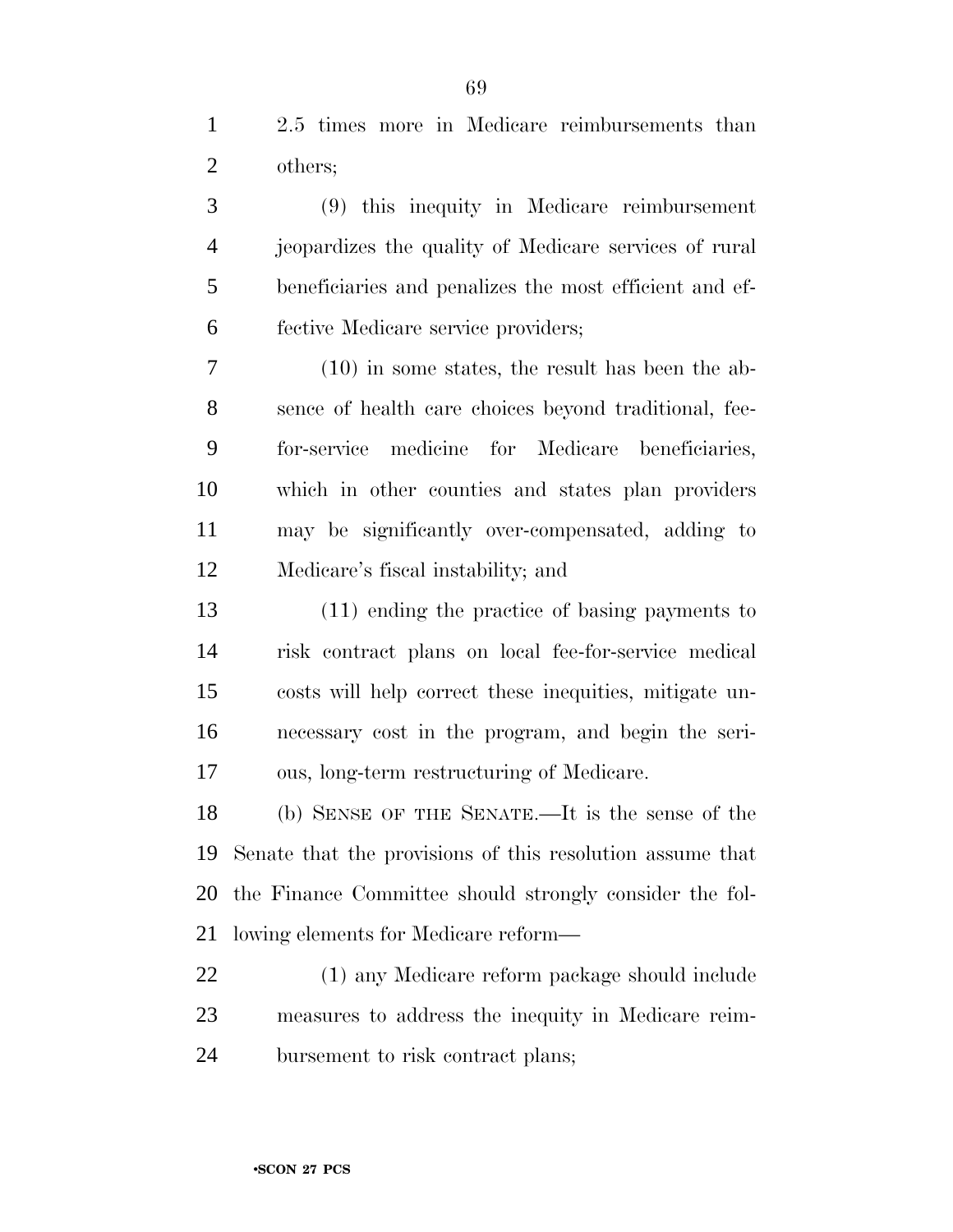2.5 times more in Medicare reimbursements than others;

(9) this inequity in Medicare reimbursement jeopardizes the quality of Medicare services of rural beneficiaries and penalizes the most efficient and effective Medicare service providers;

(10) in some states, the result has been the absence of health care choices beyond traditional, fee-for-service medicine for Medicare beneficiaries, which in other counties and states plan providers may be significantly over-compensated, adding to Medicare's fiscal instability; and

(11) ending the practice of basing payments to risk contract plans on local fee-for-service medical costs will help correct these inequities, mitigate unnecessary cost in the program, and begin the serious, long-term restructuring of Medicare.

(b) SENSE OF THE SENATE.—It is the sense of the Senate that the provisions of this resolution assume that the Finance Committee should strongly consider the following elements for Medicare reform—

(1) any Medicare reform package should include measures to address the inequity in Medicare reimbursement to risk contract plans;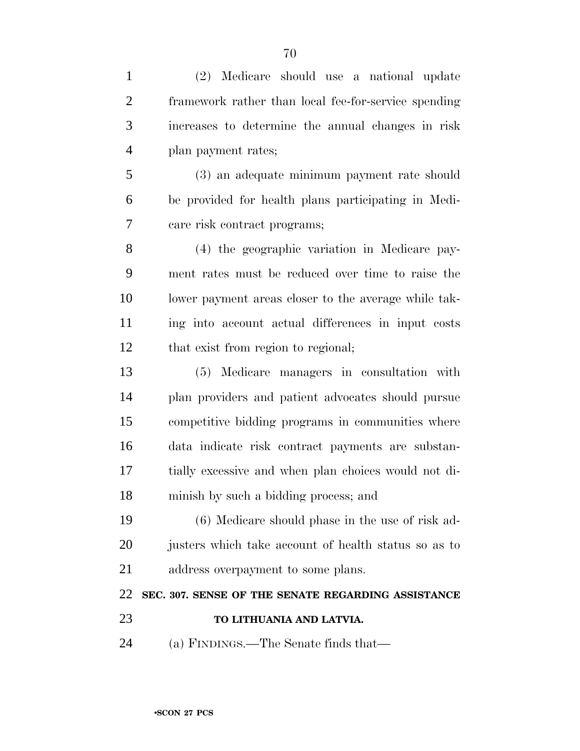(2) Medicare should use a national update framework rather than local fee-for-service spending increases to determine the annual changes in risk plan payment rates;

(3) an adequate minimum payment rate should be provided for health plans participating in Medicare risk contract programs;

(4) the geographic variation in Medicare payment rates must be reduced over time to raise the lower payment areas closer to the average while taking into account actual differences in input costs that exist from region to regional;

(5) Medicare managers in consultation with plan providers and patient advocates should pursue competitive bidding programs in communities where data indicate risk contract payments are substantially excessive and when plan choices would not diminish by such a bidding process; and

(6) Medicare should phase in the use of risk adjusters which take account of health status so as to address overpayment to some plans.

**SEC. 307. SENSE OF THE SENATE REGARDING ASSISTANCE TO LITHUANIA AND LATVIA.**

(a) FINDINGS.—The Senate finds that—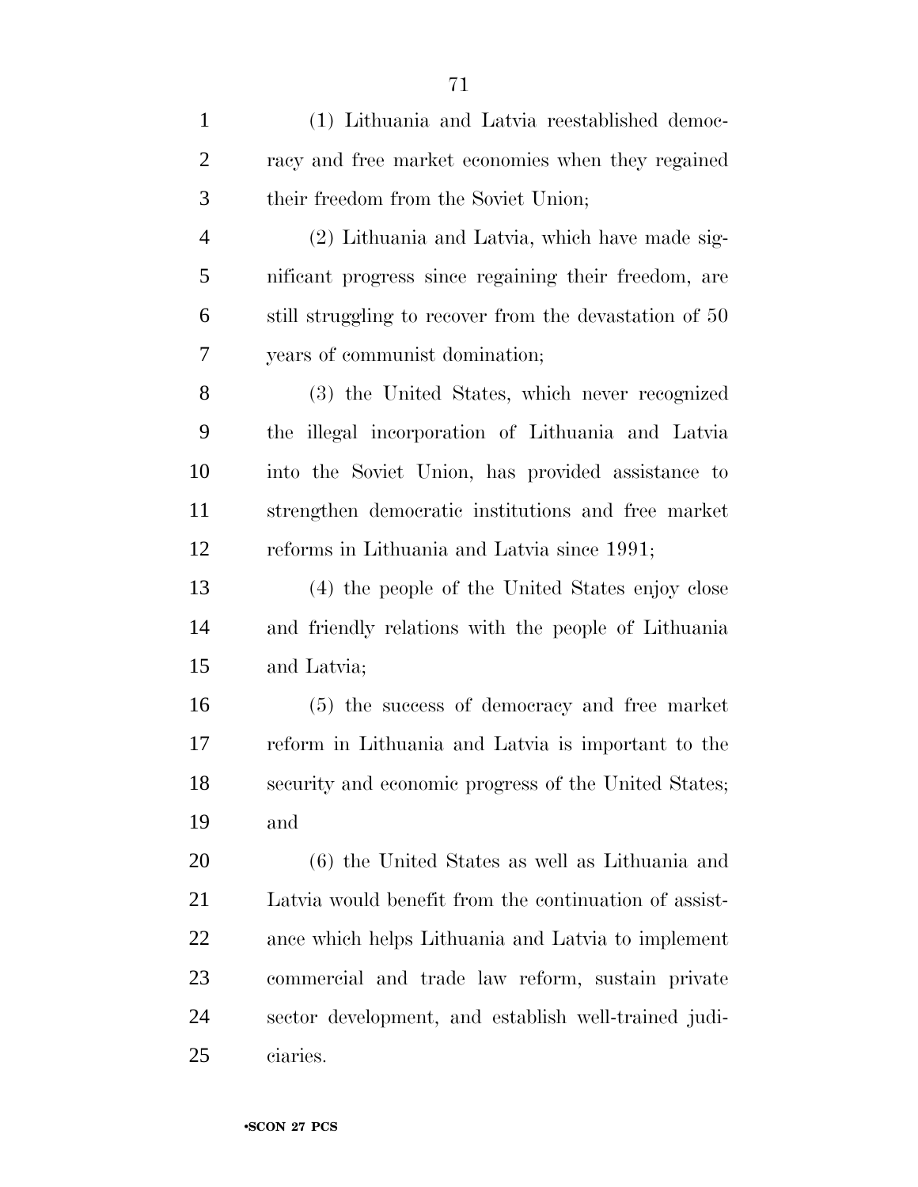(1) Lithuania and Latvia reestablished democracy and free market economies when they regained their freedom from the Soviet Union;

(2) Lithuania and Latvia, which have made significant progress since regaining their freedom, are still struggling to recover from the devastation of 50 years of communist domination;

(3) the United States, which never recognized the illegal incorporation of Lithuania and Latvia into the Soviet Union, has provided assistance to strengthen democratic institutions and free market reforms in Lithuania and Latvia since 1991;

(4) the people of the United States enjoy close and friendly relations with the people of Lithuania and Latvia;

(5) the success of democracy and free market reform in Lithuania and Latvia is important to the security and economic progress of the United States; and

(6) the United States as well as Lithuania and Latvia would benefit from the continuation of assistance which helps Lithuania and Latvia to implement commercial and trade law reform, sustain private sector development, and establish well-trained judiciaries.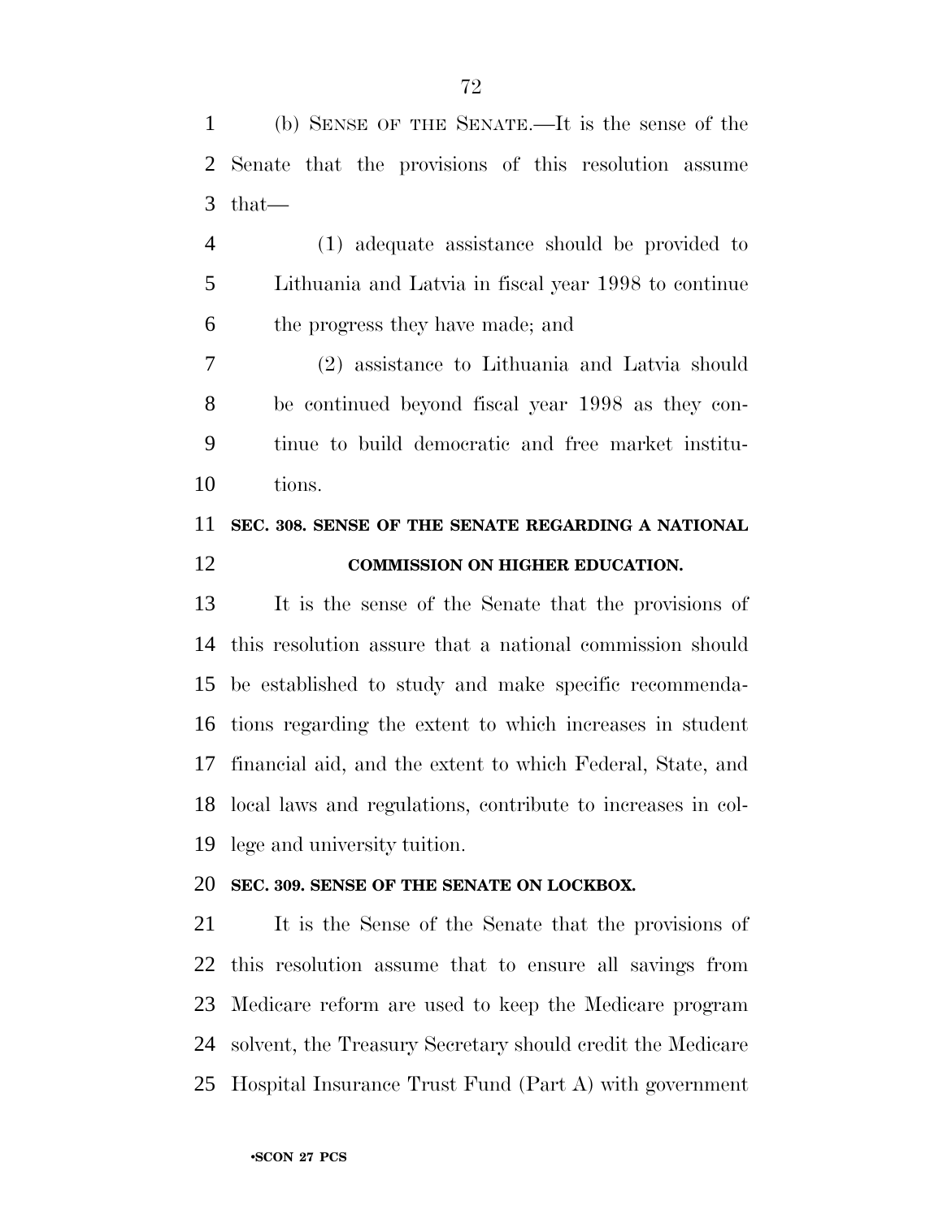(b) SENSE OF THE SENATE.—It is the sense of the Senate that the provisions of this resolution assume that—

(1) adequate assistance should be provided to Lithuania and Latvia in fiscal year 1998 to continue the progress they have made; and

(2) assistance to Lithuania and Latvia should be continued beyond fiscal year 1998 as they continue to build democratic and free market institutions.

**SEC. 308. SENSE OF THE SENATE REGARDING A NATIONAL COMMISSION ON HIGHER EDUCATION.**

It is the sense of the Senate that the provisions of this resolution assure that a national commission should be established to study and make specific recommendations regarding the extent to which increases in student financial aid, and the extent to which Federal, State, and local laws and regulations, contribute to increases in college and university tuition.

**SEC. 309. SENSE OF THE SENATE ON LOCKBOX.**

It is the Sense of the Senate that the provisions of this resolution assume that to ensure all savings from Medicare reform are used to keep the Medicare program solvent, the Treasury Secretary should credit the Medicare Hospital Insurance Trust Fund (Part A) with government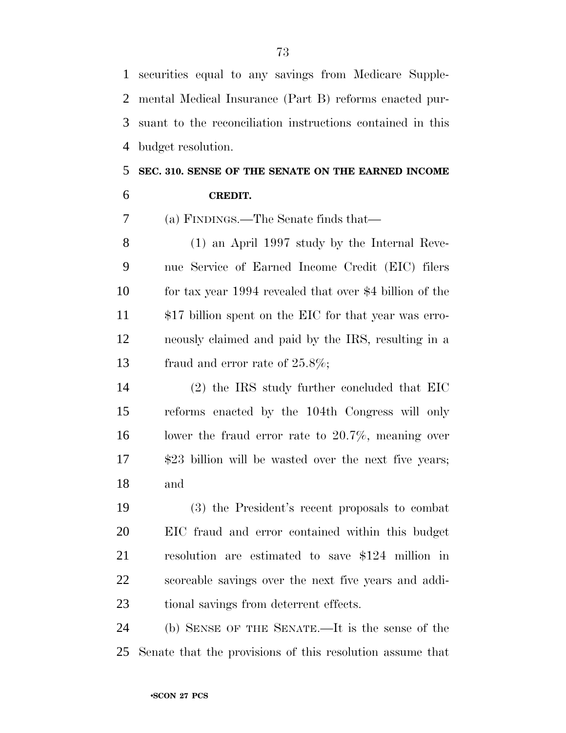securities equal to any savings from Medicare Supplemental Medical Insurance (Part B) reforms enacted pursuant to the reconciliation instructions contained in this budget resolution.

### SEC. 310. SENSE OF THE SENATE ON THE EARNED INCOME CREDIT.

(a) FINDINGS.—The Senate finds that—

(1) an April 1997 study by the Internal Revenue Service of Earned Income Credit (EIC) filers for tax year 1994 revealed that over $4 billion of the $17 billion spent on the EIC for that year was erroneously claimed and paid by the IRS, resulting in a fraud and error rate of 25.8%;

(2) the IRS study further concluded that EIC reforms enacted by the 104th Congress will only lower the fraud error rate to 20.7%, meaning over $23 billion will be wasted over the next five years; and

(3) the President's recent proposals to combat EIC fraud and error contained within this budget resolution are estimated to save $124 million in scoreable savings over the next five years and additional savings from deterrent effects.

(b) SENSE OF THE SENATE.—It is the sense of the Senate that the provisions of this resolution assume that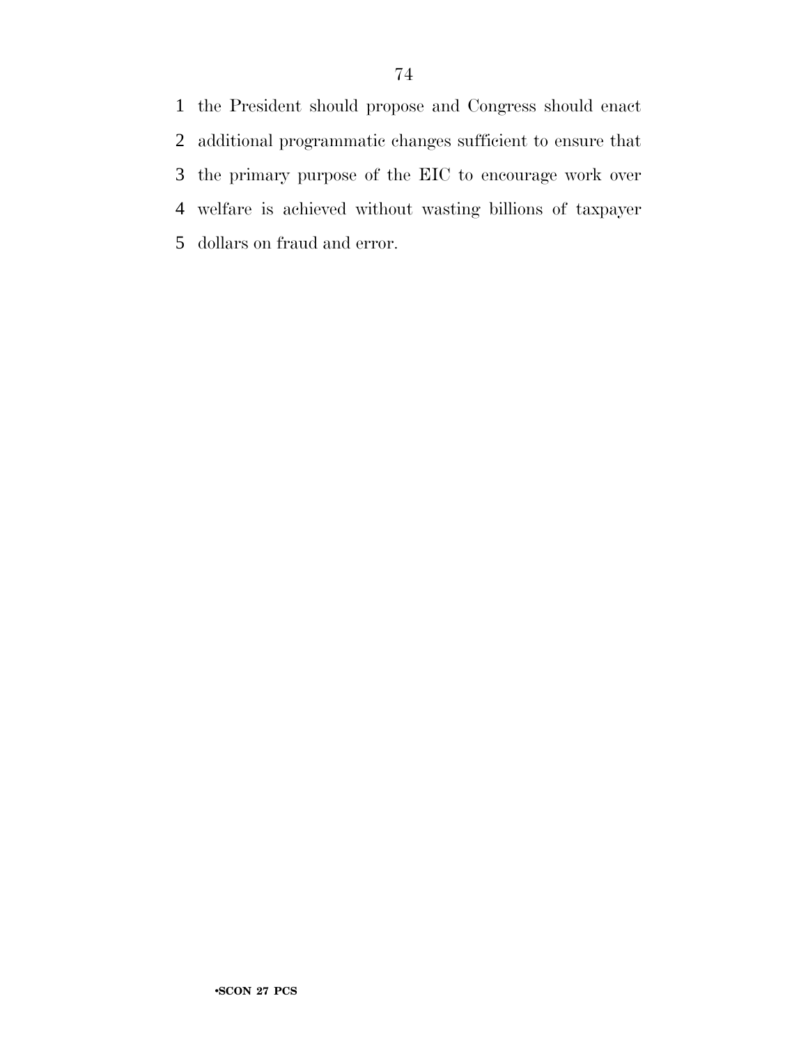the President should propose and Congress should enact additional programmatic changes sufficient to ensure that the primary purpose of the EIC to encourage work over welfare is achieved without wasting billions of taxpayer dollars on fraud and error.